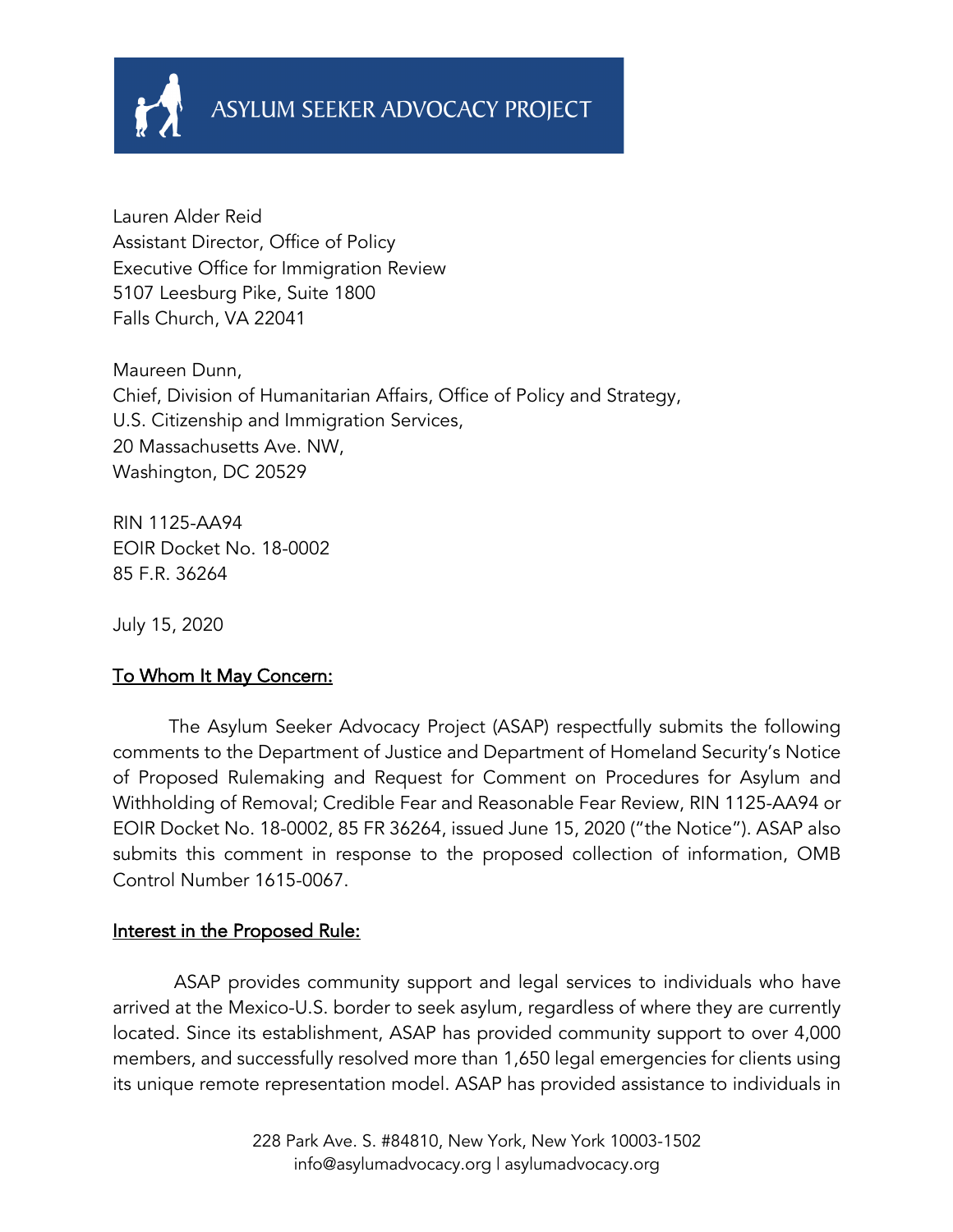# ASYLUM SEEKER ADVOCACY PROJECT

Lauren Alder Reid
Assistant Director, Office of Policy
Executive Office for Immigration Review
5107 Leesburg Pike, Suite 1800
Falls Church, VA 22041

Maureen Dunn,
Chief, Division of Humanitarian Affairs, Office of Policy and Strategy,
U.S. Citizenship and Immigration Services,
20 Massachusetts Ave. NW,
Washington, DC 20529

RIN 1125-AA94
EOIR Docket No. 18-0002
85 F.R. 36264

July 15, 2020

To Whom It May Concern:

The Asylum Seeker Advocacy Project (ASAP) respectfully submits the following comments to the Department of Justice and Department of Homeland Security's Notice of Proposed Rulemaking and Request for Comment on Procedures for Asylum and Withholding of Removal; Credible Fear and Reasonable Fear Review, RIN 1125-AA94 or EOIR Docket No. 18-0002, 85 FR 36264, issued June 15, 2020 ("the Notice"). ASAP also submits this comment in response to the proposed collection of information, OMB Control Number 1615-0067.

Interest in the Proposed Rule:

ASAP provides community support and legal services to individuals who have arrived at the Mexico-U.S. border to seek asylum, regardless of where they are currently located. Since its establishment, ASAP has provided community support to over 4,000 members, and successfully resolved more than 1,650 legal emergencies for clients using its unique remote representation model. ASAP has provided assistance to individuals in

228 Park Ave. S. #84810, New York, New York 10003-1502
info@asylumadvocacy.org | asylumadvocacy.org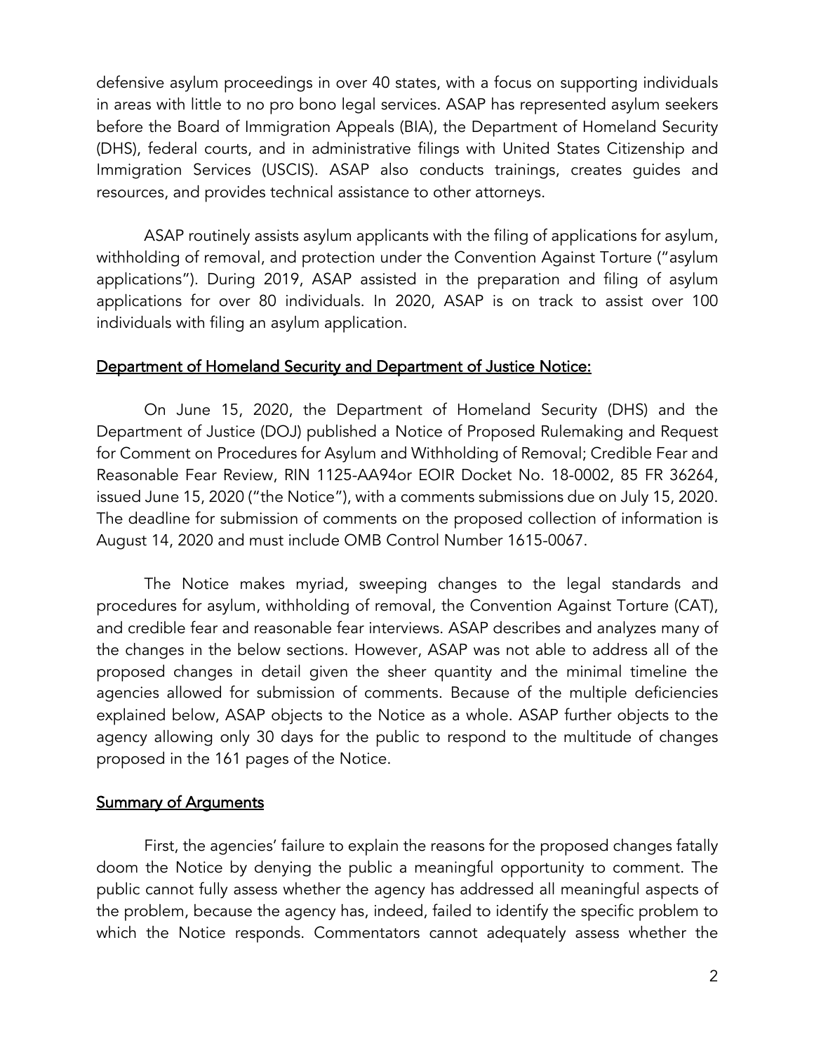defensive asylum proceedings in over 40 states, with a focus on supporting individuals in areas with little to no pro bono legal services. ASAP has represented asylum seekers before the Board of Immigration Appeals (BIA), the Department of Homeland Security (DHS), federal courts, and in administrative filings with United States Citizenship and Immigration Services (USCIS). ASAP also conducts trainings, creates guides and resources, and provides technical assistance to other attorneys.

ASAP routinely assists asylum applicants with the filing of applications for asylum, withholding of removal, and protection under the Convention Against Torture ("asylum applications"). During 2019, ASAP assisted in the preparation and filing of asylum applications for over 80 individuals. In 2020, ASAP is on track to assist over 100 individuals with filing an asylum application.

## Department of Homeland Security and Department of Justice Notice:

On June 15, 2020, the Department of Homeland Security (DHS) and the Department of Justice (DOJ) published a Notice of Proposed Rulemaking and Request for Comment on Procedures for Asylum and Withholding of Removal; Credible Fear and Reasonable Fear Review, RIN 1125-AA94or EOIR Docket No. 18-0002, 85 FR 36264, issued June 15, 2020 ("the Notice"), with a comments submissions due on July 15, 2020. The deadline for submission of comments on the proposed collection of information is August 14, 2020 and must include OMB Control Number 1615-0067.

The Notice makes myriad, sweeping changes to the legal standards and procedures for asylum, withholding of removal, the Convention Against Torture (CAT), and credible fear and reasonable fear interviews. ASAP describes and analyzes many of the changes in the below sections. However, ASAP was not able to address all of the proposed changes in detail given the sheer quantity and the minimal timeline the agencies allowed for submission of comments. Because of the multiple deficiencies explained below, ASAP objects to the Notice as a whole. ASAP further objects to the agency allowing only 30 days for the public to respond to the multitude of changes proposed in the 161 pages of the Notice.

## Summary of Arguments

First, the agencies' failure to explain the reasons for the proposed changes fatally doom the Notice by denying the public a meaningful opportunity to comment. The public cannot fully assess whether the agency has addressed all meaningful aspects of the problem, because the agency has, indeed, failed to identify the specific problem to which the Notice responds. Commentators cannot adequately assess whether the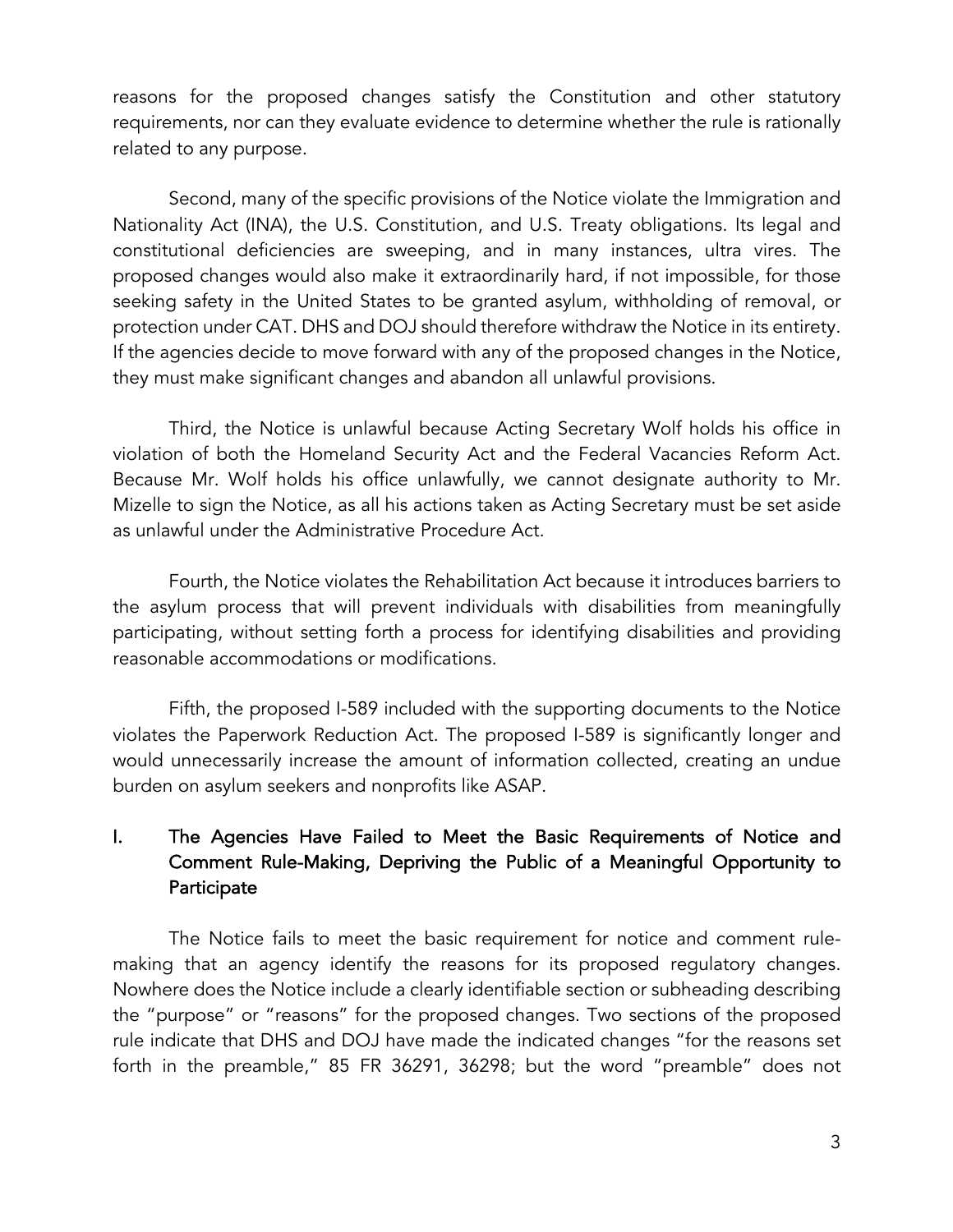reasons for the proposed changes satisfy the Constitution and other statutory requirements, nor can they evaluate evidence to determine whether the rule is rationally related to any purpose.

Second, many of the specific provisions of the Notice violate the Immigration and Nationality Act (INA), the U.S. Constitution, and U.S. Treaty obligations. Its legal and constitutional deficiencies are sweeping, and in many instances, ultra vires. The proposed changes would also make it extraordinarily hard, if not impossible, for those seeking safety in the United States to be granted asylum, withholding of removal, or protection under CAT. DHS and DOJ should therefore withdraw the Notice in its entirety. If the agencies decide to move forward with any of the proposed changes in the Notice, they must make significant changes and abandon all unlawful provisions.

Third, the Notice is unlawful because Acting Secretary Wolf holds his office in violation of both the Homeland Security Act and the Federal Vacancies Reform Act. Because Mr. Wolf holds his office unlawfully, we cannot designate authority to Mr. Mizelle to sign the Notice, as all his actions taken as Acting Secretary must be set aside as unlawful under the Administrative Procedure Act.

Fourth, the Notice violates the Rehabilitation Act because it introduces barriers to the asylum process that will prevent individuals with disabilities from meaningfully participating, without setting forth a process for identifying disabilities and providing reasonable accommodations or modifications.

Fifth, the proposed I-589 included with the supporting documents to the Notice violates the Paperwork Reduction Act. The proposed I-589 is significantly longer and would unnecessarily increase the amount of information collected, creating an undue burden on asylum seekers and nonprofits like ASAP.

## I. The Agencies Have Failed to Meet the Basic Requirements of Notice and Comment Rule-Making, Depriving the Public of a Meaningful Opportunity to Participate

The Notice fails to meet the basic requirement for notice and comment rule-making that an agency identify the reasons for its proposed regulatory changes. Nowhere does the Notice include a clearly identifiable section or subheading describing the "purpose" or "reasons" for the proposed changes. Two sections of the proposed rule indicate that DHS and DOJ have made the indicated changes "for the reasons set forth in the preamble," 85 FR 36291, 36298; but the word "preamble" does not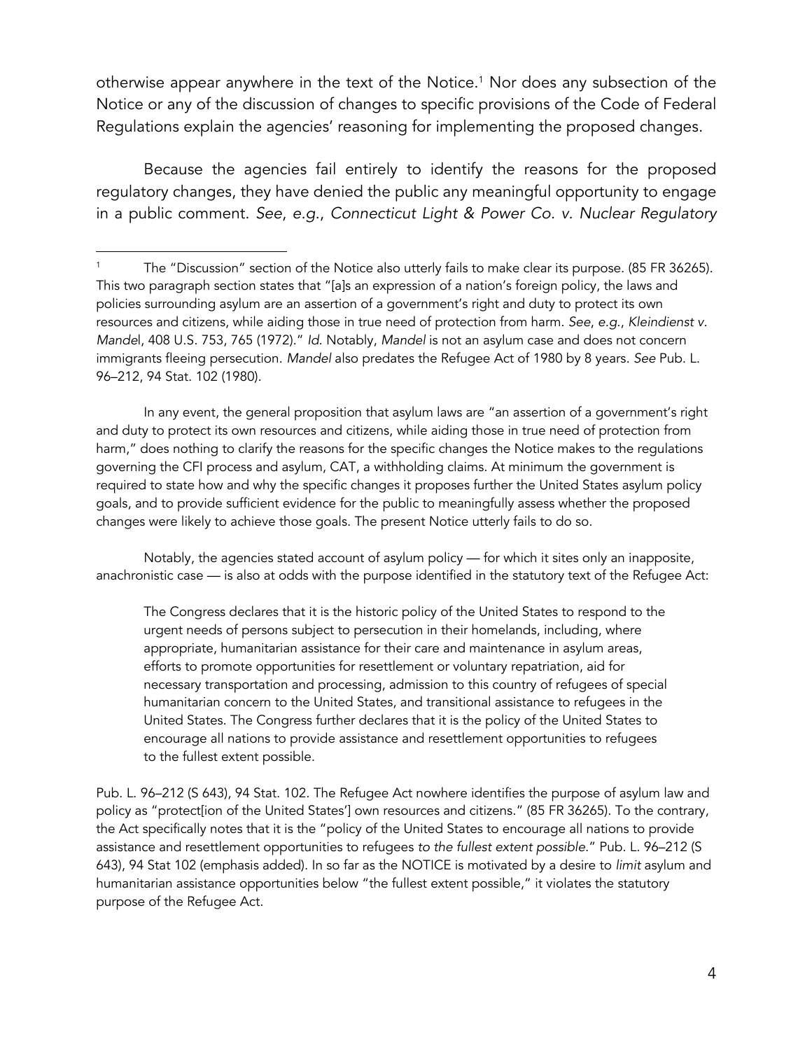otherwise appear anywhere in the text of the Notice.[1] Nor does any subsection of the Notice or any of the discussion of changes to specific provisions of the Code of Federal Regulations explain the agencies' reasoning for implementing the proposed changes.

Because the agencies fail entirely to identify the reasons for the proposed regulatory changes, they have denied the public any meaningful opportunity to engage in a public comment. *See*, *e.g.*, *Connecticut Light & Power Co. v. Nuclear Regulatory*

---

[1] The "Discussion" section of the Notice also utterly fails to make clear its purpose. (85 FR 36265). This two paragraph section states that "[a]s an expression of a nation's foreign policy, the laws and policies surrounding asylum are an assertion of a government's right and duty to protect its own resources and citizens, while aiding those in true need of protection from harm. *See*, *e.g.*, *Kleindienst v. Mandel*, 408 U.S. 753, 765 (1972)." *Id.* Notably, *Mandel* is not an asylum case and does not concern immigrants fleeing persecution. *Mandel* also predates the Refugee Act of 1980 by 8 years. *See* Pub. L. 96–212, 94 Stat. 102 (1980).

In any event, the general proposition that asylum laws are "an assertion of a government's right and duty to protect its own resources and citizens, while aiding those in true need of protection from harm," does nothing to clarify the reasons for the specific changes the Notice makes to the regulations governing the CFI process and asylum, CAT, a withholding claims. At minimum the government is required to state how and why the specific changes it proposes further the United States asylum policy goals, and to provide sufficient evidence for the public to meaningfully assess whether the proposed changes were likely to achieve those goals. The present Notice utterly fails to do so.

Notably, the agencies stated account of asylum policy — for which it sites only an inapposite, anachronistic case — is also at odds with the purpose identified in the statutory text of the Refugee Act:

> The Congress declares that it is the historic policy of the United States to respond to the urgent needs of persons subject to persecution in their homelands, including, where appropriate, humanitarian assistance for their care and maintenance in asylum areas, efforts to promote opportunities for resettlement or voluntary repatriation, aid for necessary transportation and processing, admission to this country of refugees of special humanitarian concern to the United States, and transitional assistance to refugees in the United States. The Congress further declares that it is the policy of the United States to encourage all nations to provide assistance and resettlement opportunities to refugees to the fullest extent possible.

Pub. L. 96–212 (S 643), 94 Stat. 102. The Refugee Act nowhere identifies the purpose of asylum law and policy as "protect[ion of the United States'] own resources and citizens." (85 FR 36265). To the contrary, the Act specifically notes that it is the "policy of the United States to encourage all nations to provide assistance and resettlement opportunities to refugees *to the fullest extent possible*." Pub. L. 96–212 (S 643), 94 Stat 102 (emphasis added). In so far as the NOTICE is motivated by a desire to *limit* asylum and humanitarian assistance opportunities below "the fullest extent possible," it violates the statutory purpose of the Refugee Act.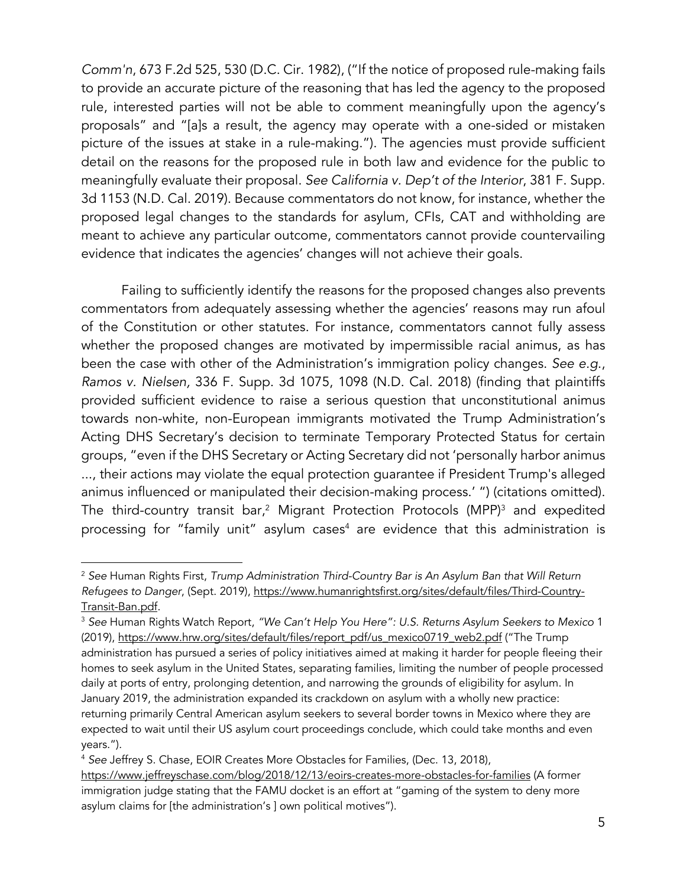*Comm'n*, 673 F.2d 525, 530 (D.C. Cir. 1982), ("If the notice of proposed rule-making fails to provide an accurate picture of the reasoning that has led the agency to the proposed rule, interested parties will not be able to comment meaningfully upon the agency's proposals" and "[a]s a result, the agency may operate with a one-sided or mistaken picture of the issues at stake in a rule-making."). The agencies must provide sufficient detail on the reasons for the proposed rule in both law and evidence for the public to meaningfully evaluate their proposal. *See California v. Dep't of the Interior*, 381 F. Supp. 3d 1153 (N.D. Cal. 2019). Because commentators do not know, for instance, whether the proposed legal changes to the standards for asylum, CFIs, CAT and withholding are meant to achieve any particular outcome, commentators cannot provide countervailing evidence that indicates the agencies' changes will not achieve their goals.

Failing to sufficiently identify the reasons for the proposed changes also prevents commentators from adequately assessing whether the agencies' reasons may run afoul of the Constitution or other statutes. For instance, commentators cannot fully assess whether the proposed changes are motivated by impermissible racial animus, as has been the case with other of the Administration's immigration policy changes. *See e.g.*, *Ramos v. Nielsen*, 336 F. Supp. 3d 1075, 1098 (N.D. Cal. 2018) (finding that plaintiffs provided sufficient evidence to raise a serious question that unconstitutional animus towards non-white, non-European immigrants motivated the Trump Administration's Acting DHS Secretary's decision to terminate Temporary Protected Status for certain groups, "even if the DHS Secretary or Acting Secretary did not 'personally harbor animus ..., their actions may violate the equal protection guarantee if President Trump's alleged animus influenced or manipulated their decision-making process.' ") (citations omitted). The third-country transit bar,[2] Migrant Protection Protocols (MPP)[3] and expedited processing for "family unit" asylum cases[4] are evidence that this administration is

---

[2] *See* Human Rights First, *Trump Administration Third-Country Bar is An Asylum Ban that Will Return Refugees to Danger*, (Sept. 2019), https://www.humanrightsfirst.org/sites/default/files/Third-Country-Transit-Ban.pdf.

[3] *See* Human Rights Watch Report, *"We Can't Help You Here": U.S. Returns Asylum Seekers to Mexico* 1 (2019), https://www.hrw.org/sites/default/files/report_pdf/us_mexico0719_web2.pdf ("The Trump administration has pursued a series of policy initiatives aimed at making it harder for people fleeing their homes to seek asylum in the United States, separating families, limiting the number of people processed daily at ports of entry, prolonging detention, and narrowing the grounds of eligibility for asylum. In January 2019, the administration expanded its crackdown on asylum with a wholly new practice: returning primarily Central American asylum seekers to several border towns in Mexico where they are expected to wait until their US asylum court proceedings conclude, which could take months and even years.").

[4] *See* Jeffrey S. Chase, EOIR Creates More Obstacles for Families, (Dec. 13, 2018), https://www.jeffreyschase.com/blog/2018/12/13/eoirs-creates-more-obstacles-for-families (A former immigration judge stating that the FAMU docket is an effort at "gaming of the system to deny more asylum claims for [the administration's ] own political motives").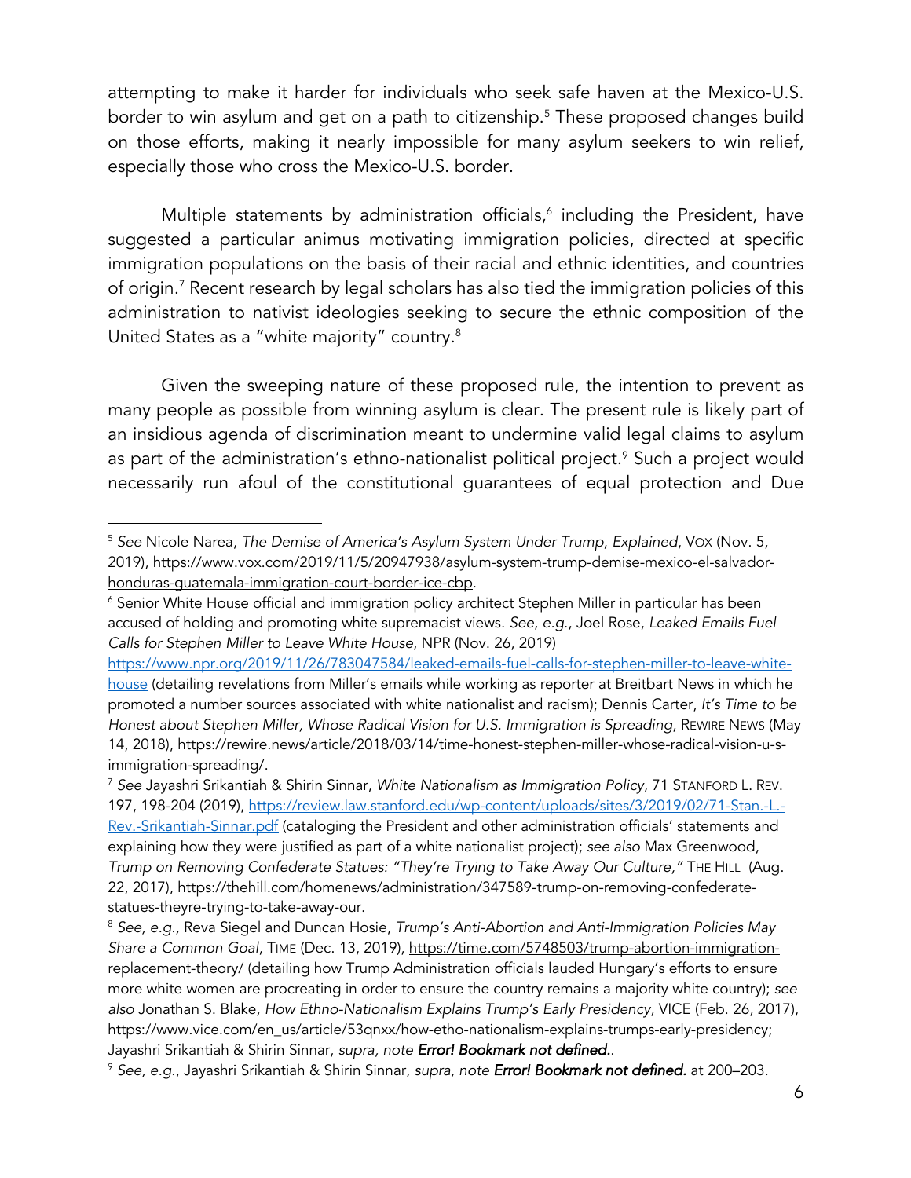attempting to make it harder for individuals who seek safe haven at the Mexico-U.S. border to win asylum and get on a path to citizenship.[5] These proposed changes build on those efforts, making it nearly impossible for many asylum seekers to win relief, especially those who cross the Mexico-U.S. border.

Multiple statements by administration officials,[6] including the President, have suggested a particular animus motivating immigration policies, directed at specific immigration populations on the basis of their racial and ethnic identities, and countries of origin.[7] Recent research by legal scholars has also tied the immigration policies of this administration to nativist ideologies seeking to secure the ethnic composition of the United States as a "white majority" country.[8]

Given the sweeping nature of these proposed rule, the intention to prevent as many people as possible from winning asylum is clear. The present rule is likely part of an insidious agenda of discrimination meant to undermine valid legal claims to asylum as part of the administration's ethno-nationalist political project.[9] Such a project would necessarily run afoul of the constitutional guarantees of equal protection and Due

---

[5] *See* Nicole Narea, *The Demise of America's Asylum System Under Trump, Explained*, VOX (Nov. 5, 2019), https://www.vox.com/2019/11/5/20947938/asylum-system-trump-demise-mexico-el-salvador-honduras-guatemala-immigration-court-border-ice-cbp.

[6] Senior White House official and immigration policy architect Stephen Miller in particular has been accused of holding and promoting white supremacist views. *See*, *e.g.*, Joel Rose, *Leaked Emails Fuel Calls for Stephen Miller to Leave White House*, NPR (Nov. 26, 2019) https://www.npr.org/2019/11/26/783047584/leaked-emails-fuel-calls-for-stephen-miller-to-leave-white-house (detailing revelations from Miller's emails while working as reporter at Breitbart News in which he promoted a number sources associated with white nationalist and racism); Dennis Carter, *It's Time to be Honest about Stephen Miller, Whose Radical Vision for U.S. Immigration is Spreading*, REWIRE NEWS (May 14, 2018), https://rewire.news/article/2018/03/14/time-honest-stephen-miller-whose-radical-vision-u-s-immigration-spreading/.

[7] *See* Jayashri Srikantiah & Shirin Sinnar, *White Nationalism as Immigration Policy*, 71 STANFORD L. REV. 197, 198-204 (2019), https://review.law.stanford.edu/wp-content/uploads/sites/3/2019/02/71-Stan.-L.-Rev.-Srikantiah-Sinnar.pdf (cataloging the President and other administration officials' statements and explaining how they were justified as part of a white nationalist project); *see also* Max Greenwood, *Trump on Removing Confederate Statues: "They're Trying to Take Away Our Culture,"* THE HILL (Aug. 22, 2017), https://thehill.com/homenews/administration/347589-trump-on-removing-confederate-statues-theyre-trying-to-take-away-our.

[8] *See, e.g.,* Reva Siegel and Duncan Hosie, *Trump's Anti-Abortion and Anti-Immigration Policies May Share a Common Goal*, TIME (Dec. 13, 2019), https://time.com/5748503/trump-abortion-immigration-replacement-theory/ (detailing how Trump Administration officials lauded Hungary's efforts to ensure more white women are procreating in order to ensure the country remains a majority white country); *see also* Jonathan S. Blake, *How Ethno-Nationalism Explains Trump's Early Presidency*, VICE (Feb. 26, 2017), https://www.vice.com/en_us/article/53qnxx/how-etho-nationalism-explains-trumps-early-presidency; Jayashri Srikantiah & Shirin Sinnar, *supra, note* ***Error! Bookmark not defined.***.

[9] *See, e.g.*, Jayashri Srikantiah & Shirin Sinnar, *supra, note* ***Error! Bookmark not defined.*** at 200–203.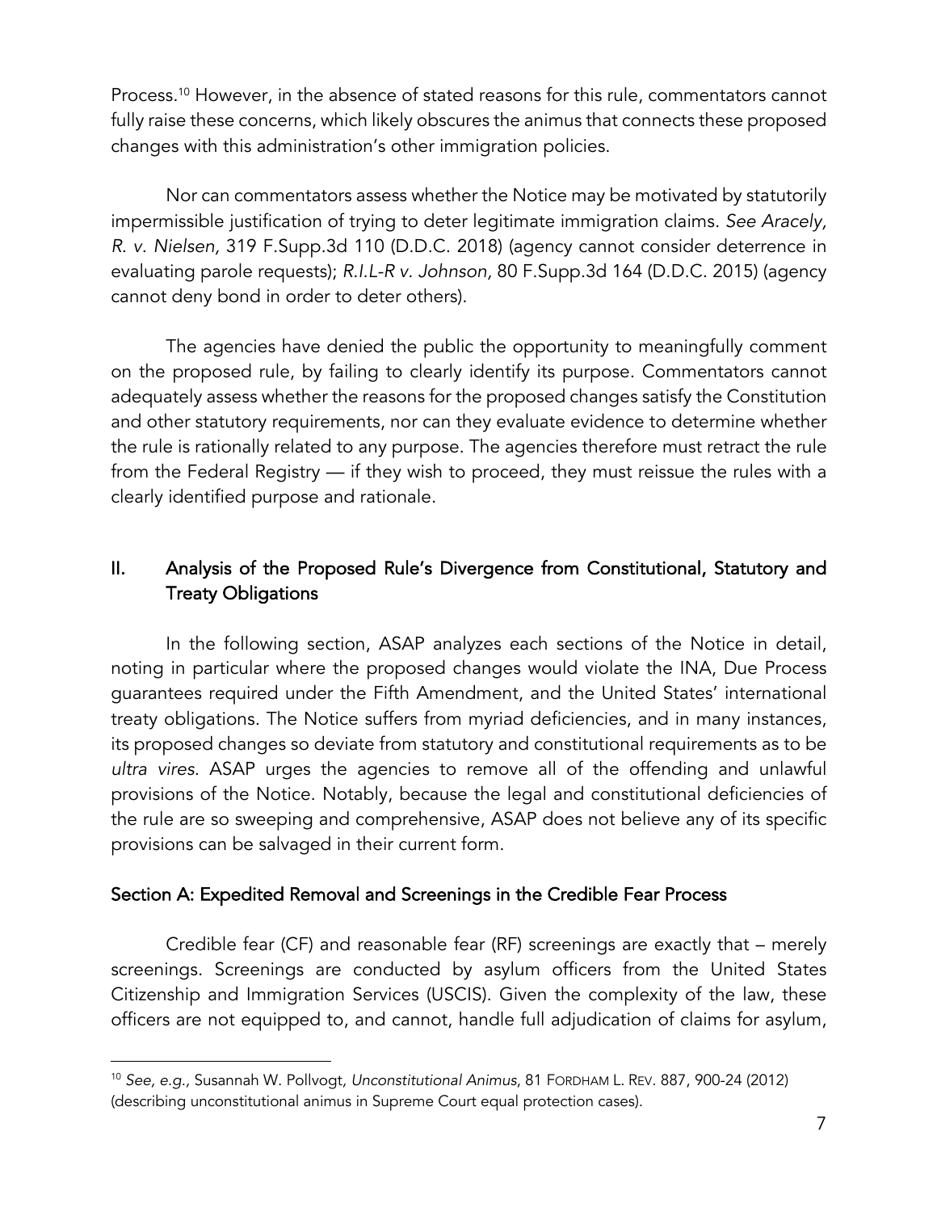Process.[10] However, in the absence of stated reasons for this rule, commentators cannot fully raise these concerns, which likely obscures the animus that connects these proposed changes with this administration's other immigration policies.

Nor can commentators assess whether the Notice may be motivated by statutorily impermissible justification of trying to deter legitimate immigration claims. *See Aracely, R. v. Nielsen,* 319 F.Supp.3d 110 (D.D.C. 2018) (agency cannot consider deterrence in evaluating parole requests); *R.I.L-R v. Johnson,* 80 F.Supp.3d 164 (D.D.C. 2015) (agency cannot deny bond in order to deter others).

The agencies have denied the public the opportunity to meaningfully comment on the proposed rule, by failing to clearly identify its purpose. Commentators cannot adequately assess whether the reasons for the proposed changes satisfy the Constitution and other statutory requirements, nor can they evaluate evidence to determine whether the rule is rationally related to any purpose. The agencies therefore must retract the rule from the Federal Registry — if they wish to proceed, they must reissue the rules with a clearly identified purpose and rationale.

## II. Analysis of the Proposed Rule's Divergence from Constitutional, Statutory and Treaty Obligations

In the following section, ASAP analyzes each sections of the Notice in detail, noting in particular where the proposed changes would violate the INA, Due Process guarantees required under the Fifth Amendment, and the United States' international treaty obligations. The Notice suffers from myriad deficiencies, and in many instances, its proposed changes so deviate from statutory and constitutional requirements as to be *ultra vires*. ASAP urges the agencies to remove all of the offending and unlawful provisions of the Notice. Notably, because the legal and constitutional deficiencies of the rule are so sweeping and comprehensive, ASAP does not believe any of its specific provisions can be salvaged in their current form.

### Section A: Expedited Removal and Screenings in the Credible Fear Process

Credible fear (CF) and reasonable fear (RF) screenings are exactly that – merely screenings. Screenings are conducted by asylum officers from the United States Citizenship and Immigration Services (USCIS). Given the complexity of the law, these officers are not equipped to, and cannot, handle full adjudication of claims for asylum,

---

[10] *See, e.g.,* Susannah W. Pollvogt, *Unconstitutional Animus*, 81 FORDHAM L. REV. 887, 900-24 (2012) (describing unconstitutional animus in Supreme Court equal protection cases).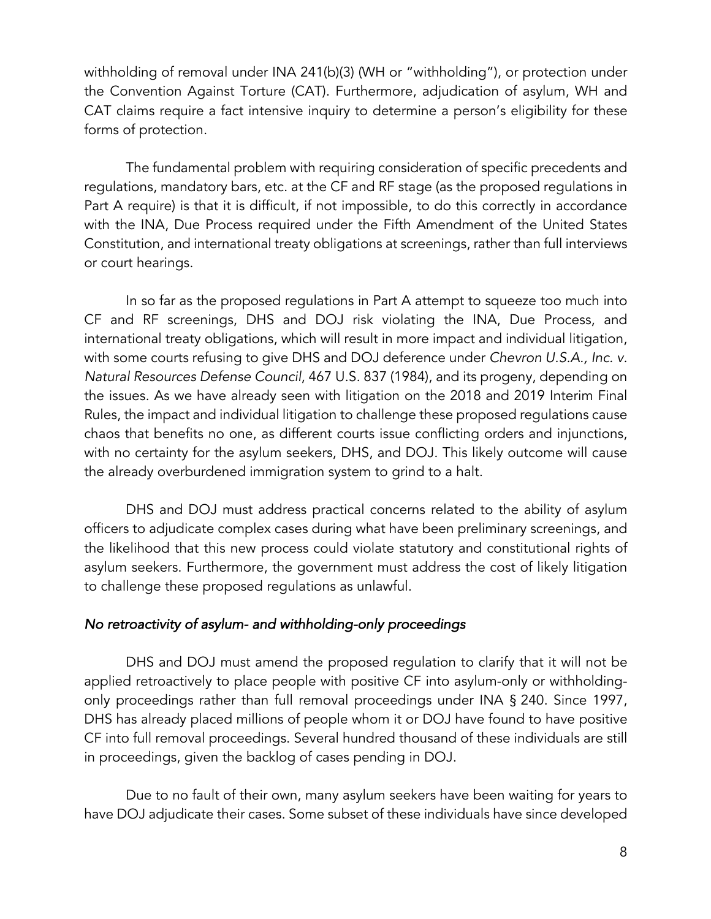withholding of removal under INA 241(b)(3) (WH or "withholding"), or protection under the Convention Against Torture (CAT). Furthermore, adjudication of asylum, WH and CAT claims require a fact intensive inquiry to determine a person's eligibility for these forms of protection.

The fundamental problem with requiring consideration of specific precedents and regulations, mandatory bars, etc. at the CF and RF stage (as the proposed regulations in Part A require) is that it is difficult, if not impossible, to do this correctly in accordance with the INA, Due Process required under the Fifth Amendment of the United States Constitution, and international treaty obligations at screenings, rather than full interviews or court hearings.

In so far as the proposed regulations in Part A attempt to squeeze too much into CF and RF screenings, DHS and DOJ risk violating the INA, Due Process, and international treaty obligations, which will result in more impact and individual litigation, with some courts refusing to give DHS and DOJ deference under *Chevron U.S.A., Inc. v. Natural Resources Defense Council*, 467 U.S. 837 (1984), and its progeny, depending on the issues. As we have already seen with litigation on the 2018 and 2019 Interim Final Rules, the impact and individual litigation to challenge these proposed regulations cause chaos that benefits no one, as different courts issue conflicting orders and injunctions, with no certainty for the asylum seekers, DHS, and DOJ. This likely outcome will cause the already overburdened immigration system to grind to a halt.

DHS and DOJ must address practical concerns related to the ability of asylum officers to adjudicate complex cases during what have been preliminary screenings, and the likelihood that this new process could violate statutory and constitutional rights of asylum seekers. Furthermore, the government must address the cost of likely litigation to challenge these proposed regulations as unlawful.

*No retroactivity of asylum- and withholding-only proceedings*

DHS and DOJ must amend the proposed regulation to clarify that it will not be applied retroactively to place people with positive CF into asylum-only or withholding-only proceedings rather than full removal proceedings under INA § 240. Since 1997, DHS has already placed millions of people whom it or DOJ have found to have positive CF into full removal proceedings. Several hundred thousand of these individuals are still in proceedings, given the backlog of cases pending in DOJ.

Due to no fault of their own, many asylum seekers have been waiting for years to have DOJ adjudicate their cases. Some subset of these individuals have since developed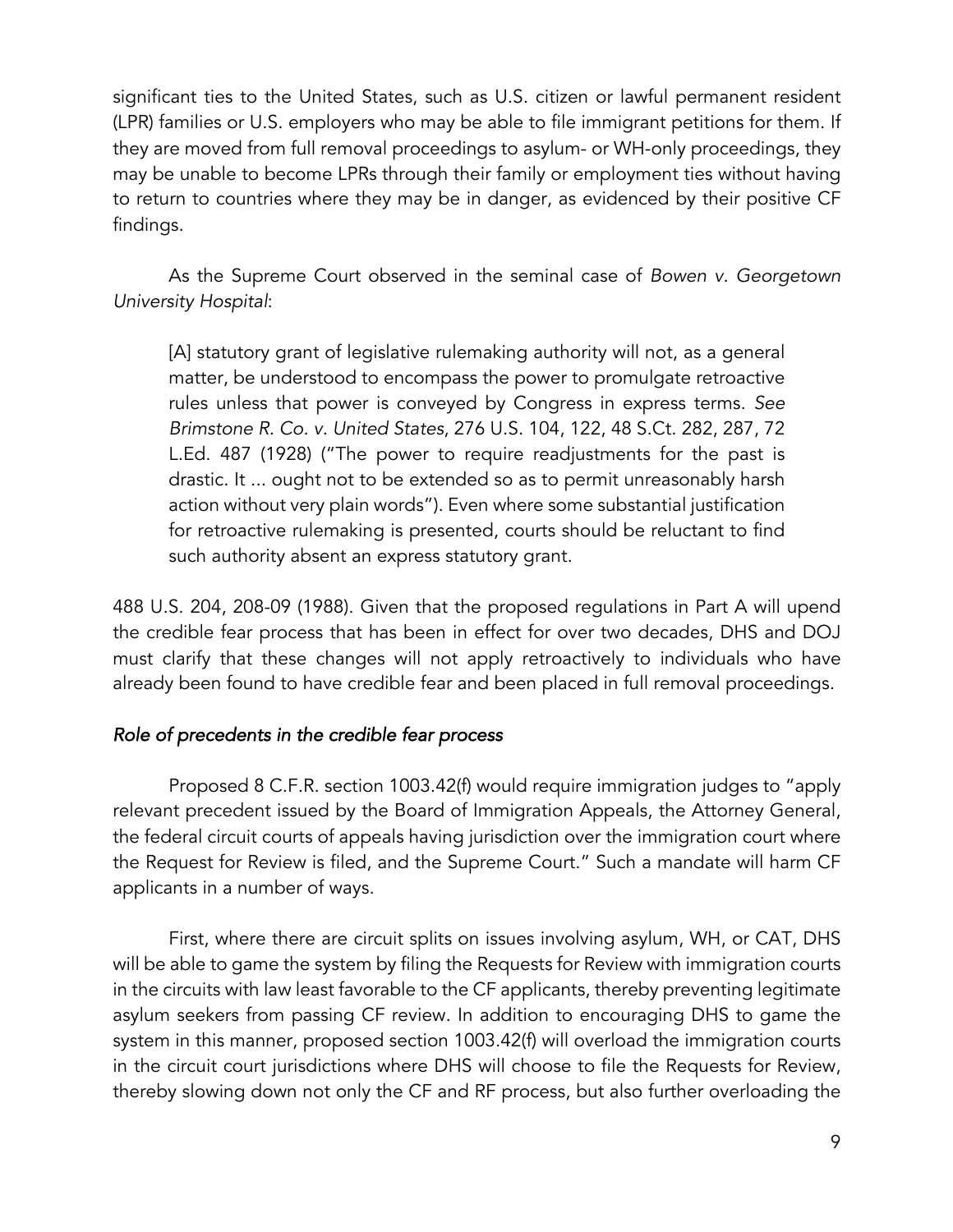significant ties to the United States, such as U.S. citizen or lawful permanent resident (LPR) families or U.S. employers who may be able to file immigrant petitions for them. If they are moved from full removal proceedings to asylum- or WH-only proceedings, they may be unable to become LPRs through their family or employment ties without having to return to countries where they may be in danger, as evidenced by their positive CF findings.

As the Supreme Court observed in the seminal case of *Bowen v. Georgetown University Hospital*:

> [A] statutory grant of legislative rulemaking authority will not, as a general matter, be understood to encompass the power to promulgate retroactive rules unless that power is conveyed by Congress in express terms. *See Brimstone R. Co. v. United States*, 276 U.S. 104, 122, 48 S.Ct. 282, 287, 72 L.Ed. 487 (1928) ("The power to require readjustments for the past is drastic. It ... ought not to be extended so as to permit unreasonably harsh action without very plain words"). Even where some substantial justification for retroactive rulemaking is presented, courts should be reluctant to find such authority absent an express statutory grant.

488 U.S. 204, 208-09 (1988). Given that the proposed regulations in Part A will upend the credible fear process that has been in effect for over two decades, DHS and DOJ must clarify that these changes will not apply retroactively to individuals who have already been found to have credible fear and been placed in full removal proceedings.

### *Role of precedents in the credible fear process*

Proposed 8 C.F.R. section 1003.42(f) would require immigration judges to "apply relevant precedent issued by the Board of Immigration Appeals, the Attorney General, the federal circuit courts of appeals having jurisdiction over the immigration court where the Request for Review is filed, and the Supreme Court." Such a mandate will harm CF applicants in a number of ways.

First, where there are circuit splits on issues involving asylum, WH, or CAT, DHS will be able to game the system by filing the Requests for Review with immigration courts in the circuits with law least favorable to the CF applicants, thereby preventing legitimate asylum seekers from passing CF review. In addition to encouraging DHS to game the system in this manner, proposed section 1003.42(f) will overload the immigration courts in the circuit court jurisdictions where DHS will choose to file the Requests for Review, thereby slowing down not only the CF and RF process, but also further overloading the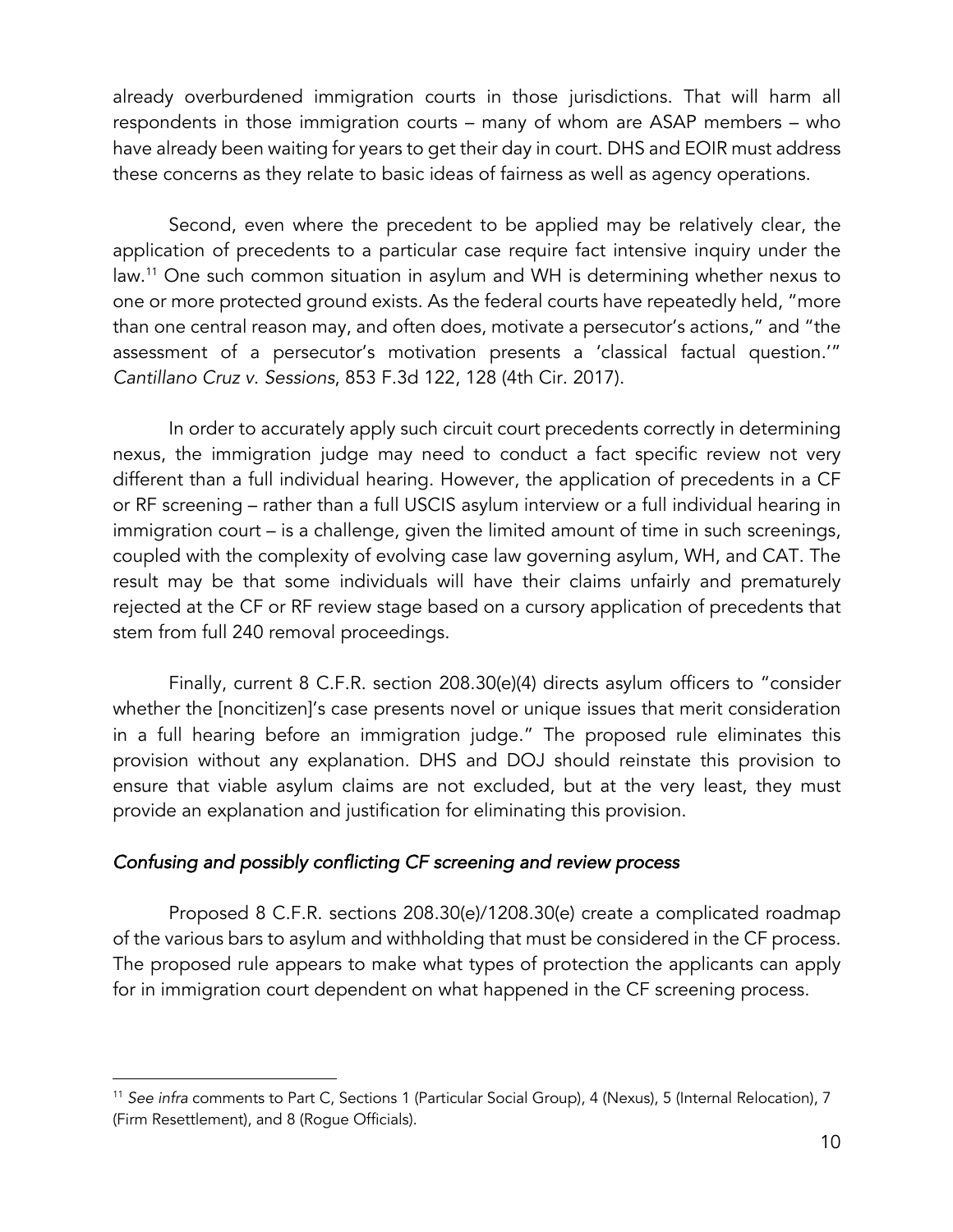already overburdened immigration courts in those jurisdictions. That will harm all respondents in those immigration courts – many of whom are ASAP members – who have already been waiting for years to get their day in court. DHS and EOIR must address these concerns as they relate to basic ideas of fairness as well as agency operations.

Second, even where the precedent to be applied may be relatively clear, the application of precedents to a particular case require fact intensive inquiry under the law.[11] One such common situation in asylum and WH is determining whether nexus to one or more protected ground exists. As the federal courts have repeatedly held, "more than one central reason may, and often does, motivate a persecutor's actions," and "the assessment of a persecutor's motivation presents a 'classical factual question.'" *Cantillano Cruz v. Sessions*, 853 F.3d 122, 128 (4th Cir. 2017).

In order to accurately apply such circuit court precedents correctly in determining nexus, the immigration judge may need to conduct a fact specific review not very different than a full individual hearing. However, the application of precedents in a CF or RF screening – rather than a full USCIS asylum interview or a full individual hearing in immigration court – is a challenge, given the limited amount of time in such screenings, coupled with the complexity of evolving case law governing asylum, WH, and CAT. The result may be that some individuals will have their claims unfairly and prematurely rejected at the CF or RF review stage based on a cursory application of precedents that stem from full 240 removal proceedings.

Finally, current 8 C.F.R. section 208.30(e)(4) directs asylum officers to "consider whether the [noncitizen]'s case presents novel or unique issues that merit consideration in a full hearing before an immigration judge." The proposed rule eliminates this provision without any explanation. DHS and DOJ should reinstate this provision to ensure that viable asylum claims are not excluded, but at the very least, they must provide an explanation and justification for eliminating this provision.

### *Confusing and possibly conflicting CF screening and review process*

Proposed 8 C.F.R. sections 208.30(e)/1208.30(e) create a complicated roadmap of the various bars to asylum and withholding that must be considered in the CF process. The proposed rule appears to make what types of protection the applicants can apply for in immigration court dependent on what happened in the CF screening process.

---

[11] *See infra* comments to Part C, Sections 1 (Particular Social Group), 4 (Nexus), 5 (Internal Relocation), 7 (Firm Resettlement), and 8 (Rogue Officials).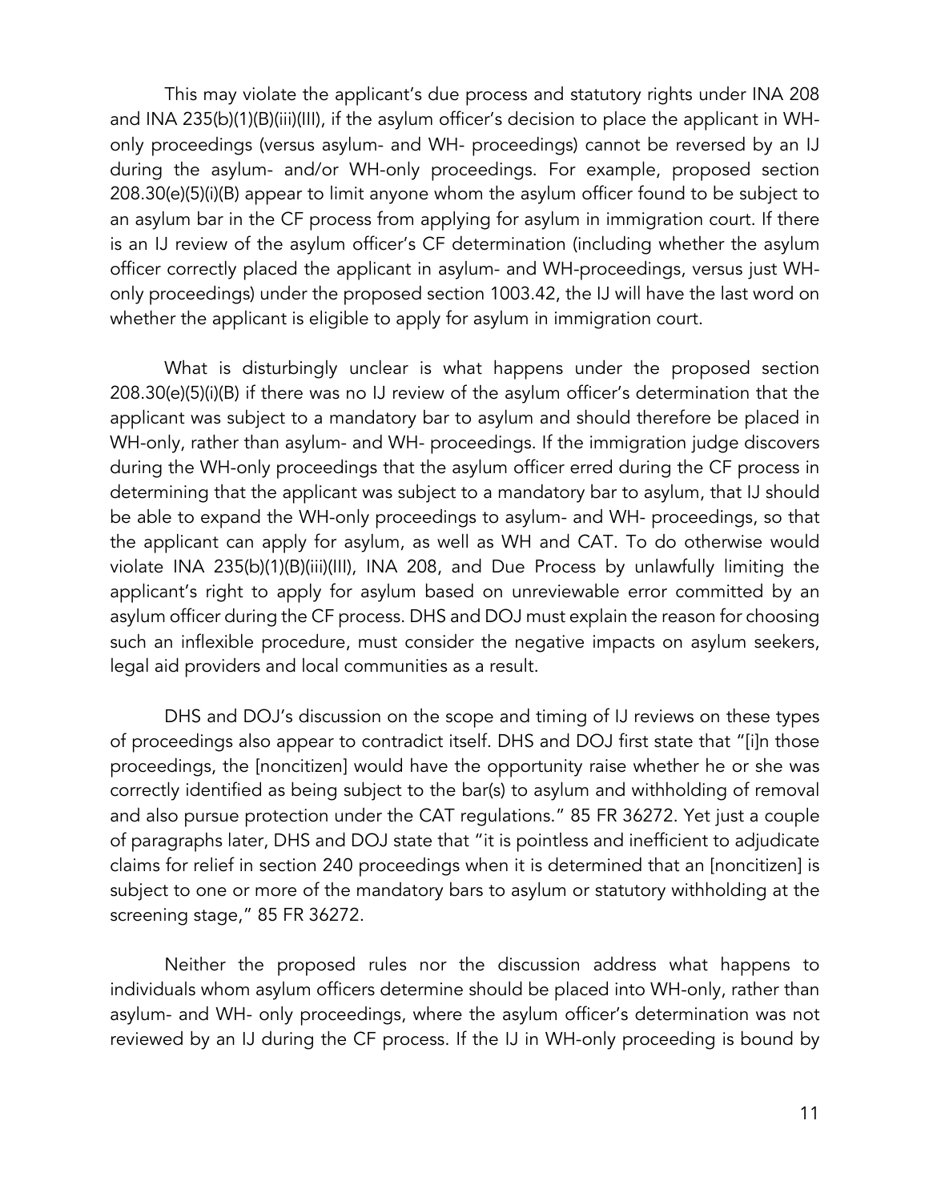This may violate the applicant's due process and statutory rights under INA 208 and INA 235(b)(1)(B)(iii)(III), if the asylum officer's decision to place the applicant in WH-only proceedings (versus asylum- and WH- proceedings) cannot be reversed by an IJ during the asylum- and/or WH-only proceedings. For example, proposed section 208.30(e)(5)(i)(B) appear to limit anyone whom the asylum officer found to be subject to an asylum bar in the CF process from applying for asylum in immigration court. If there is an IJ review of the asylum officer's CF determination (including whether the asylum officer correctly placed the applicant in asylum- and WH-proceedings, versus just WH-only proceedings) under the proposed section 1003.42, the IJ will have the last word on whether the applicant is eligible to apply for asylum in immigration court.

What is disturbingly unclear is what happens under the proposed section 208.30(e)(5)(i)(B) if there was no IJ review of the asylum officer's determination that the applicant was subject to a mandatory bar to asylum and should therefore be placed in WH-only, rather than asylum- and WH- proceedings. If the immigration judge discovers during the WH-only proceedings that the asylum officer erred during the CF process in determining that the applicant was subject to a mandatory bar to asylum, that IJ should be able to expand the WH-only proceedings to asylum- and WH- proceedings, so that the applicant can apply for asylum, as well as WH and CAT. To do otherwise would violate INA 235(b)(1)(B)(iii)(III), INA 208, and Due Process by unlawfully limiting the applicant's right to apply for asylum based on unreviewable error committed by an asylum officer during the CF process. DHS and DOJ must explain the reason for choosing such an inflexible procedure, must consider the negative impacts on asylum seekers, legal aid providers and local communities as a result.

DHS and DOJ's discussion on the scope and timing of IJ reviews on these types of proceedings also appear to contradict itself. DHS and DOJ first state that "[i]n those proceedings, the [noncitizen] would have the opportunity raise whether he or she was correctly identified as being subject to the bar(s) to asylum and withholding of removal and also pursue protection under the CAT regulations." 85 FR 36272. Yet just a couple of paragraphs later, DHS and DOJ state that "it is pointless and inefficient to adjudicate claims for relief in section 240 proceedings when it is determined that an [noncitizen] is subject to one or more of the mandatory bars to asylum or statutory withholding at the screening stage," 85 FR 36272.

Neither the proposed rules nor the discussion address what happens to individuals whom asylum officers determine should be placed into WH-only, rather than asylum- and WH- only proceedings, where the asylum officer's determination was not reviewed by an IJ during the CF process. If the IJ in WH-only proceeding is bound by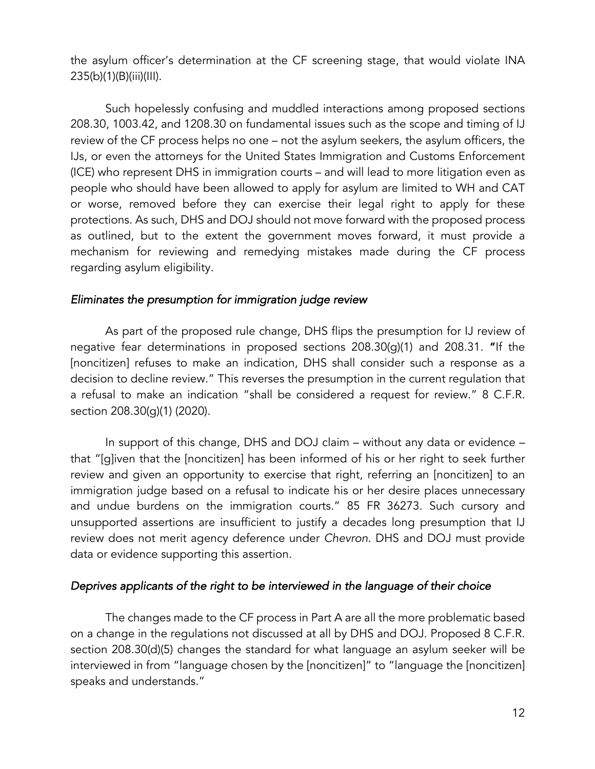the asylum officer's determination at the CF screening stage, that would violate INA 235(b)(1)(B)(iii)(III).

Such hopelessly confusing and muddled interactions among proposed sections 208.30, 1003.42, and 1208.30 on fundamental issues such as the scope and timing of IJ review of the CF process helps no one – not the asylum seekers, the asylum officers, the IJs, or even the attorneys for the United States Immigration and Customs Enforcement (ICE) who represent DHS in immigration courts – and will lead to more litigation even as people who should have been allowed to apply for asylum are limited to WH and CAT or worse, removed before they can exercise their legal right to apply for these protections. As such, DHS and DOJ should not move forward with the proposed process as outlined, but to the extent the government moves forward, it must provide a mechanism for reviewing and remedying mistakes made during the CF process regarding asylum eligibility.

### *Eliminates the presumption for immigration judge review*

As part of the proposed rule change, DHS flips the presumption for IJ review of negative fear determinations in proposed sections 208.30(g)(1) and 208.31. **"**If the [noncitizen] refuses to make an indication, DHS shall consider such a response as a decision to decline review." This reverses the presumption in the current regulation that a refusal to make an indication "shall be considered a request for review." 8 C.F.R. section 208.30(g)(1) (2020).

In support of this change, DHS and DOJ claim – without any data or evidence – that "[g]iven that the [noncitizen] has been informed of his or her right to seek further review and given an opportunity to exercise that right, referring an [noncitizen] to an immigration judge based on a refusal to indicate his or her desire places unnecessary and undue burdens on the immigration courts." 85 FR 36273. Such cursory and unsupported assertions are insufficient to justify a decades long presumption that IJ review does not merit agency deference under *Chevron*. DHS and DOJ must provide data or evidence supporting this assertion.

### *Deprives applicants of the right to be interviewed in the language of their choice*

The changes made to the CF process in Part A are all the more problematic based on a change in the regulations not discussed at all by DHS and DOJ. Proposed 8 C.F.R. section 208.30(d)(5) changes the standard for what language an asylum seeker will be interviewed in from "language chosen by the [noncitizen]" to "language the [noncitizen] speaks and understands."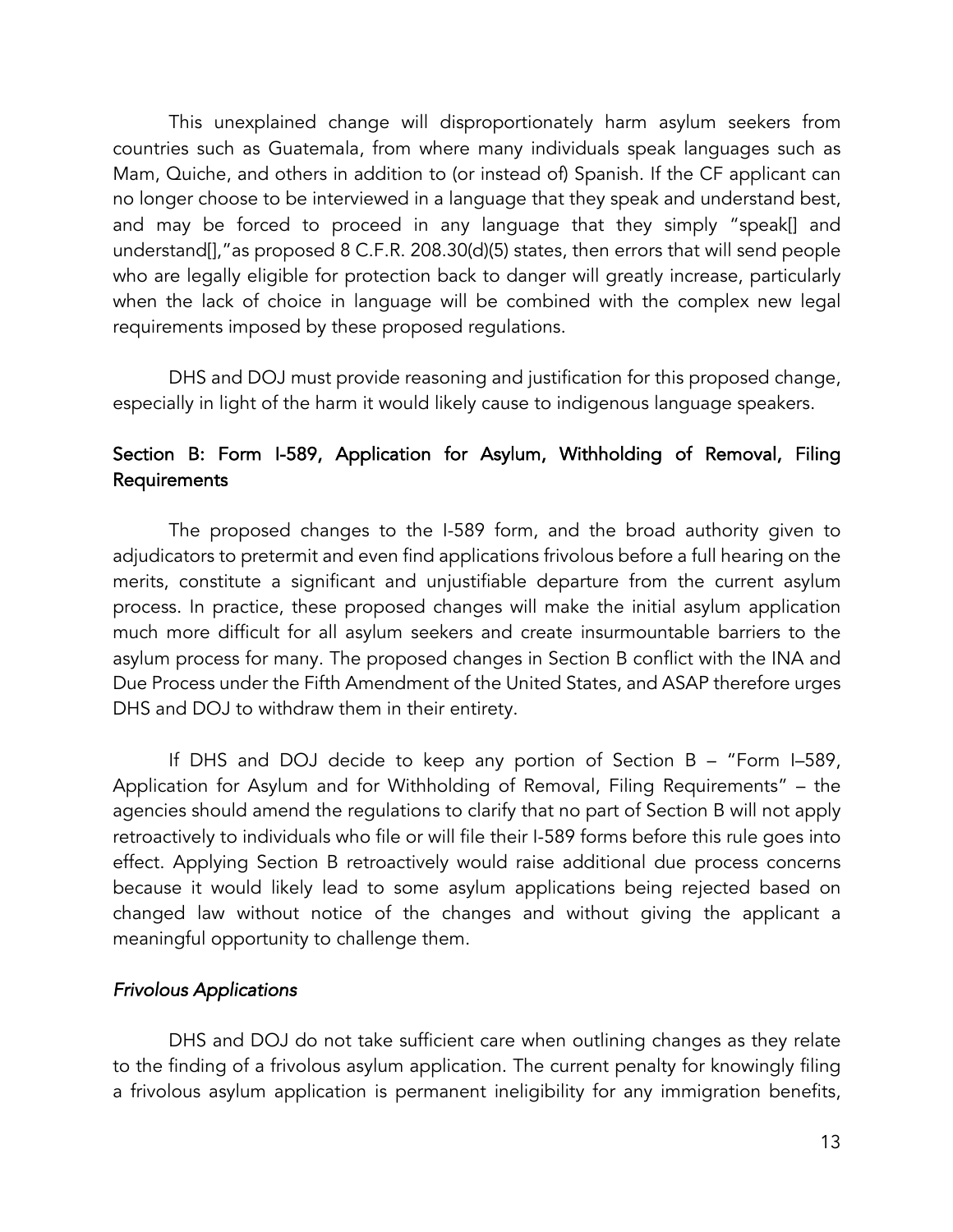This unexplained change will disproportionately harm asylum seekers from countries such as Guatemala, from where many individuals speak languages such as Mam, Quiche, and others in addition to (or instead of) Spanish. If the CF applicant can no longer choose to be interviewed in a language that they speak and understand best, and may be forced to proceed in any language that they simply "speak[] and understand[],"as proposed 8 C.F.R. 208.30(d)(5) states, then errors that will send people who are legally eligible for protection back to danger will greatly increase, particularly when the lack of choice in language will be combined with the complex new legal requirements imposed by these proposed regulations.

DHS and DOJ must provide reasoning and justification for this proposed change, especially in light of the harm it would likely cause to indigenous language speakers.

## Section B: Form I-589, Application for Asylum, Withholding of Removal, Filing Requirements

The proposed changes to the I-589 form, and the broad authority given to adjudicators to pretermit and even find applications frivolous before a full hearing on the merits, constitute a significant and unjustifiable departure from the current asylum process. In practice, these proposed changes will make the initial asylum application much more difficult for all asylum seekers and create insurmountable barriers to the asylum process for many. The proposed changes in Section B conflict with the INA and Due Process under the Fifth Amendment of the United States, and ASAP therefore urges DHS and DOJ to withdraw them in their entirety.

If DHS and DOJ decide to keep any portion of Section B – "Form I–589, Application for Asylum and for Withholding of Removal, Filing Requirements" – the agencies should amend the regulations to clarify that no part of Section B will not apply retroactively to individuals who file or will file their I-589 forms before this rule goes into effect. Applying Section B retroactively would raise additional due process concerns because it would likely lead to some asylum applications being rejected based on changed law without notice of the changes and without giving the applicant a meaningful opportunity to challenge them.

### *Frivolous Applications*

DHS and DOJ do not take sufficient care when outlining changes as they relate to the finding of a frivolous asylum application. The current penalty for knowingly filing a frivolous asylum application is permanent ineligibility for any immigration benefits,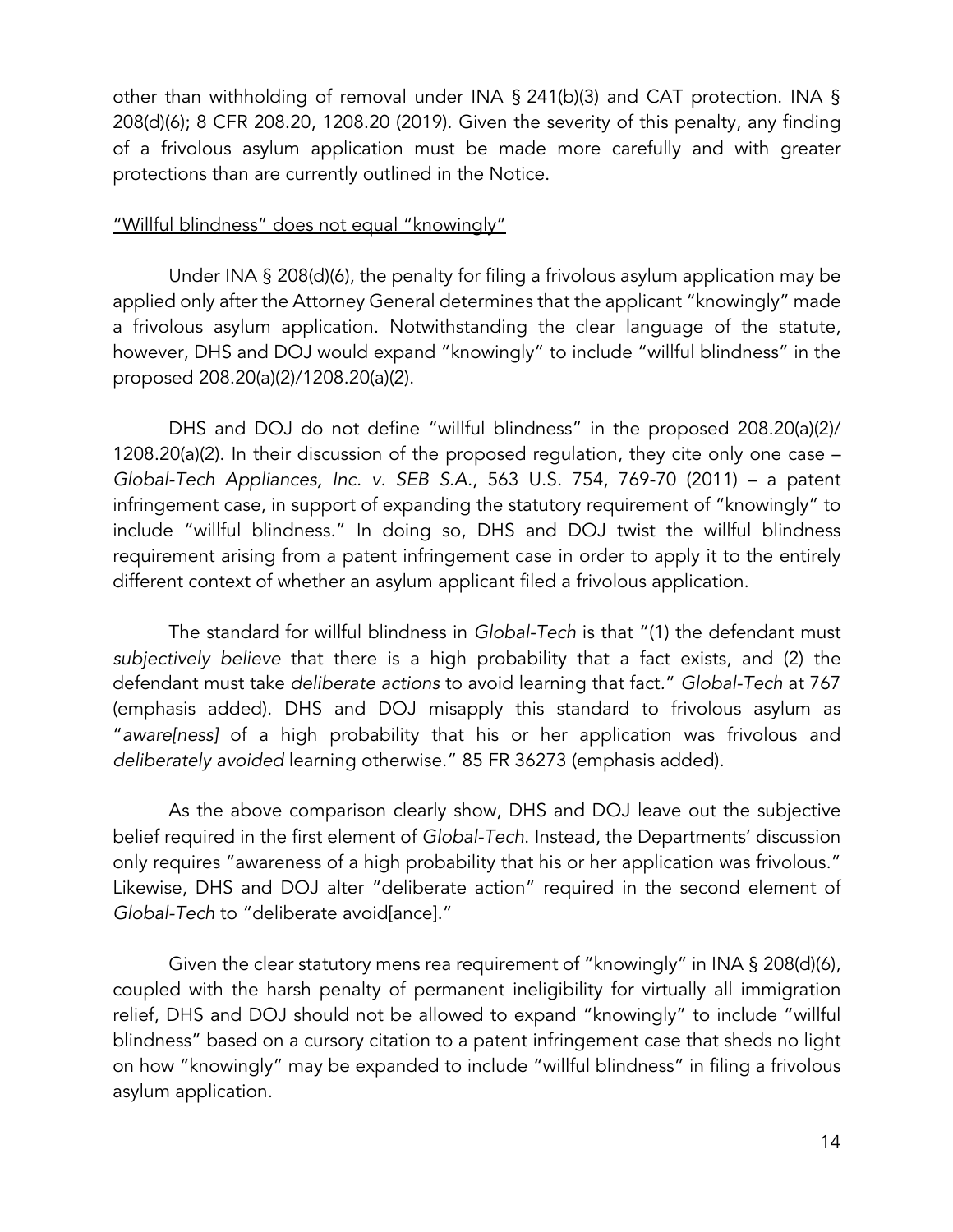other than withholding of removal under INA § 241(b)(3) and CAT protection. INA § 208(d)(6); 8 CFR 208.20, 1208.20 (2019). Given the severity of this penalty, any finding of a frivolous asylum application must be made more carefully and with greater protections than are currently outlined in the Notice.

<u>"Willful blindness" does not equal "knowingly"</u>

Under INA § 208(d)(6), the penalty for filing a frivolous asylum application may be applied only after the Attorney General determines that the applicant "knowingly" made a frivolous asylum application. Notwithstanding the clear language of the statute, however, DHS and DOJ would expand "knowingly" to include "willful blindness" in the proposed 208.20(a)(2)/1208.20(a)(2).

DHS and DOJ do not define "willful blindness" in the proposed 208.20(a)(2)/ 1208.20(a)(2). In their discussion of the proposed regulation, they cite only one case – *Global-Tech Appliances, Inc. v. SEB S.A.*, 563 U.S. 754, 769-70 (2011) – a patent infringement case, in support of expanding the statutory requirement of "knowingly" to include "willful blindness." In doing so, DHS and DOJ twist the willful blindness requirement arising from a patent infringement case in order to apply it to the entirely different context of whether an asylum applicant filed a frivolous application.

The standard for willful blindness in *Global-Tech* is that "(1) the defendant must *subjectively believe* that there is a high probability that a fact exists, and (2) the defendant must take *deliberate actions* to avoid learning that fact." *Global-Tech* at 767 (emphasis added). DHS and DOJ misapply this standard to frivolous asylum as "*aware[ness]* of a high probability that his or her application was frivolous and *deliberately avoided* learning otherwise." 85 FR 36273 (emphasis added).

As the above comparison clearly show, DHS and DOJ leave out the subjective belief required in the first element of *Global-Tech*. Instead, the Departments' discussion only requires "awareness of a high probability that his or her application was frivolous." Likewise, DHS and DOJ alter "deliberate action" required in the second element of *Global-Tech* to "deliberate avoid[ance]."

Given the clear statutory mens rea requirement of "knowingly" in INA § 208(d)(6), coupled with the harsh penalty of permanent ineligibility for virtually all immigration relief, DHS and DOJ should not be allowed to expand "knowingly" to include "willful blindness" based on a cursory citation to a patent infringement case that sheds no light on how "knowingly" may be expanded to include "willful blindness" in filing a frivolous asylum application.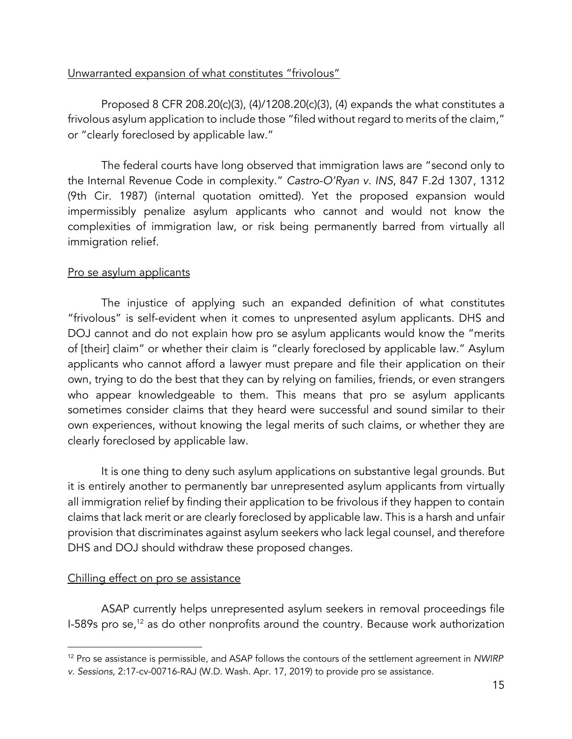Unwarranted expansion of what constitutes "frivolous"

Proposed 8 CFR 208.20(c)(3), (4)/1208.20(c)(3), (4) expands the what constitutes a frivolous asylum application to include those "filed without regard to merits of the claim," or "clearly foreclosed by applicable law."

The federal courts have long observed that immigration laws are "second only to the Internal Revenue Code in complexity." *Castro-O'Ryan v. INS*, 847 F.2d 1307, 1312 (9th Cir. 1987) (internal quotation omitted). Yet the proposed expansion would impermissibly penalize asylum applicants who cannot and would not know the complexities of immigration law, or risk being permanently barred from virtually all immigration relief.

Pro se asylum applicants

The injustice of applying such an expanded definition of what constitutes "frivolous" is self-evident when it comes to unpresented asylum applicants. DHS and DOJ cannot and do not explain how pro se asylum applicants would know the "merits of [their] claim" or whether their claim is "clearly foreclosed by applicable law." Asylum applicants who cannot afford a lawyer must prepare and file their application on their own, trying to do the best that they can by relying on families, friends, or even strangers who appear knowledgeable to them. This means that pro se asylum applicants sometimes consider claims that they heard were successful and sound similar to their own experiences, without knowing the legal merits of such claims, or whether they are clearly foreclosed by applicable law.

It is one thing to deny such asylum applications on substantive legal grounds. But it is entirely another to permanently bar unrepresented asylum applicants from virtually all immigration relief by finding their application to be frivolous if they happen to contain claims that lack merit or are clearly foreclosed by applicable law. This is a harsh and unfair provision that discriminates against asylum seekers who lack legal counsel, and therefore DHS and DOJ should withdraw these proposed changes.

Chilling effect on pro se assistance

ASAP currently helps unrepresented asylum seekers in removal proceedings file I-589s pro se,[12] as do other nonprofits around the country. Because work authorization

[12] Pro se assistance is permissible, and ASAP follows the contours of the settlement agreement in *NWIRP v. Sessions*, 2:17-cv-00716-RAJ (W.D. Wash. Apr. 17, 2019) to provide pro se assistance.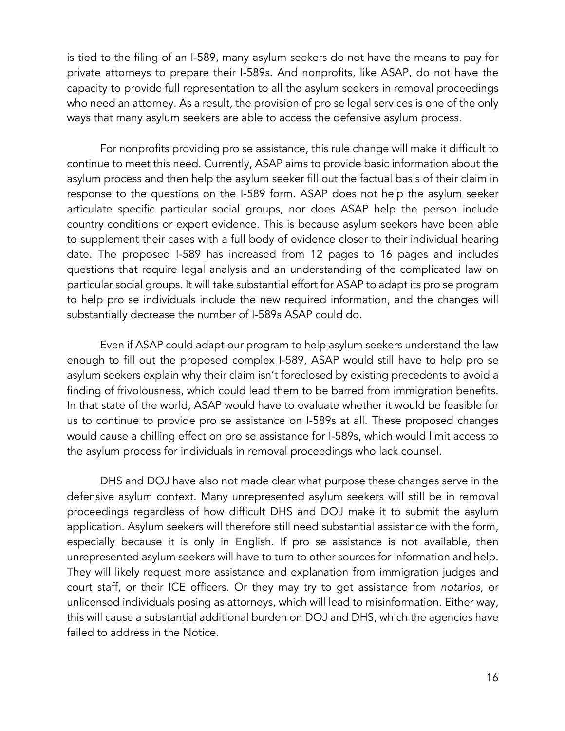is tied to the filing of an I-589, many asylum seekers do not have the means to pay for private attorneys to prepare their I-589s. And nonprofits, like ASAP, do not have the capacity to provide full representation to all the asylum seekers in removal proceedings who need an attorney. As a result, the provision of pro se legal services is one of the only ways that many asylum seekers are able to access the defensive asylum process.

For nonprofits providing pro se assistance, this rule change will make it difficult to continue to meet this need. Currently, ASAP aims to provide basic information about the asylum process and then help the asylum seeker fill out the factual basis of their claim in response to the questions on the I-589 form. ASAP does not help the asylum seeker articulate specific particular social groups, nor does ASAP help the person include country conditions or expert evidence. This is because asylum seekers have been able to supplement their cases with a full body of evidence closer to their individual hearing date. The proposed I-589 has increased from 12 pages to 16 pages and includes questions that require legal analysis and an understanding of the complicated law on particular social groups. It will take substantial effort for ASAP to adapt its pro se program to help pro se individuals include the new required information, and the changes will substantially decrease the number of I-589s ASAP could do.

Even if ASAP could adapt our program to help asylum seekers understand the law enough to fill out the proposed complex I-589, ASAP would still have to help pro se asylum seekers explain why their claim isn't foreclosed by existing precedents to avoid a finding of frivolousness, which could lead them to be barred from immigration benefits. In that state of the world, ASAP would have to evaluate whether it would be feasible for us to continue to provide pro se assistance on I-589s at all. These proposed changes would cause a chilling effect on pro se assistance for I-589s, which would limit access to the asylum process for individuals in removal proceedings who lack counsel.

DHS and DOJ have also not made clear what purpose these changes serve in the defensive asylum context. Many unrepresented asylum seekers will still be in removal proceedings regardless of how difficult DHS and DOJ make it to submit the asylum application. Asylum seekers will therefore still need substantial assistance with the form, especially because it is only in English. If pro se assistance is not available, then unrepresented asylum seekers will have to turn to other sources for information and help. They will likely request more assistance and explanation from immigration judges and court staff, or their ICE officers. Or they may try to get assistance from *notarios*, or unlicensed individuals posing as attorneys, which will lead to misinformation. Either way, this will cause a substantial additional burden on DOJ and DHS, which the agencies have failed to address in the Notice.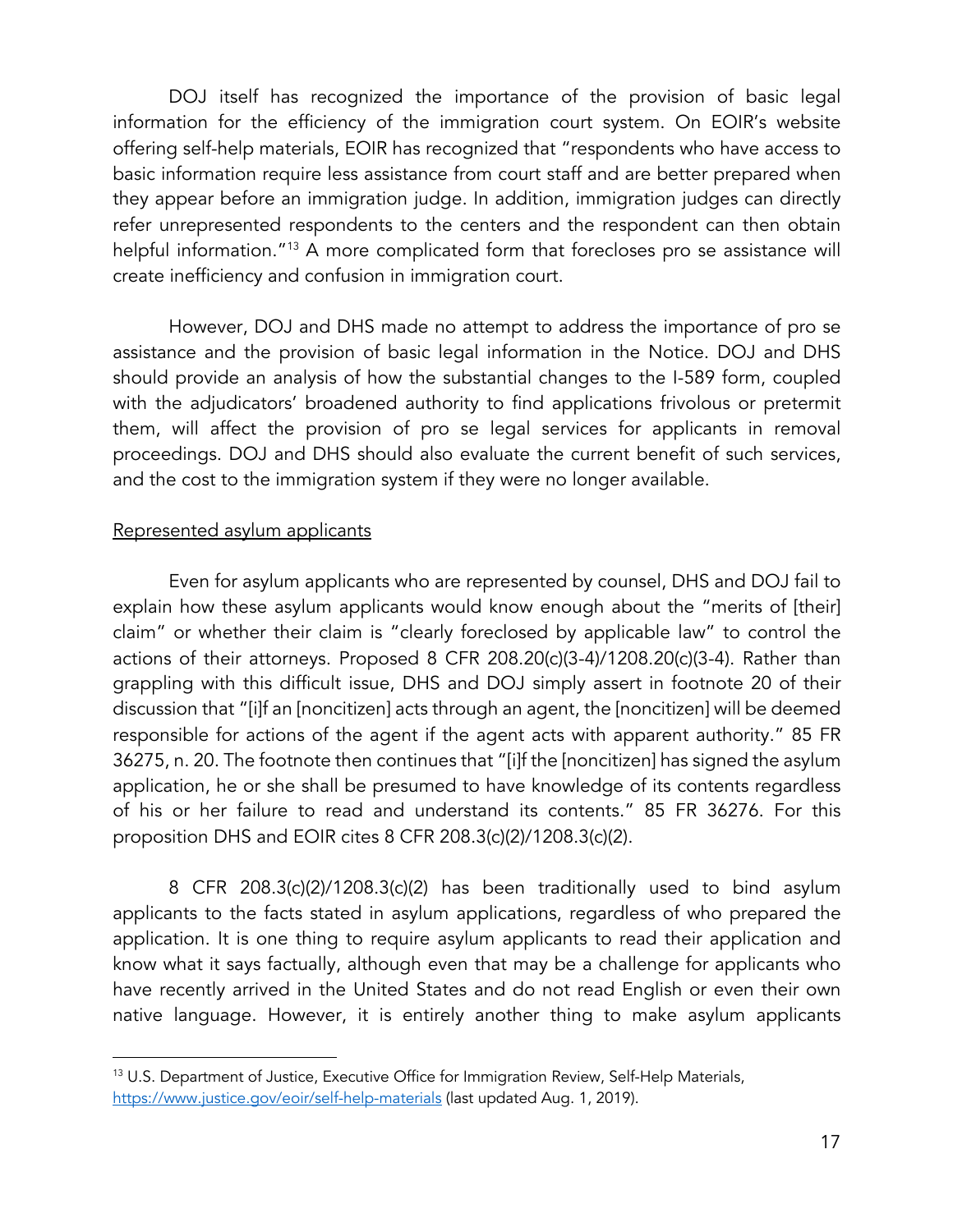DOJ itself has recognized the importance of the provision of basic legal information for the efficiency of the immigration court system. On EOIR's website offering self-help materials, EOIR has recognized that "respondents who have access to basic information require less assistance from court staff and are better prepared when they appear before an immigration judge. In addition, immigration judges can directly refer unrepresented respondents to the centers and the respondent can then obtain helpful information."[13] A more complicated form that forecloses pro se assistance will create inefficiency and confusion in immigration court.

However, DOJ and DHS made no attempt to address the importance of pro se assistance and the provision of basic legal information in the Notice. DOJ and DHS should provide an analysis of how the substantial changes to the I-589 form, coupled with the adjudicators' broadened authority to find applications frivolous or pretermit them, will affect the provision of pro se legal services for applicants in removal proceedings. DOJ and DHS should also evaluate the current benefit of such services, and the cost to the immigration system if they were no longer available.

<u>Represented asylum applicants</u>

Even for asylum applicants who are represented by counsel, DHS and DOJ fail to explain how these asylum applicants would know enough about the "merits of [their] claim" or whether their claim is "clearly foreclosed by applicable law" to control the actions of their attorneys. Proposed 8 CFR 208.20(c)(3-4)/1208.20(c)(3-4). Rather than grappling with this difficult issue, DHS and DOJ simply assert in footnote 20 of their discussion that "[i]f an [noncitizen] acts through an agent, the [noncitizen] will be deemed responsible for actions of the agent if the agent acts with apparent authority." 85 FR 36275, n. 20. The footnote then continues that "[i]f the [noncitizen] has signed the asylum application, he or she shall be presumed to have knowledge of its contents regardless of his or her failure to read and understand its contents." 85 FR 36276. For this proposition DHS and EOIR cites 8 CFR 208.3(c)(2)/1208.3(c)(2).

8 CFR 208.3(c)(2)/1208.3(c)(2) has been traditionally used to bind asylum applicants to the facts stated in asylum applications, regardless of who prepared the application. It is one thing to require asylum applicants to read their application and know what it says factually, although even that may be a challenge for applicants who have recently arrived in the United States and do not read English or even their own native language. However, it is entirely another thing to make asylum applicants

[13] U.S. Department of Justice, Executive Office for Immigration Review, Self-Help Materials, https://www.justice.gov/eoir/self-help-materials (last updated Aug. 1, 2019).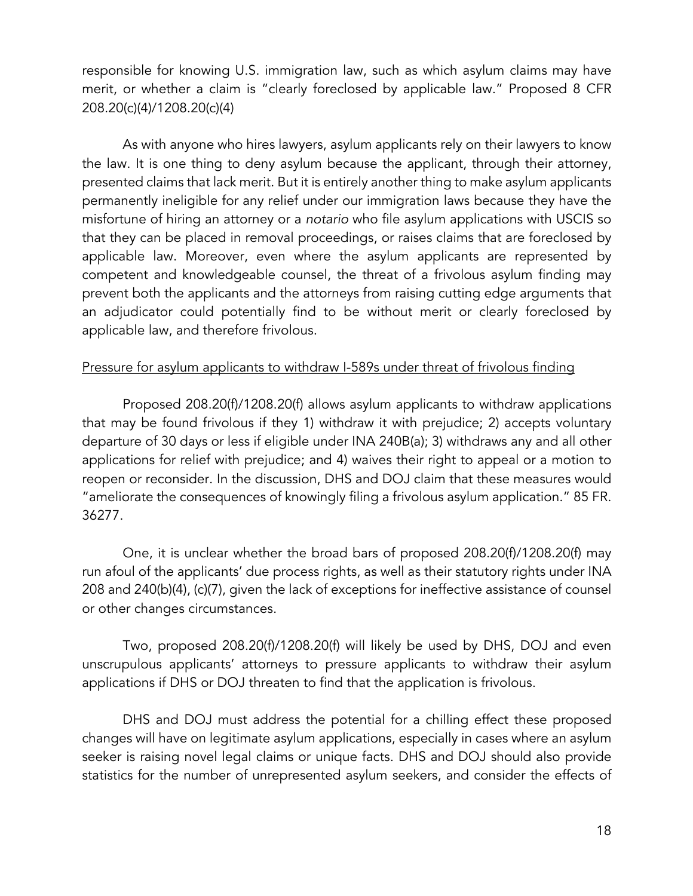responsible for knowing U.S. immigration law, such as which asylum claims may have merit, or whether a claim is "clearly foreclosed by applicable law." Proposed 8 CFR 208.20(c)(4)/1208.20(c)(4)

As with anyone who hires lawyers, asylum applicants rely on their lawyers to know the law. It is one thing to deny asylum because the applicant, through their attorney, presented claims that lack merit. But it is entirely another thing to make asylum applicants permanently ineligible for any relief under our immigration laws because they have the misfortune of hiring an attorney or a *notario* who file asylum applications with USCIS so that they can be placed in removal proceedings, or raises claims that are foreclosed by applicable law. Moreover, even where the asylum applicants are represented by competent and knowledgeable counsel, the threat of a frivolous asylum finding may prevent both the applicants and the attorneys from raising cutting edge arguments that an adjudicator could potentially find to be without merit or clearly foreclosed by applicable law, and therefore frivolous.

<u>Pressure for asylum applicants to withdraw I-589s under threat of frivolous finding</u>

Proposed 208.20(f)/1208.20(f) allows asylum applicants to withdraw applications that may be found frivolous if they 1) withdraw it with prejudice; 2) accepts voluntary departure of 30 days or less if eligible under INA 240B(a); 3) withdraws any and all other applications for relief with prejudice; and 4) waives their right to appeal or a motion to reopen or reconsider. In the discussion, DHS and DOJ claim that these measures would "ameliorate the consequences of knowingly filing a frivolous asylum application." 85 FR. 36277.

One, it is unclear whether the broad bars of proposed 208.20(f)/1208.20(f) may run afoul of the applicants' due process rights, as well as their statutory rights under INA 208 and 240(b)(4), (c)(7), given the lack of exceptions for ineffective assistance of counsel or other changes circumstances.

Two, proposed 208.20(f)/1208.20(f) will likely be used by DHS, DOJ and even unscrupulous applicants' attorneys to pressure applicants to withdraw their asylum applications if DHS or DOJ threaten to find that the application is frivolous.

DHS and DOJ must address the potential for a chilling effect these proposed changes will have on legitimate asylum applications, especially in cases where an asylum seeker is raising novel legal claims or unique facts. DHS and DOJ should also provide statistics for the number of unrepresented asylum seekers, and consider the effects of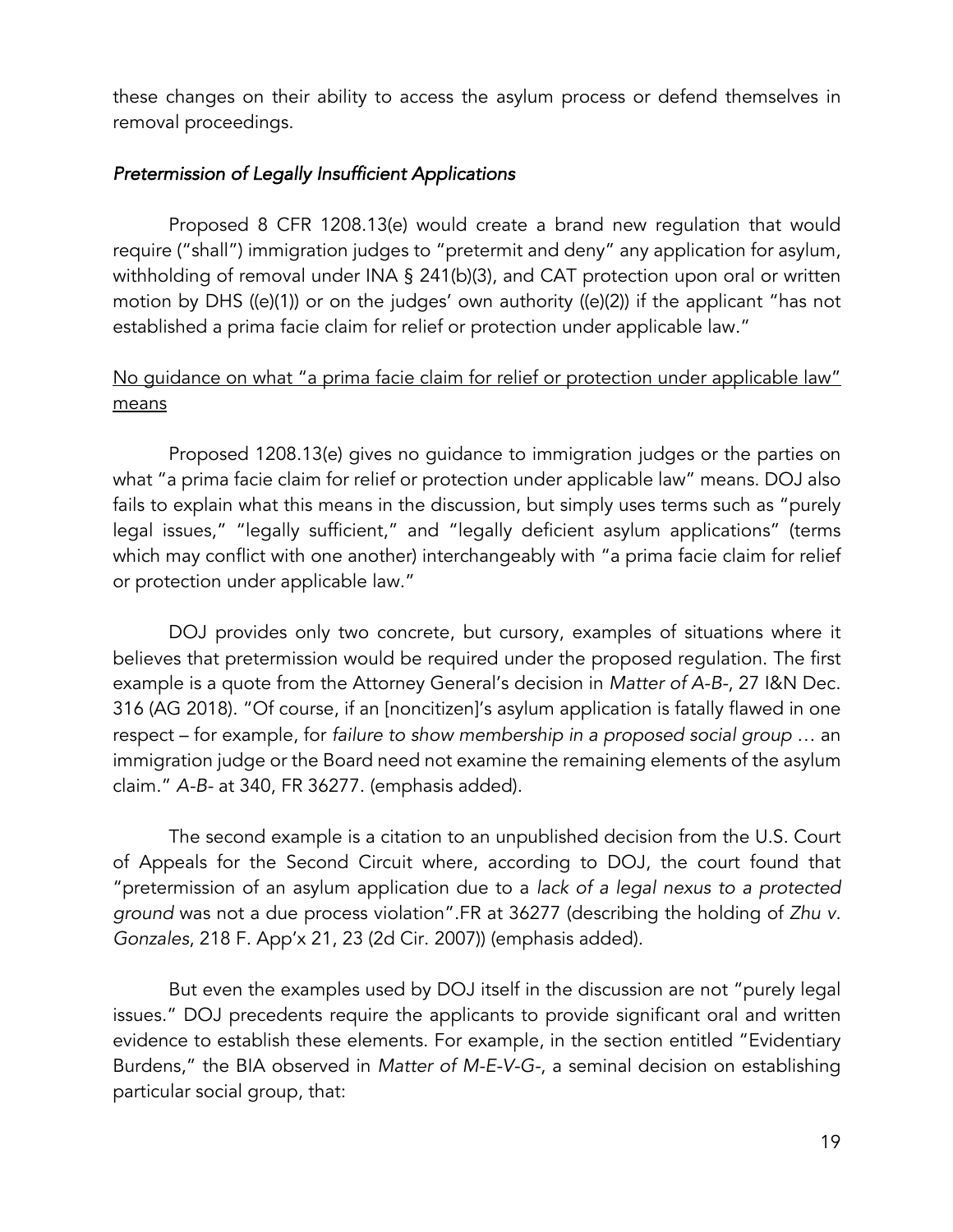these changes on their ability to access the asylum process or defend themselves in removal proceedings.

### *Pretermission of Legally Insufficient Applications*

Proposed 8 CFR 1208.13(e) would create a brand new regulation that would require ("shall") immigration judges to "pretermit and deny" any application for asylum, withholding of removal under INA § 241(b)(3), and CAT protection upon oral or written motion by DHS ((e)(1)) or on the judges' own authority ((e)(2)) if the applicant "has not established a prima facie claim for relief or protection under applicable law."

<u>No guidance on what "a prima facie claim for relief or protection under applicable law" means</u>

Proposed 1208.13(e) gives no guidance to immigration judges or the parties on what "a prima facie claim for relief or protection under applicable law" means. DOJ also fails to explain what this means in the discussion, but simply uses terms such as "purely legal issues," "legally sufficient," and "legally deficient asylum applications" (terms which may conflict with one another) interchangeably with "a prima facie claim for relief or protection under applicable law."

DOJ provides only two concrete, but cursory, examples of situations where it believes that pretermission would be required under the proposed regulation. The first example is a quote from the Attorney General's decision in *Matter of A-B-*, 27 I&N Dec. 316 (AG 2018). "Of course, if an [noncitizen]'s asylum application is fatally flawed in one respect – for example, for *failure to show membership in a proposed social group* … an immigration judge or the Board need not examine the remaining elements of the asylum claim." *A-B-* at 340, FR 36277. (emphasis added).

The second example is a citation to an unpublished decision from the U.S. Court of Appeals for the Second Circuit where, according to DOJ, the court found that "pretermission of an asylum application due to a *lack of a legal nexus to a protected ground* was not a due process violation".FR at 36277 (describing the holding of *Zhu v. Gonzales*, 218 F. App'x 21, 23 (2d Cir. 2007)) (emphasis added).

But even the examples used by DOJ itself in the discussion are not "purely legal issues." DOJ precedents require the applicants to provide significant oral and written evidence to establish these elements. For example, in the section entitled "Evidentiary Burdens," the BIA observed in *Matter of M-E-V-G-*, a seminal decision on establishing particular social group, that: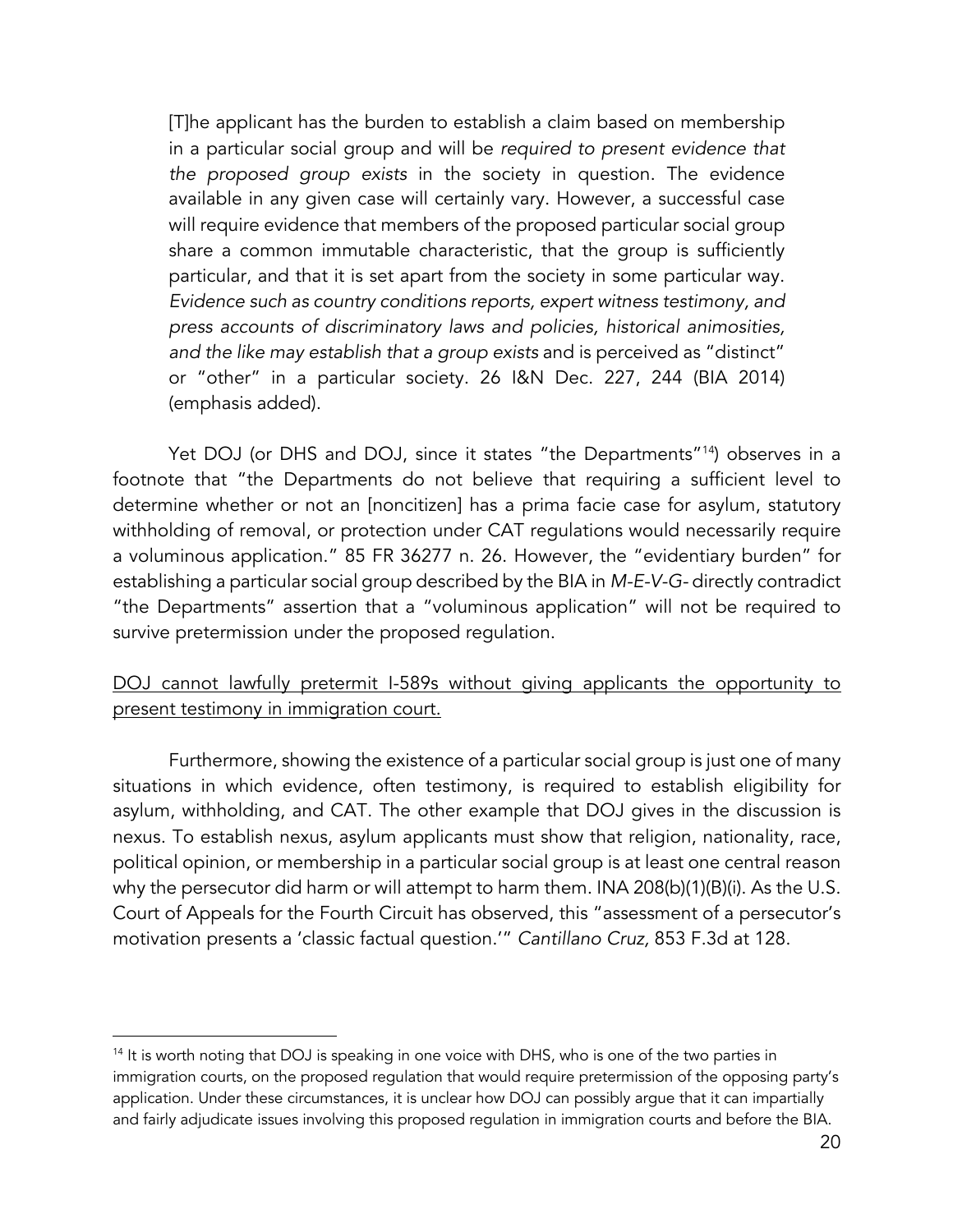> [T]he applicant has the burden to establish a claim based on membership in a particular social group and will be *required to present evidence that the proposed group exists* in the society in question. The evidence available in any given case will certainly vary. However, a successful case will require evidence that members of the proposed particular social group share a common immutable characteristic, that the group is sufficiently particular, and that it is set apart from the society in some particular way. *Evidence such as country conditions reports, expert witness testimony, and press accounts of discriminatory laws and policies, historical animosities, and the like may establish that a group exists* and is perceived as "distinct" or "other" in a particular society. 26 I&N Dec. 227, 244 (BIA 2014) (emphasis added).

Yet DOJ (or DHS and DOJ, since it states "the Departments"[14]) observes in a footnote that "the Departments do not believe that requiring a sufficient level to determine whether or not an [noncitizen] has a prima facie case for asylum, statutory withholding of removal, or protection under CAT regulations would necessarily require a voluminous application." 85 FR 36277 n. 26. However, the "evidentiary burden" for establishing a particular social group described by the BIA in *M-E-V-G-* directly contradict "the Departments" assertion that a "voluminous application" will not be required to survive pretermission under the proposed regulation.

<u>DOJ cannot lawfully pretermit I-589s without giving applicants the opportunity to present testimony in immigration court.</u>

Furthermore, showing the existence of a particular social group is just one of many situations in which evidence, often testimony, is required to establish eligibility for asylum, withholding, and CAT. The other example that DOJ gives in the discussion is nexus. To establish nexus, asylum applicants must show that religion, nationality, race, political opinion, or membership in a particular social group is at least one central reason why the persecutor did harm or will attempt to harm them. INA 208(b)(1)(B)(i). As the U.S. Court of Appeals for the Fourth Circuit has observed, this "assessment of a persecutor's motivation presents a 'classic factual question.'" *Cantillano Cruz,* 853 F.3d at 128.

---

[14] It is worth noting that DOJ is speaking in one voice with DHS, who is one of the two parties in immigration courts, on the proposed regulation that would require pretermission of the opposing party's application. Under these circumstances, it is unclear how DOJ can possibly argue that it can impartially and fairly adjudicate issues involving this proposed regulation in immigration courts and before the BIA.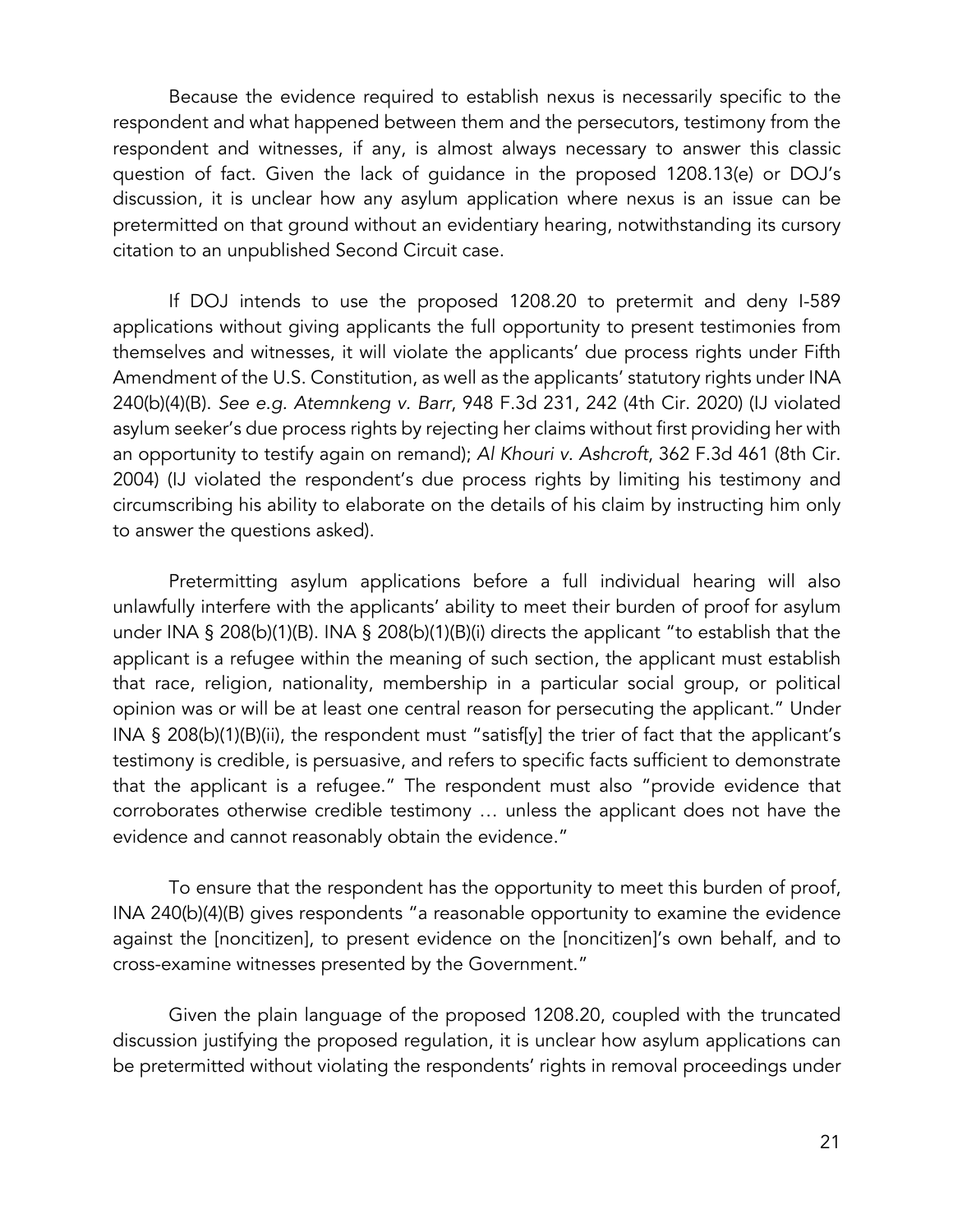Because the evidence required to establish nexus is necessarily specific to the respondent and what happened between them and the persecutors, testimony from the respondent and witnesses, if any, is almost always necessary to answer this classic question of fact. Given the lack of guidance in the proposed 1208.13(e) or DOJ's discussion, it is unclear how any asylum application where nexus is an issue can be pretermitted on that ground without an evidentiary hearing, notwithstanding its cursory citation to an unpublished Second Circuit case.

If DOJ intends to use the proposed 1208.20 to pretermit and deny I-589 applications without giving applicants the full opportunity to present testimonies from themselves and witnesses, it will violate the applicants' due process rights under Fifth Amendment of the U.S. Constitution, as well as the applicants' statutory rights under INA 240(b)(4)(B). *See e.g. Atemnkeng v. Barr*, 948 F.3d 231, 242 (4th Cir. 2020) (IJ violated asylum seeker's due process rights by rejecting her claims without first providing her with an opportunity to testify again on remand); *Al Khouri v. Ashcroft*, 362 F.3d 461 (8th Cir. 2004) (IJ violated the respondent's due process rights by limiting his testimony and circumscribing his ability to elaborate on the details of his claim by instructing him only to answer the questions asked).

Pretermitting asylum applications before a full individual hearing will also unlawfully interfere with the applicants' ability to meet their burden of proof for asylum under INA § 208(b)(1)(B). INA § 208(b)(1)(B)(i) directs the applicant "to establish that the applicant is a refugee within the meaning of such section, the applicant must establish that race, religion, nationality, membership in a particular social group, or political opinion was or will be at least one central reason for persecuting the applicant." Under INA § 208(b)(1)(B)(ii), the respondent must "satisf[y] the trier of fact that the applicant's testimony is credible, is persuasive, and refers to specific facts sufficient to demonstrate that the applicant is a refugee." The respondent must also "provide evidence that corroborates otherwise credible testimony … unless the applicant does not have the evidence and cannot reasonably obtain the evidence."

To ensure that the respondent has the opportunity to meet this burden of proof, INA 240(b)(4)(B) gives respondents "a reasonable opportunity to examine the evidence against the [noncitizen], to present evidence on the [noncitizen]'s own behalf, and to cross-examine witnesses presented by the Government."

Given the plain language of the proposed 1208.20, coupled with the truncated discussion justifying the proposed regulation, it is unclear how asylum applications can be pretermitted without violating the respondents' rights in removal proceedings under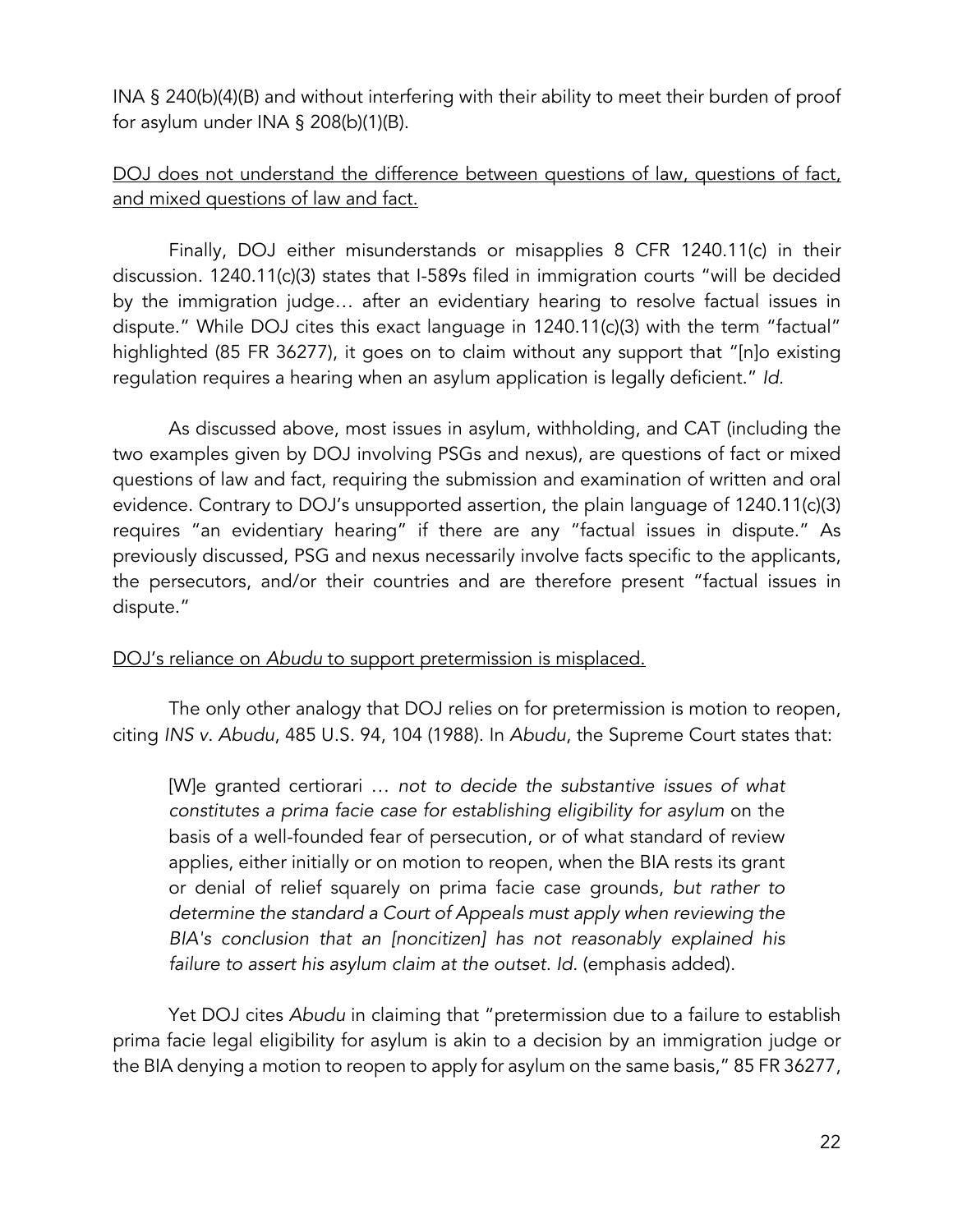INA § 240(b)(4)(B) and without interfering with their ability to meet their burden of proof for asylum under INA § 208(b)(1)(B).

<u>DOJ does not understand the difference between questions of law, questions of fact, and mixed questions of law and fact.</u>

Finally, DOJ either misunderstands or misapplies 8 CFR 1240.11(c) in their discussion. 1240.11(c)(3) states that I-589s filed in immigration courts "will be decided by the immigration judge… after an evidentiary hearing to resolve factual issues in dispute." While DOJ cites this exact language in 1240.11(c)(3) with the term "factual" highlighted (85 FR 36277), it goes on to claim without any support that "[n]o existing regulation requires a hearing when an asylum application is legally deficient." *Id.*

As discussed above, most issues in asylum, withholding, and CAT (including the two examples given by DOJ involving PSGs and nexus), are questions of fact or mixed questions of law and fact, requiring the submission and examination of written and oral evidence. Contrary to DOJ's unsupported assertion, the plain language of 1240.11(c)(3) requires "an evidentiary hearing" if there are any "factual issues in dispute." As previously discussed, PSG and nexus necessarily involve facts specific to the applicants, the persecutors, and/or their countries and are therefore present "factual issues in dispute."

<u>DOJ's reliance on *Abudu* to support pretermission is misplaced.</u>

The only other analogy that DOJ relies on for pretermission is motion to reopen, citing *INS v. Abudu*, 485 U.S. 94, 104 (1988). In *Abudu*, the Supreme Court states that:

> [W]e granted certiorari … *not to decide the substantive issues of what constitutes a prima facie case for establishing eligibility for asylum* on the basis of a well-founded fear of persecution, or of what standard of review applies, either initially or on motion to reopen, when the BIA rests its grant or denial of relief squarely on prima facie case grounds, *but rather to determine the standard a Court of Appeals must apply when reviewing the BIA's conclusion that an [noncitizen] has not reasonably explained his failure to assert his asylum claim at the outset. Id.* (emphasis added).

Yet DOJ cites *Abudu* in claiming that "pretermission due to a failure to establish prima facie legal eligibility for asylum is akin to a decision by an immigration judge or the BIA denying a motion to reopen to apply for asylum on the same basis," 85 FR 36277,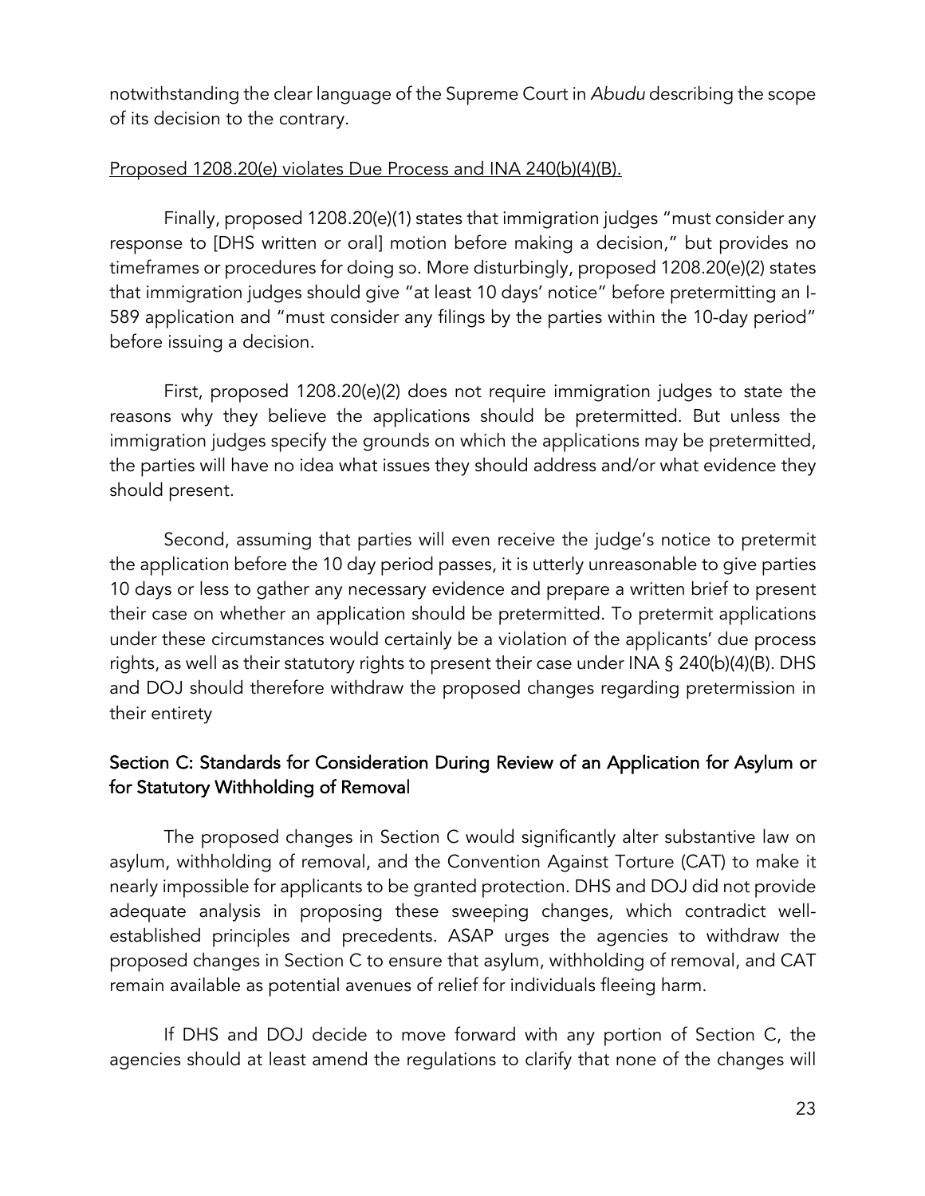notwithstanding the clear language of the Supreme Court in *Abudu* describing the scope of its decision to the contrary.

<u>Proposed 1208.20(e) violates Due Process and INA 240(b)(4)(B).</u>

Finally, proposed 1208.20(e)(1) states that immigration judges "must consider any response to [DHS written or oral] motion before making a decision," but provides no timeframes or procedures for doing so. More disturbingly, proposed 1208.20(e)(2) states that immigration judges should give "at least 10 days' notice" before pretermitting an I-589 application and "must consider any filings by the parties within the 10-day period" before issuing a decision.

First, proposed 1208.20(e)(2) does not require immigration judges to state the reasons why they believe the applications should be pretermitted. But unless the immigration judges specify the grounds on which the applications may be pretermitted, the parties will have no idea what issues they should address and/or what evidence they should present.

Second, assuming that parties will even receive the judge's notice to pretermit the application before the 10 day period passes, it is utterly unreasonable to give parties 10 days or less to gather any necessary evidence and prepare a written brief to present their case on whether an application should be pretermitted. To pretermit applications under these circumstances would certainly be a violation of the applicants' due process rights, as well as their statutory rights to present their case under INA § 240(b)(4)(B). DHS and DOJ should therefore withdraw the proposed changes regarding pretermission in their entirety

### Section C: Standards for Consideration During Review of an Application for Asylum or for Statutory Withholding of Removal

The proposed changes in Section C would significantly alter substantive law on asylum, withholding of removal, and the Convention Against Torture (CAT) to make it nearly impossible for applicants to be granted protection. DHS and DOJ did not provide adequate analysis in proposing these sweeping changes, which contradict well-established principles and precedents. ASAP urges the agencies to withdraw the proposed changes in Section C to ensure that asylum, withholding of removal, and CAT remain available as potential avenues of relief for individuals fleeing harm.

If DHS and DOJ decide to move forward with any portion of Section C, the agencies should at least amend the regulations to clarify that none of the changes will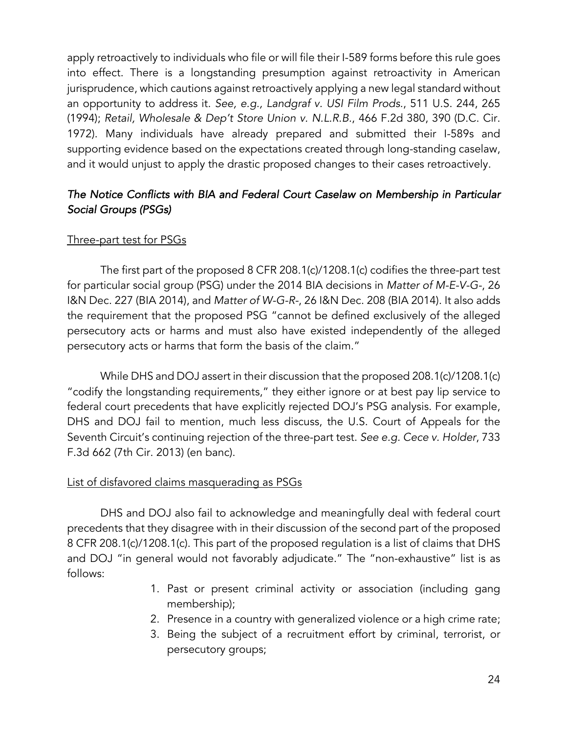apply retroactively to individuals who file or will file their I-589 forms before this rule goes into effect. There is a longstanding presumption against retroactivity in American jurisprudence, which cautions against retroactively applying a new legal standard without an opportunity to address it. *See, e.g., Landgraf v. USI Film Prods.*, 511 U.S. 244, 265 (1994); *Retail, Wholesale & Dep't Store Union v. N.L.R.B.*, 466 F.2d 380, 390 (D.C. Cir. 1972). Many individuals have already prepared and submitted their I-589s and supporting evidence based on the expectations created through long-standing caselaw, and it would unjust to apply the drastic proposed changes to their cases retroactively.

### *The Notice Conflicts with BIA and Federal Court Caselaw on Membership in Particular Social Groups (PSGs)*

<u>Three-part test for PSGs</u>

The first part of the proposed 8 CFR 208.1(c)/1208.1(c) codifies the three-part test for particular social group (PSG) under the 2014 BIA decisions in *Matter of M-E-V-G-*, 26 I&N Dec. 227 (BIA 2014), and *Matter of W-G-R-*, 26 I&N Dec. 208 (BIA 2014). It also adds the requirement that the proposed PSG "cannot be defined exclusively of the alleged persecutory acts or harms and must also have existed independently of the alleged persecutory acts or harms that form the basis of the claim."

While DHS and DOJ assert in their discussion that the proposed 208.1(c)/1208.1(c) "codify the longstanding requirements," they either ignore or at best pay lip service to federal court precedents that have explicitly rejected DOJ's PSG analysis. For example, DHS and DOJ fail to mention, much less discuss, the U.S. Court of Appeals for the Seventh Circuit's continuing rejection of the three-part test. *See e.g. Cece v. Holder*, 733 F.3d 662 (7th Cir. 2013) (en banc).

<u>List of disfavored claims masquerading as PSGs</u>

DHS and DOJ also fail to acknowledge and meaningfully deal with federal court precedents that they disagree with in their discussion of the second part of the proposed 8 CFR 208.1(c)/1208.1(c). This part of the proposed regulation is a list of claims that DHS and DOJ "in general would not favorably adjudicate." The "non-exhaustive" list is as follows:

1. Past or present criminal activity or association (including gang membership);
2. Presence in a country with generalized violence or a high crime rate;
3. Being the subject of a recruitment effort by criminal, terrorist, or persecutory groups;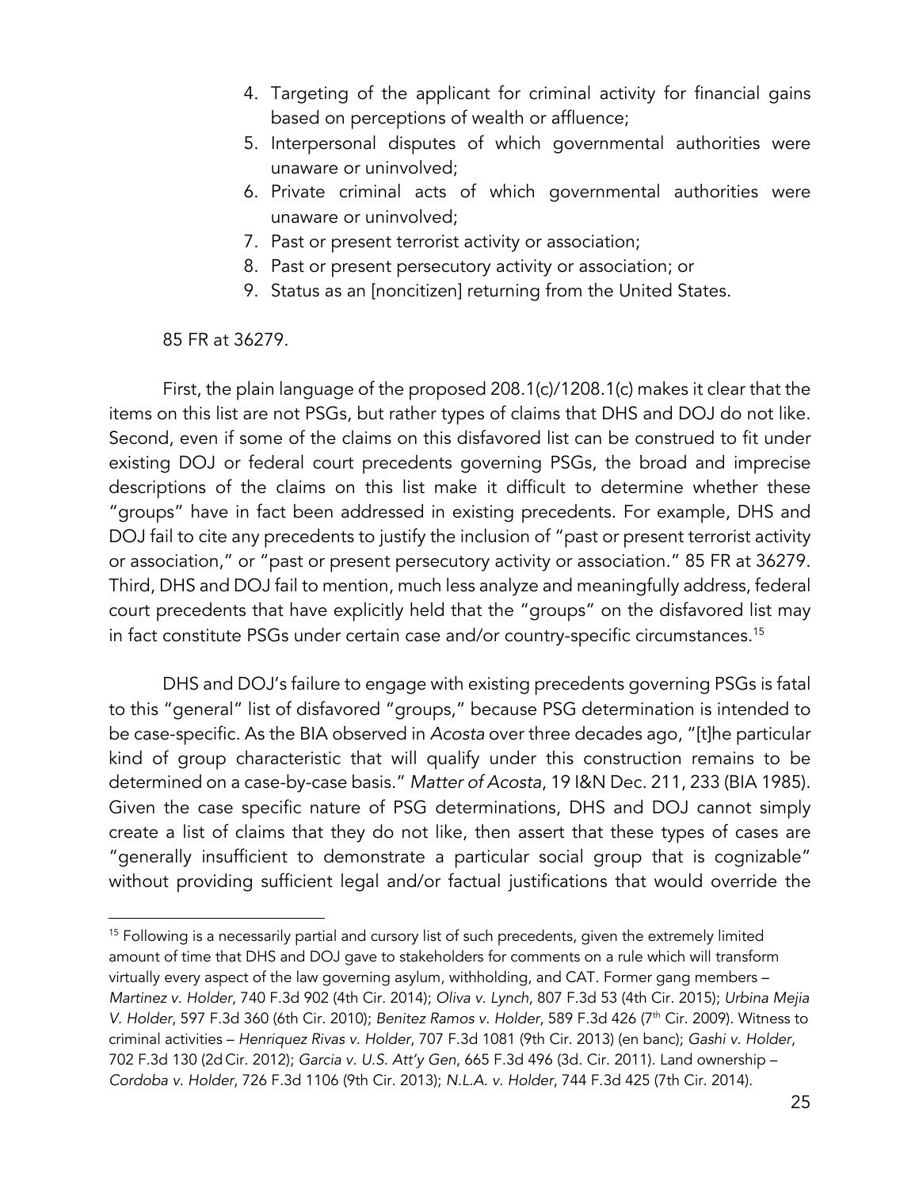4. Targeting of the applicant for criminal activity for financial gains based on perceptions of wealth or affluence;
5. Interpersonal disputes of which governmental authorities were unaware or uninvolved;
6. Private criminal acts of which governmental authorities were unaware or uninvolved;
7. Past or present terrorist activity or association;
8. Past or present persecutory activity or association; or
9. Status as an [noncitizen] returning from the United States.

85 FR at 36279.

First, the plain language of the proposed 208.1(c)/1208.1(c) makes it clear that the items on this list are not PSGs, but rather types of claims that DHS and DOJ do not like. Second, even if some of the claims on this disfavored list can be construed to fit under existing DOJ or federal court precedents governing PSGs, the broad and imprecise descriptions of the claims on this list make it difficult to determine whether these "groups" have in fact been addressed in existing precedents. For example, DHS and DOJ fail to cite any precedents to justify the inclusion of "past or present terrorist activity or association," or "past or present persecutory activity or association." 85 FR at 36279. Third, DHS and DOJ fail to mention, much less analyze and meaningfully address, federal court precedents that have explicitly held that the "groups" on the disfavored list may in fact constitute PSGs under certain case and/or country-specific circumstances.[15]

DHS and DOJ's failure to engage with existing precedents governing PSGs is fatal to this "general" list of disfavored "groups," because PSG determination is intended to be case-specific. As the BIA observed in *Acosta* over three decades ago, "[t]he particular kind of group characteristic that will qualify under this construction remains to be determined on a case-by-case basis." *Matter of Acosta*, 19 I&N Dec. 211, 233 (BIA 1985). Given the case specific nature of PSG determinations, DHS and DOJ cannot simply create a list of claims that they do not like, then assert that these types of cases are "generally insufficient to demonstrate a particular social group that is cognizable" without providing sufficient legal and/or factual justifications that would override the

---

[15] Following is a necessarily partial and cursory list of such precedents, given the extremely limited amount of time that DHS and DOJ gave to stakeholders for comments on a rule which will transform virtually every aspect of the law governing asylum, withholding, and CAT. Former gang members – *Martinez v. Holder*, 740 F.3d 902 (4th Cir. 2014); *Oliva v. Lynch*, 807 F.3d 53 (4th Cir. 2015); *Urbina Mejia V. Holder*, 597 F.3d 360 (6th Cir. 2010); *Benitez Ramos v. Holder*, 589 F.3d 426 (7th Cir. 2009). Witness to criminal activities – *Henriquez Rivas v. Holder*, 707 F.3d 1081 (9th Cir. 2013) (en banc); *Gashi v. Holder*, 702 F.3d 130 (2d Cir. 2012); *Garcia v. U.S. Att'y Gen*, 665 F.3d 496 (3d. Cir. 2011). Land ownership – *Cordoba v. Holder*, 726 F.3d 1106 (9th Cir. 2013); *N.L.A. v. Holder*, 744 F.3d 425 (7th Cir. 2014).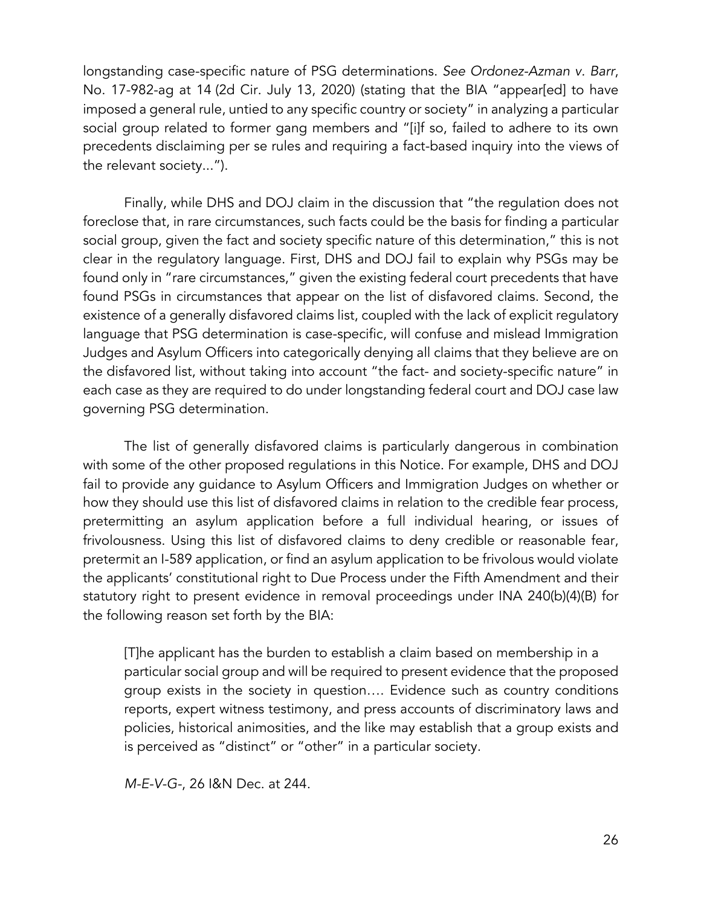longstanding case-specific nature of PSG determinations. *See Ordonez-Azman v. Barr*, No. 17-982-ag at 14 (2d Cir. July 13, 2020) (stating that the BIA "appear[ed] to have imposed a general rule, untied to any specific country or society" in analyzing a particular social group related to former gang members and "[i]f so, failed to adhere to its own precedents disclaiming per se rules and requiring a fact-based inquiry into the views of the relevant society...").

Finally, while DHS and DOJ claim in the discussion that "the regulation does not foreclose that, in rare circumstances, such facts could be the basis for finding a particular social group, given the fact and society specific nature of this determination," this is not clear in the regulatory language. First, DHS and DOJ fail to explain why PSGs may be found only in "rare circumstances," given the existing federal court precedents that have found PSGs in circumstances that appear on the list of disfavored claims. Second, the existence of a generally disfavored claims list, coupled with the lack of explicit regulatory language that PSG determination is case-specific, will confuse and mislead Immigration Judges and Asylum Officers into categorically denying all claims that they believe are on the disfavored list, without taking into account "the fact- and society-specific nature" in each case as they are required to do under longstanding federal court and DOJ case law governing PSG determination.

The list of generally disfavored claims is particularly dangerous in combination with some of the other proposed regulations in this Notice. For example, DHS and DOJ fail to provide any guidance to Asylum Officers and Immigration Judges on whether or how they should use this list of disfavored claims in relation to the credible fear process, pretermitting an asylum application before a full individual hearing, or issues of frivolousness. Using this list of disfavored claims to deny credible or reasonable fear, pretermit an I-589 application, or find an asylum application to be frivolous would violate the applicants' constitutional right to Due Process under the Fifth Amendment and their statutory right to present evidence in removal proceedings under INA 240(b)(4)(B) for the following reason set forth by the BIA:

> [T]he applicant has the burden to establish a claim based on membership in a particular social group and will be required to present evidence that the proposed group exists in the society in question.... Evidence such as country conditions reports, expert witness testimony, and press accounts of discriminatory laws and policies, historical animosities, and the like may establish that a group exists and is perceived as "distinct" or "other" in a particular society.
>
> *M-E-V-G-*, 26 I&N Dec. at 244.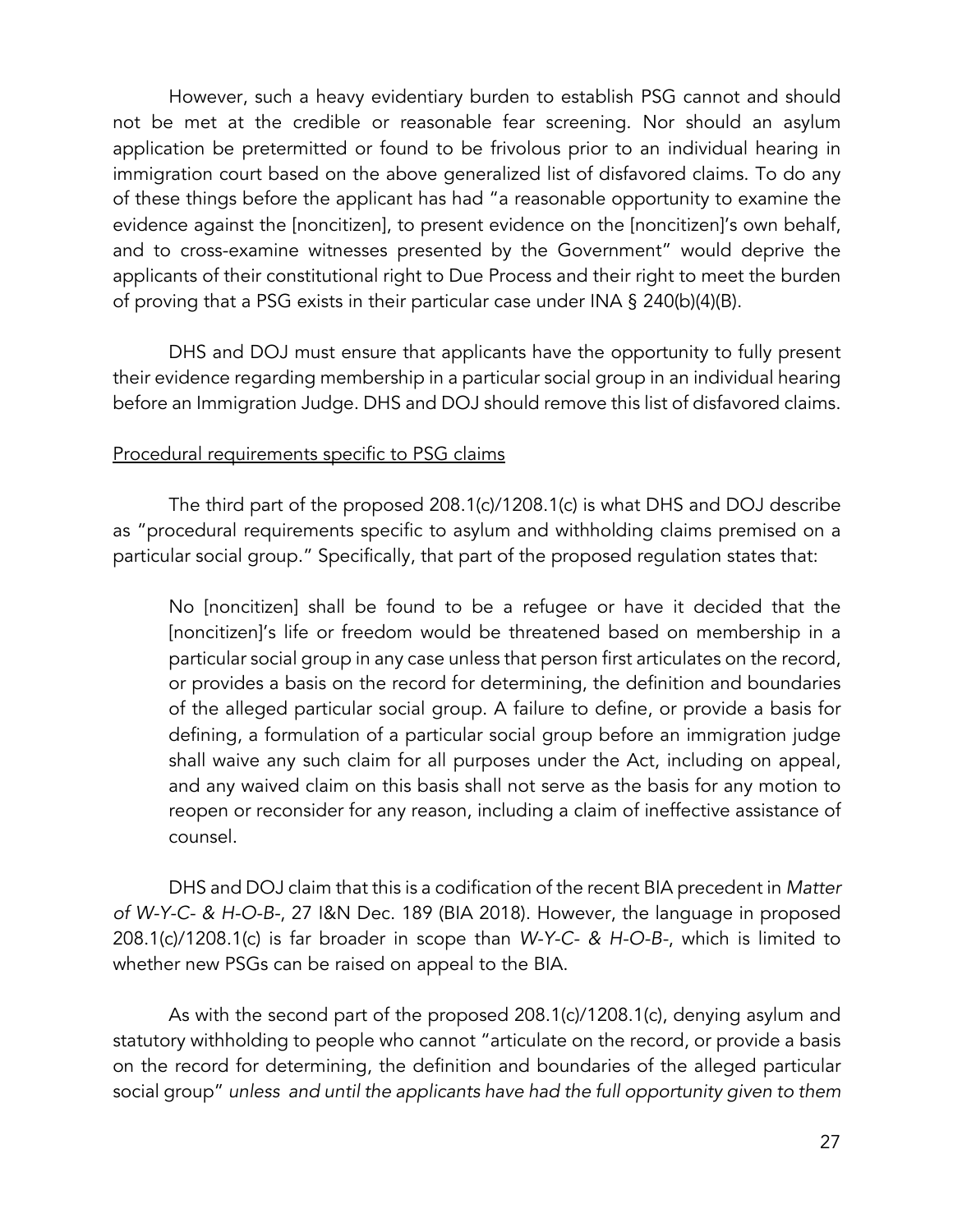However, such a heavy evidentiary burden to establish PSG cannot and should not be met at the credible or reasonable fear screening. Nor should an asylum application be pretermitted or found to be frivolous prior to an individual hearing in immigration court based on the above generalized list of disfavored claims. To do any of these things before the applicant has had "a reasonable opportunity to examine the evidence against the [noncitizen], to present evidence on the [noncitizen]'s own behalf, and to cross-examine witnesses presented by the Government" would deprive the applicants of their constitutional right to Due Process and their right to meet the burden of proving that a PSG exists in their particular case under INA § 240(b)(4)(B).

DHS and DOJ must ensure that applicants have the opportunity to fully present their evidence regarding membership in a particular social group in an individual hearing before an Immigration Judge. DHS and DOJ should remove this list of disfavored claims.

<u>Procedural requirements specific to PSG claims</u>

The third part of the proposed 208.1(c)/1208.1(c) is what DHS and DOJ describe as "procedural requirements specific to asylum and withholding claims premised on a particular social group." Specifically, that part of the proposed regulation states that:

> No [noncitizen] shall be found to be a refugee or have it decided that the [noncitizen]'s life or freedom would be threatened based on membership in a particular social group in any case unless that person first articulates on the record, or provides a basis on the record for determining, the definition and boundaries of the alleged particular social group. A failure to define, or provide a basis for defining, a formulation of a particular social group before an immigration judge shall waive any such claim for all purposes under the Act, including on appeal, and any waived claim on this basis shall not serve as the basis for any motion to reopen or reconsider for any reason, including a claim of ineffective assistance of counsel.

DHS and DOJ claim that this is a codification of the recent BIA precedent in *Matter of W-Y-C- & H-O-B-*, 27 I&N Dec. 189 (BIA 2018). However, the language in proposed 208.1(c)/1208.1(c) is far broader in scope than *W-Y-C- & H-O-B-*, which is limited to whether new PSGs can be raised on appeal to the BIA.

As with the second part of the proposed 208.1(c)/1208.1(c), denying asylum and statutory withholding to people who cannot "articulate on the record, or provide a basis on the record for determining, the definition and boundaries of the alleged particular social group" *unless and until the applicants have had the full opportunity given to them*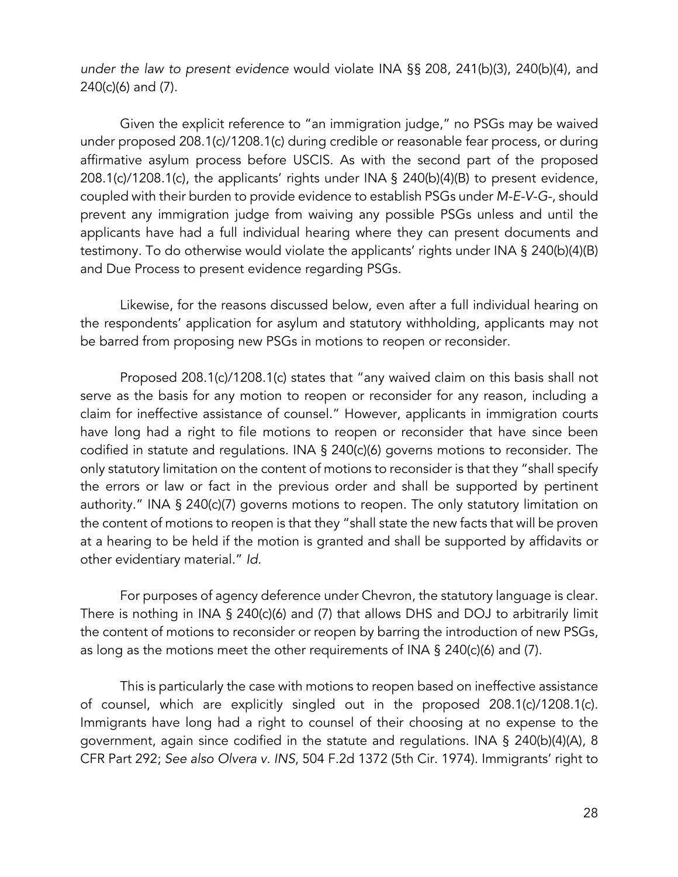*under the law to present evidence* would violate INA §§ 208, 241(b)(3), 240(b)(4), and 240(c)(6) and (7).

Given the explicit reference to "an immigration judge," no PSGs may be waived under proposed 208.1(c)/1208.1(c) during credible or reasonable fear process, or during affirmative asylum process before USCIS. As with the second part of the proposed 208.1(c)/1208.1(c), the applicants' rights under INA § 240(b)(4)(B) to present evidence, coupled with their burden to provide evidence to establish PSGs under *M-E-V-G-*, should prevent any immigration judge from waiving any possible PSGs unless and until the applicants have had a full individual hearing where they can present documents and testimony. To do otherwise would violate the applicants' rights under INA § 240(b)(4)(B) and Due Process to present evidence regarding PSGs.

Likewise, for the reasons discussed below, even after a full individual hearing on the respondents' application for asylum and statutory withholding, applicants may not be barred from proposing new PSGs in motions to reopen or reconsider.

Proposed 208.1(c)/1208.1(c) states that "any waived claim on this basis shall not serve as the basis for any motion to reopen or reconsider for any reason, including a claim for ineffective assistance of counsel." However, applicants in immigration courts have long had a right to file motions to reopen or reconsider that have since been codified in statute and regulations. INA § 240(c)(6) governs motions to reconsider. The only statutory limitation on the content of motions to reconsider is that they "shall specify the errors or law or fact in the previous order and shall be supported by pertinent authority." INA § 240(c)(7) governs motions to reopen. The only statutory limitation on the content of motions to reopen is that they "shall state the new facts that will be proven at a hearing to be held if the motion is granted and shall be supported by affidavits or other evidentiary material." *Id.*

For purposes of agency deference under Chevron, the statutory language is clear. There is nothing in INA § 240(c)(6) and (7) that allows DHS and DOJ to arbitrarily limit the content of motions to reconsider or reopen by barring the introduction of new PSGs, as long as the motions meet the other requirements of INA § 240(c)(6) and (7).

This is particularly the case with motions to reopen based on ineffective assistance of counsel, which are explicitly singled out in the proposed 208.1(c)/1208.1(c). Immigrants have long had a right to counsel of their choosing at no expense to the government, again since codified in the statute and regulations. INA § 240(b)(4)(A), 8 CFR Part 292; *See also Olvera v. INS*, 504 F.2d 1372 (5th Cir. 1974). Immigrants' right to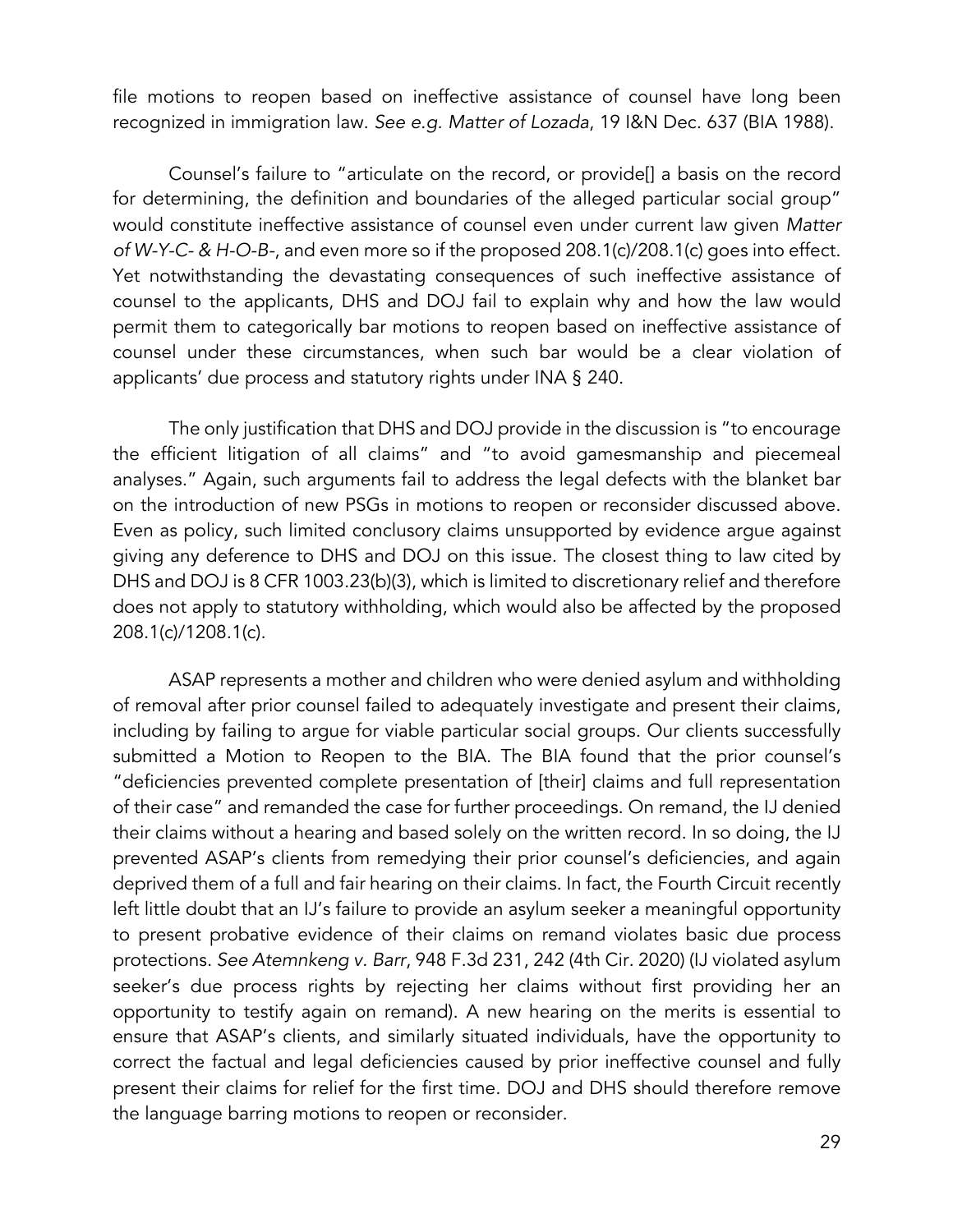file motions to reopen based on ineffective assistance of counsel have long been recognized in immigration law. *See e.g. Matter of Lozada*, 19 I&N Dec. 637 (BIA 1988).

Counsel's failure to "articulate on the record, or provide[] a basis on the record for determining, the definition and boundaries of the alleged particular social group" would constitute ineffective assistance of counsel even under current law given *Matter of W-Y-C- & H-O-B-*, and even more so if the proposed 208.1(c)/208.1(c) goes into effect. Yet notwithstanding the devastating consequences of such ineffective assistance of counsel to the applicants, DHS and DOJ fail to explain why and how the law would permit them to categorically bar motions to reopen based on ineffective assistance of counsel under these circumstances, when such bar would be a clear violation of applicants' due process and statutory rights under INA § 240.

The only justification that DHS and DOJ provide in the discussion is "to encourage the efficient litigation of all claims" and "to avoid gamesmanship and piecemeal analyses." Again, such arguments fail to address the legal defects with the blanket bar on the introduction of new PSGs in motions to reopen or reconsider discussed above. Even as policy, such limited conclusory claims unsupported by evidence argue against giving any deference to DHS and DOJ on this issue. The closest thing to law cited by DHS and DOJ is 8 CFR 1003.23(b)(3), which is limited to discretionary relief and therefore does not apply to statutory withholding, which would also be affected by the proposed 208.1(c)/1208.1(c).

ASAP represents a mother and children who were denied asylum and withholding of removal after prior counsel failed to adequately investigate and present their claims, including by failing to argue for viable particular social groups. Our clients successfully submitted a Motion to Reopen to the BIA. The BIA found that the prior counsel's "deficiencies prevented complete presentation of [their] claims and full representation of their case" and remanded the case for further proceedings. On remand, the IJ denied their claims without a hearing and based solely on the written record. In so doing, the IJ prevented ASAP's clients from remedying their prior counsel's deficiencies, and again deprived them of a full and fair hearing on their claims. In fact, the Fourth Circuit recently left little doubt that an IJ's failure to provide an asylum seeker a meaningful opportunity to present probative evidence of their claims on remand violates basic due process protections. *See Atemnkeng v. Barr*, 948 F.3d 231, 242 (4th Cir. 2020) (IJ violated asylum seeker's due process rights by rejecting her claims without first providing her an opportunity to testify again on remand). A new hearing on the merits is essential to ensure that ASAP's clients, and similarly situated individuals, have the opportunity to correct the factual and legal deficiencies caused by prior ineffective counsel and fully present their claims for relief for the first time. DOJ and DHS should therefore remove the language barring motions to reopen or reconsider.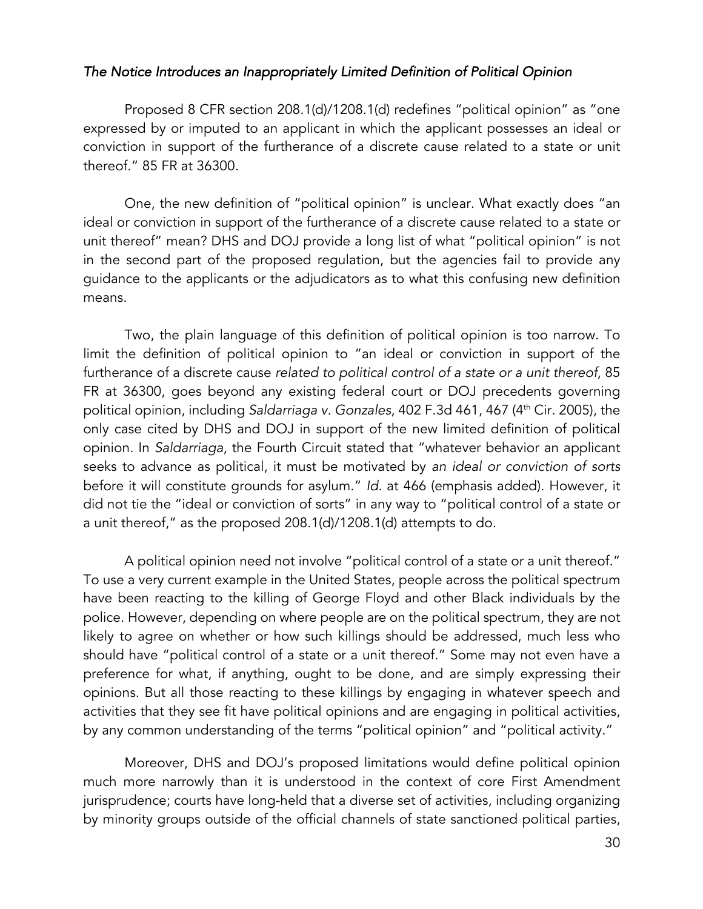### *The Notice Introduces an Inappropriately Limited Definition of Political Opinion*

Proposed 8 CFR section 208.1(d)/1208.1(d) redefines "political opinion" as "one expressed by or imputed to an applicant in which the applicant possesses an ideal or conviction in support of the furtherance of a discrete cause related to a state or unit thereof." 85 FR at 36300.

One, the new definition of "political opinion" is unclear. What exactly does "an ideal or conviction in support of the furtherance of a discrete cause related to a state or unit thereof" mean? DHS and DOJ provide a long list of what "political opinion" is not in the second part of the proposed regulation, but the agencies fail to provide any guidance to the applicants or the adjudicators as to what this confusing new definition means.

Two, the plain language of this definition of political opinion is too narrow. To limit the definition of political opinion to "an ideal or conviction in support of the furtherance of a discrete cause *related to political control of a state or a unit thereof*, 85 FR at 36300, goes beyond any existing federal court or DOJ precedents governing political opinion, including *Saldarriaga v. Gonzales*, 402 F.3d 461, 467 (4th Cir. 2005), the only case cited by DHS and DOJ in support of the new limited definition of political opinion. In *Saldarriaga*, the Fourth Circuit stated that "whatever behavior an applicant seeks to advance as political, it must be motivated by *an ideal or conviction of sorts* before it will constitute grounds for asylum." *Id.* at 466 (emphasis added). However, it did not tie the "ideal or conviction of sorts" in any way to "political control of a state or a unit thereof," as the proposed 208.1(d)/1208.1(d) attempts to do.

A political opinion need not involve "political control of a state or a unit thereof." To use a very current example in the United States, people across the political spectrum have been reacting to the killing of George Floyd and other Black individuals by the police. However, depending on where people are on the political spectrum, they are not likely to agree on whether or how such killings should be addressed, much less who should have "political control of a state or a unit thereof." Some may not even have a preference for what, if anything, ought to be done, and are simply expressing their opinions. But all those reacting to these killings by engaging in whatever speech and activities that they see fit have political opinions and are engaging in political activities, by any common understanding of the terms "political opinion" and "political activity."

Moreover, DHS and DOJ's proposed limitations would define political opinion much more narrowly than it is understood in the context of core First Amendment jurisprudence; courts have long-held that a diverse set of activities, including organizing by minority groups outside of the official channels of state sanctioned political parties,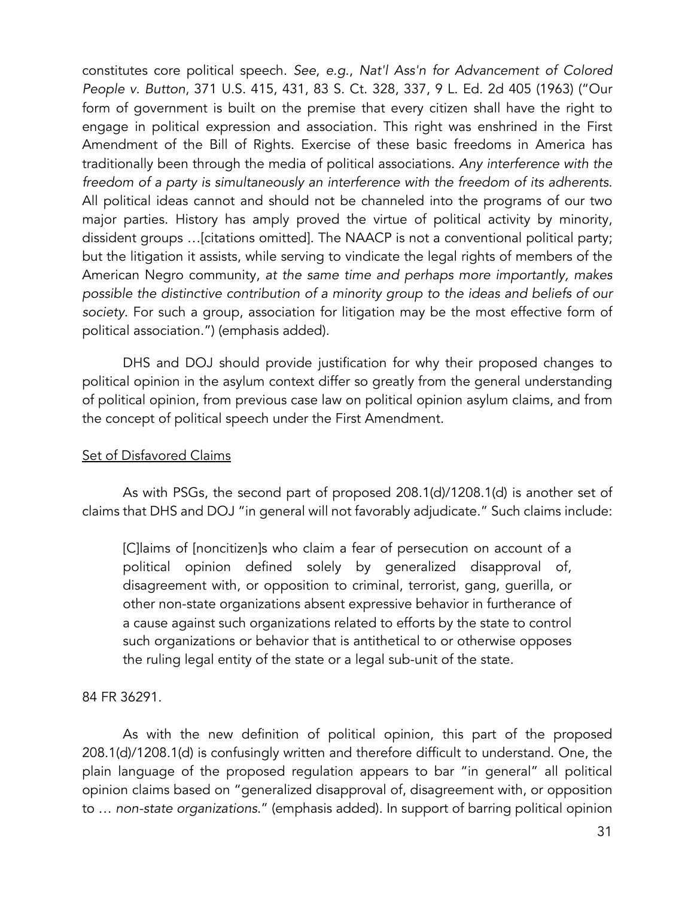constitutes core political speech. *See, e.g.*, *Nat'l Ass'n for Advancement of Colored People v. Button*, 371 U.S. 415, 431, 83 S. Ct. 328, 337, 9 L. Ed. 2d 405 (1963) ("Our form of government is built on the premise that every citizen shall have the right to engage in political expression and association. This right was enshrined in the First Amendment of the Bill of Rights. Exercise of these basic freedoms in America has traditionally been through the media of political associations. *Any interference with the freedom of a party is simultaneously an interference with the freedom of its adherents.* All political ideas cannot and should not be channeled into the programs of our two major parties. History has amply proved the virtue of political activity by minority, dissident groups …[citations omitted]. The NAACP is not a conventional political party; but the litigation it assists, while serving to vindicate the legal rights of members of the American Negro community, *at the same time and perhaps more importantly, makes possible the distinctive contribution of a minority group to the ideas and beliefs of our society.* For such a group, association for litigation may be the most effective form of political association.") (emphasis added).

DHS and DOJ should provide justification for why their proposed changes to political opinion in the asylum context differ so greatly from the general understanding of political opinion, from previous case law on political opinion asylum claims, and from the concept of political speech under the First Amendment.

<u>Set of Disfavored Claims</u>

As with PSGs, the second part of proposed 208.1(d)/1208.1(d) is another set of claims that DHS and DOJ "in general will not favorably adjudicate." Such claims include:

> [C]laims of [noncitizen]s who claim a fear of persecution on account of a political opinion defined solely by generalized disapproval of, disagreement with, or opposition to criminal, terrorist, gang, guerilla, or other non-state organizations absent expressive behavior in furtherance of a cause against such organizations related to efforts by the state to control such organizations or behavior that is antithetical to or otherwise opposes the ruling legal entity of the state or a legal sub-unit of the state.

84 FR 36291.

As with the new definition of political opinion, this part of the proposed 208.1(d)/1208.1(d) is confusingly written and therefore difficult to understand. One, the plain language of the proposed regulation appears to bar "in general" all political opinion claims based on "generalized disapproval of, disagreement with, or opposition to … *non-state organizations*." (emphasis added). In support of barring political opinion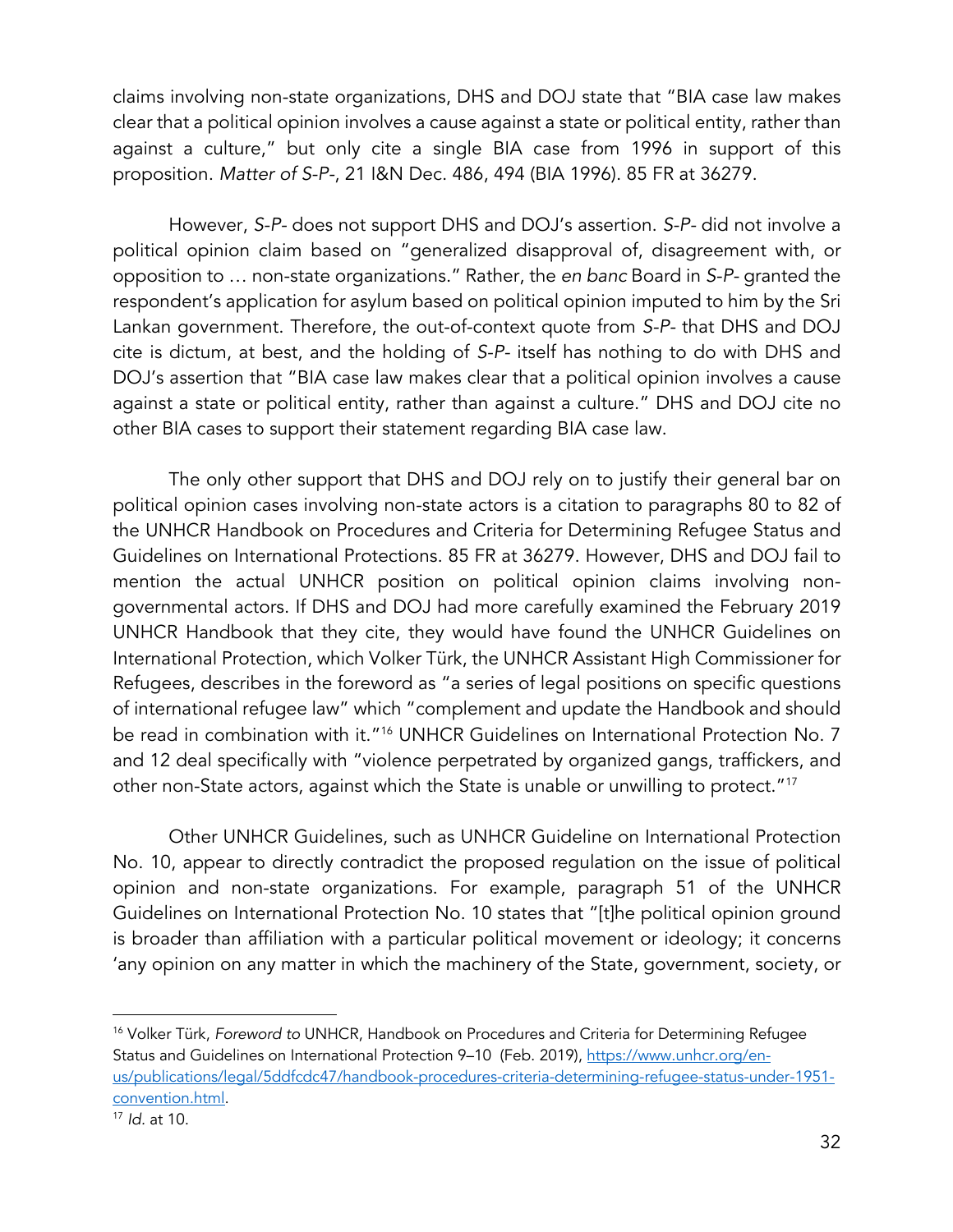claims involving non-state organizations, DHS and DOJ state that "BIA case law makes clear that a political opinion involves a cause against a state or political entity, rather than against a culture," but only cite a single BIA case from 1996 in support of this proposition. *Matter of S-P-*, 21 I&N Dec. 486, 494 (BIA 1996). 85 FR at 36279.

However, *S-P-* does not support DHS and DOJ's assertion. *S-P-* did not involve a political opinion claim based on "generalized disapproval of, disagreement with, or opposition to … non-state organizations." Rather, the *en banc* Board in *S-P-* granted the respondent's application for asylum based on political opinion imputed to him by the Sri Lankan government. Therefore, the out-of-context quote from *S-P-* that DHS and DOJ cite is dictum, at best, and the holding of *S-P-* itself has nothing to do with DHS and DOJ's assertion that "BIA case law makes clear that a political opinion involves a cause against a state or political entity, rather than against a culture." DHS and DOJ cite no other BIA cases to support their statement regarding BIA case law.

The only other support that DHS and DOJ rely on to justify their general bar on political opinion cases involving non-state actors is a citation to paragraphs 80 to 82 of the UNHCR Handbook on Procedures and Criteria for Determining Refugee Status and Guidelines on International Protections. 85 FR at 36279. However, DHS and DOJ fail to mention the actual UNHCR position on political opinion claims involving non-governmental actors. If DHS and DOJ had more carefully examined the February 2019 UNHCR Handbook that they cite, they would have found the UNHCR Guidelines on International Protection, which Volker Türk, the UNHCR Assistant High Commissioner for Refugees, describes in the foreword as "a series of legal positions on specific questions of international refugee law" which "complement and update the Handbook and should be read in combination with it."[16] UNHCR Guidelines on International Protection No. 7 and 12 deal specifically with "violence perpetrated by organized gangs, traffickers, and other non-State actors, against which the State is unable or unwilling to protect."[17]

Other UNHCR Guidelines, such as UNHCR Guideline on International Protection No. 10, appear to directly contradict the proposed regulation on the issue of political opinion and non-state organizations. For example, paragraph 51 of the UNHCR Guidelines on International Protection No. 10 states that "[t]he political opinion ground is broader than affiliation with a particular political movement or ideology; it concerns 'any opinion on any matter in which the machinery of the State, government, society, or

---

[16] Volker Türk, *Foreword to* UNHCR, Handbook on Procedures and Criteria for Determining Refugee Status and Guidelines on International Protection 9–10 (Feb. 2019), https://www.unhcr.org/en-us/publications/legal/5ddfcdc47/handbook-procedures-criteria-determining-refugee-status-under-1951-convention.html.

[17] *Id.* at 10.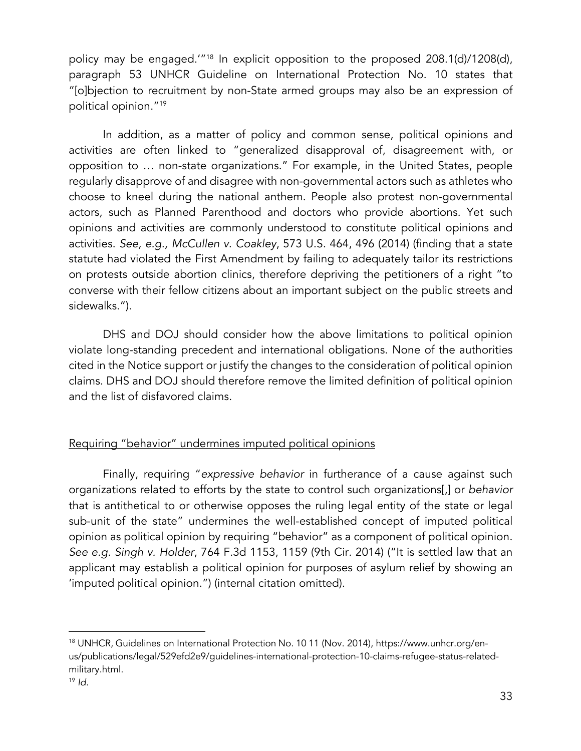policy may be engaged.'"[18] In explicit opposition to the proposed 208.1(d)/1208(d), paragraph 53 UNHCR Guideline on International Protection No. 10 states that "[o]bjection to recruitment by non-State armed groups may also be an expression of political opinion."[19]

In addition, as a matter of policy and common sense, political opinions and activities are often linked to "generalized disapproval of, disagreement with, or opposition to … non-state organizations." For example, in the United States, people regularly disapprove of and disagree with non-governmental actors such as athletes who choose to kneel during the national anthem. People also protest non-governmental actors, such as Planned Parenthood and doctors who provide abortions. Yet such opinions and activities are commonly understood to constitute political opinions and activities. *See, e.g., McCullen v. Coakley*, 573 U.S. 464, 496 (2014) (finding that a state statute had violated the First Amendment by failing to adequately tailor its restrictions on protests outside abortion clinics, therefore depriving the petitioners of a right "to converse with their fellow citizens about an important subject on the public streets and sidewalks.").

DHS and DOJ should consider how the above limitations to political opinion violate long-standing precedent and international obligations. None of the authorities cited in the Notice support or justify the changes to the consideration of political opinion claims. DHS and DOJ should therefore remove the limited definition of political opinion and the list of disfavored claims.

<u>Requiring "behavior" undermines imputed political opinions</u>

Finally, requiring "*expressive behavior* in furtherance of a cause against such organizations related to efforts by the state to control such organizations[,] or *behavior* that is antithetical to or otherwise opposes the ruling legal entity of the state or legal sub-unit of the state" undermines the well-established concept of imputed political opinion as political opinion by requiring "behavior" as a component of political opinion. *See e.g. Singh v. Holder*, 764 F.3d 1153, 1159 (9th Cir. 2014) ("It is settled law that an applicant may establish a political opinion for purposes of asylum relief by showing an 'imputed political opinion.") (internal citation omitted).

---

[18] UNHCR, Guidelines on International Protection No. 10 11 (Nov. 2014), https://www.unhcr.org/en-us/publications/legal/529efd2e9/guidelines-international-protection-10-claims-refugee-status-related-military.html.

[19] *Id.*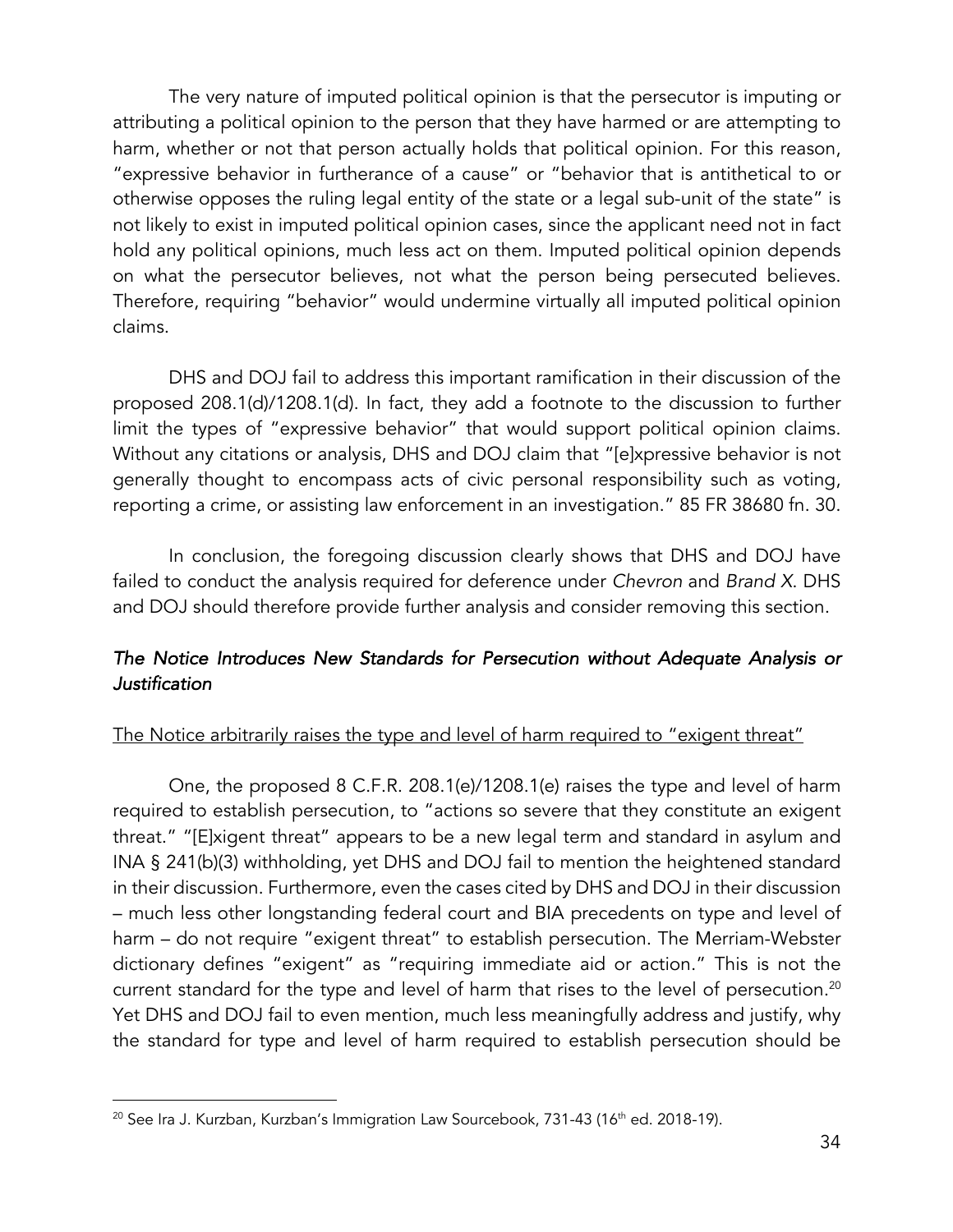The very nature of imputed political opinion is that the persecutor is imputing or attributing a political opinion to the person that they have harmed or are attempting to harm, whether or not that person actually holds that political opinion. For this reason, "expressive behavior in furtherance of a cause" or "behavior that is antithetical to or otherwise opposes the ruling legal entity of the state or a legal sub-unit of the state" is not likely to exist in imputed political opinion cases, since the applicant need not in fact hold any political opinions, much less act on them. Imputed political opinion depends on what the persecutor believes, not what the person being persecuted believes. Therefore, requiring "behavior" would undermine virtually all imputed political opinion claims.

DHS and DOJ fail to address this important ramification in their discussion of the proposed 208.1(d)/1208.1(d). In fact, they add a footnote to the discussion to further limit the types of "expressive behavior" that would support political opinion claims. Without any citations or analysis, DHS and DOJ claim that "[e]xpressive behavior is not generally thought to encompass acts of civic personal responsibility such as voting, reporting a crime, or assisting law enforcement in an investigation." 85 FR 38680 fn. 30.

In conclusion, the foregoing discussion clearly shows that DHS and DOJ have failed to conduct the analysis required for deference under *Chevron* and *Brand X*. DHS and DOJ should therefore provide further analysis and consider removing this section.

### *The Notice Introduces New Standards for Persecution without Adequate Analysis or Justification*

<u>The Notice arbitrarily raises the type and level of harm required to "exigent threat"</u>

One, the proposed 8 C.F.R. 208.1(e)/1208.1(e) raises the type and level of harm required to establish persecution, to "actions so severe that they constitute an exigent threat." "[E]xigent threat" appears to be a new legal term and standard in asylum and INA § 241(b)(3) withholding, yet DHS and DOJ fail to mention the heightened standard in their discussion. Furthermore, even the cases cited by DHS and DOJ in their discussion – much less other longstanding federal court and BIA precedents on type and level of harm – do not require "exigent threat" to establish persecution. The Merriam-Webster dictionary defines "exigent" as "requiring immediate aid or action." This is not the current standard for the type and level of harm that rises to the level of persecution.[20] Yet DHS and DOJ fail to even mention, much less meaningfully address and justify, why the standard for type and level of harm required to establish persecution should be

---

[20] See Ira J. Kurzban, Kurzban's Immigration Law Sourcebook, 731-43 (16th ed. 2018-19).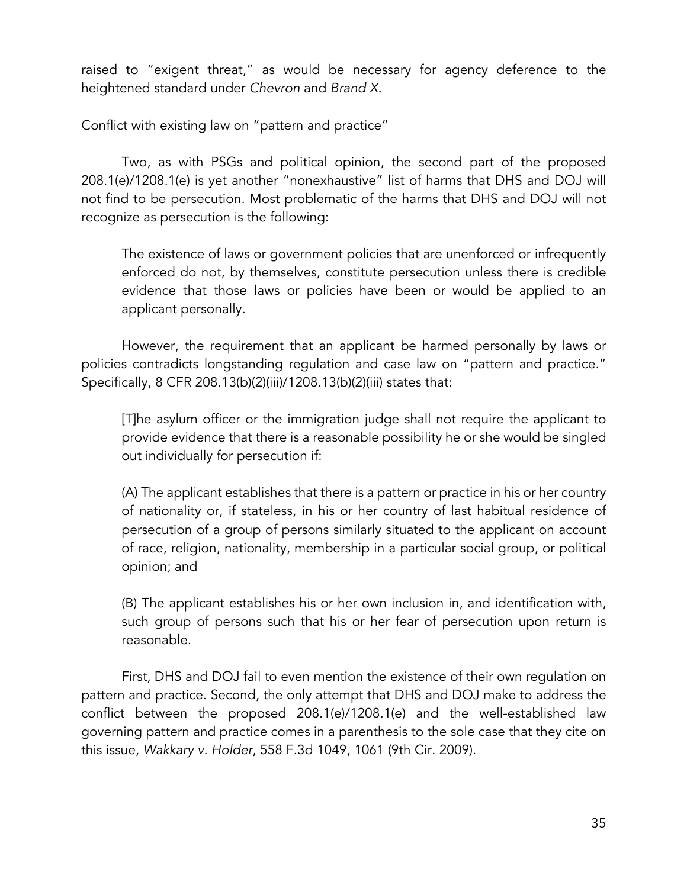raised to "exigent threat," as would be necessary for agency deference to the heightened standard under *Chevron* and *Brand X*.

<u>Conflict with existing law on "pattern and practice"</u>

Two, as with PSGs and political opinion, the second part of the proposed 208.1(e)/1208.1(e) is yet another "nonexhaustive" list of harms that DHS and DOJ will not find to be persecution. Most problematic of the harms that DHS and DOJ will not recognize as persecution is the following:

> The existence of laws or government policies that are unenforced or infrequently enforced do not, by themselves, constitute persecution unless there is credible evidence that those laws or policies have been or would be applied to an applicant personally.

However, the requirement that an applicant be harmed personally by laws or policies contradicts longstanding regulation and case law on "pattern and practice." Specifically, 8 CFR 208.13(b)(2)(iii)/1208.13(b)(2)(iii) states that:

> [T]he asylum officer or the immigration judge shall not require the applicant to provide evidence that there is a reasonable possibility he or she would be singled out individually for persecution if:
>
> (A) The applicant establishes that there is a pattern or practice in his or her country of nationality or, if stateless, in his or her country of last habitual residence of persecution of a group of persons similarly situated to the applicant on account of race, religion, nationality, membership in a particular social group, or political opinion; and
>
> (B) The applicant establishes his or her own inclusion in, and identification with, such group of persons such that his or her fear of persecution upon return is reasonable.

First, DHS and DOJ fail to even mention the existence of their own regulation on pattern and practice. Second, the only attempt that DHS and DOJ make to address the conflict between the proposed 208.1(e)/1208.1(e) and the well-established law governing pattern and practice comes in a parenthesis to the sole case that they cite on this issue, *Wakkary v. Holder*, 558 F.3d 1049, 1061 (9th Cir. 2009).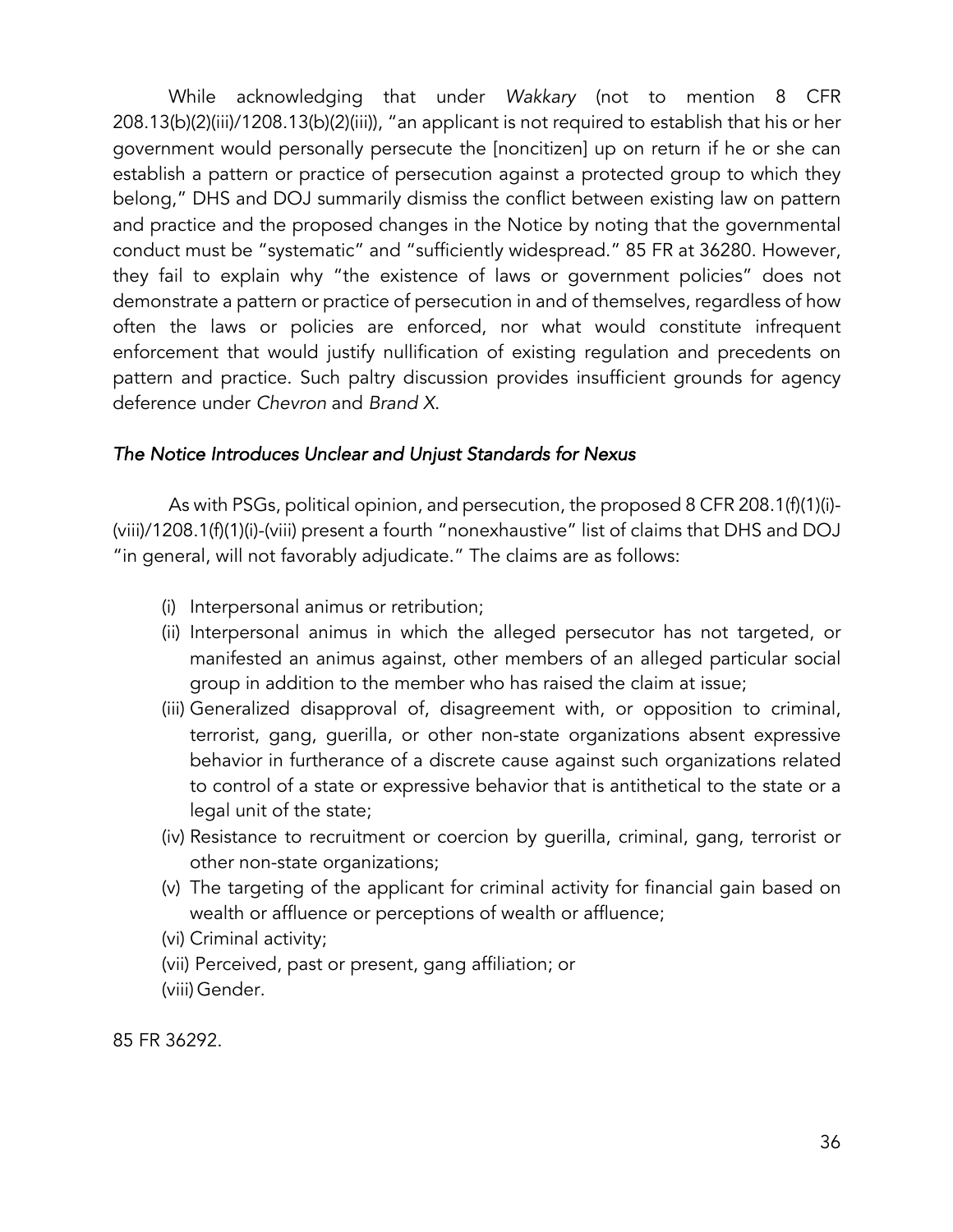While acknowledging that under *Wakkary* (not to mention 8 CFR 208.13(b)(2)(iii)/1208.13(b)(2)(iii)), "an applicant is not required to establish that his or her government would personally persecute the [noncitizen] up on return if he or she can establish a pattern or practice of persecution against a protected group to which they belong," DHS and DOJ summarily dismiss the conflict between existing law on pattern and practice and the proposed changes in the Notice by noting that the governmental conduct must be "systematic" and "sufficiently widespread." 85 FR at 36280. However, they fail to explain why "the existence of laws or government policies" does not demonstrate a pattern or practice of persecution in and of themselves, regardless of how often the laws or policies are enforced, nor what would constitute infrequent enforcement that would justify nullification of existing regulation and precedents on pattern and practice. Such paltry discussion provides insufficient grounds for agency deference under *Chevron* and *Brand X*.

### *The Notice Introduces Unclear and Unjust Standards for Nexus*

As with PSGs, political opinion, and persecution, the proposed 8 CFR 208.1(f)(1)(i)-(viii)/1208.1(f)(1)(i)-(viii) present a fourth "nonexhaustive" list of claims that DHS and DOJ "in general, will not favorably adjudicate." The claims are as follows:

(i) Interpersonal animus or retribution;
(ii) Interpersonal animus in which the alleged persecutor has not targeted, or manifested an animus against, other members of an alleged particular social group in addition to the member who has raised the claim at issue;
(iii) Generalized disapproval of, disagreement with, or opposition to criminal, terrorist, gang, guerilla, or other non-state organizations absent expressive behavior in furtherance of a discrete cause against such organizations related to control of a state or expressive behavior that is antithetical to the state or a legal unit of the state;
(iv) Resistance to recruitment or coercion by guerilla, criminal, gang, terrorist or other non-state organizations;
(v) The targeting of the applicant for criminal activity for financial gain based on wealth or affluence or perceptions of wealth or affluence;
(vi) Criminal activity;
(vii) Perceived, past or present, gang affiliation; or
(viii) Gender.

85 FR 36292.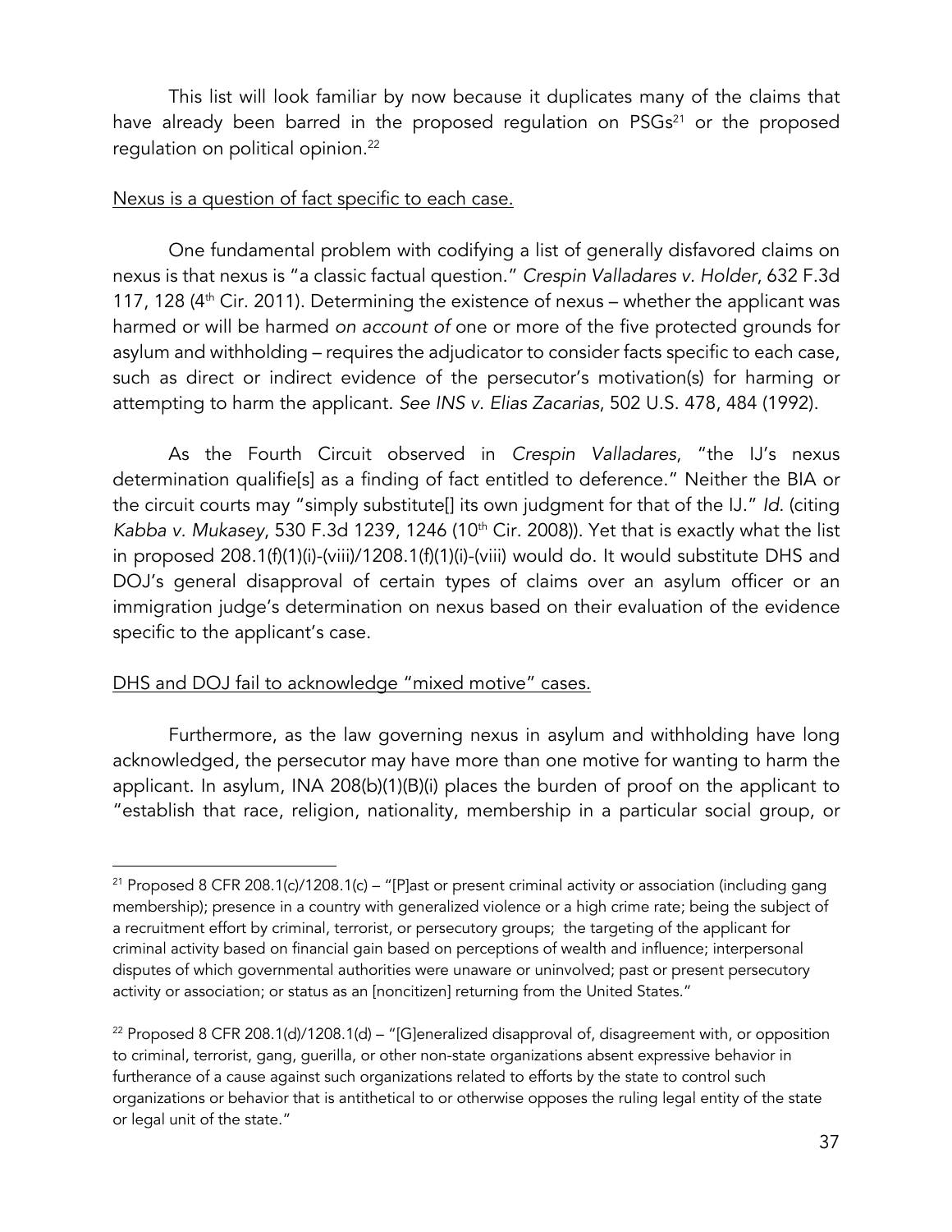This list will look familiar by now because it duplicates many of the claims that have already been barred in the proposed regulation on PSGs[21] or the proposed regulation on political opinion.[22]

Nexus is a question of fact specific to each case.

One fundamental problem with codifying a list of generally disfavored claims on nexus is that nexus is "a classic factual question." *Crespin Valladares v. Holder*, 632 F.3d 117, 128 (4th Cir. 2011). Determining the existence of nexus – whether the applicant was harmed or will be harmed *on account of* one or more of the five protected grounds for asylum and withholding – requires the adjudicator to consider facts specific to each case, such as direct or indirect evidence of the persecutor's motivation(s) for harming or attempting to harm the applicant. *See INS v. Elias Zacarias*, 502 U.S. 478, 484 (1992).

As the Fourth Circuit observed in *Crespin Valladares*, "the IJ's nexus determination qualifie[s] as a finding of fact entitled to deference." Neither the BIA or the circuit courts may "simply substitute[] its own judgment for that of the IJ." *Id.* (citing *Kabba v. Mukasey*, 530 F.3d 1239, 1246 (10th Cir. 2008)). Yet that is exactly what the list in proposed 208.1(f)(1)(i)-(viii)/1208.1(f)(1)(i)-(viii) would do. It would substitute DHS and DOJ's general disapproval of certain types of claims over an asylum officer or an immigration judge's determination on nexus based on their evaluation of the evidence specific to the applicant's case.

DHS and DOJ fail to acknowledge "mixed motive" cases.

Furthermore, as the law governing nexus in asylum and withholding have long acknowledged, the persecutor may have more than one motive for wanting to harm the applicant. In asylum, INA 208(b)(1)(B)(i) places the burden of proof on the applicant to "establish that race, religion, nationality, membership in a particular social group, or

---

[21] Proposed 8 CFR 208.1(c)/1208.1(c) – "[P]ast or present criminal activity or association (including gang membership); presence in a country with generalized violence or a high crime rate; being the subject of a recruitment effort by criminal, terrorist, or persecutory groups; the targeting of the applicant for criminal activity based on financial gain based on perceptions of wealth and influence; interpersonal disputes of which governmental authorities were unaware or uninvolved; past or present persecutory activity or association; or status as an [noncitizen] returning from the United States."

[22] Proposed 8 CFR 208.1(d)/1208.1(d) – "[G]eneralized disapproval of, disagreement with, or opposition to criminal, terrorist, gang, guerilla, or other non-state organizations absent expressive behavior in furtherance of a cause against such organizations related to efforts by the state to control such organizations or behavior that is antithetical to or otherwise opposes the ruling legal entity of the state or legal unit of the state."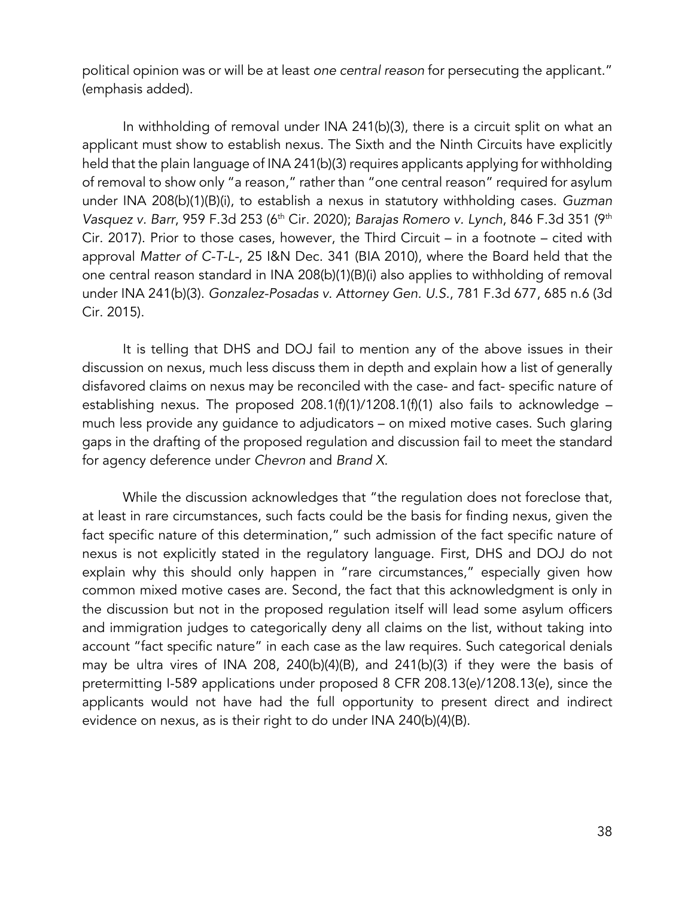political opinion was or will be at least *one central reason* for persecuting the applicant." (emphasis added).

In withholding of removal under INA 241(b)(3), there is a circuit split on what an applicant must show to establish nexus. The Sixth and the Ninth Circuits have explicitly held that the plain language of INA 241(b)(3) requires applicants applying for withholding of removal to show only "a reason," rather than "one central reason" required for asylum under INA 208(b)(1)(B)(i), to establish a nexus in statutory withholding cases. *Guzman Vasquez v. Barr*, 959 F.3d 253 (6th Cir. 2020); *Barajas Romero v. Lynch*, 846 F.3d 351 (9th Cir. 2017). Prior to those cases, however, the Third Circuit – in a footnote – cited with approval *Matter of C-T-L-*, 25 I&N Dec. 341 (BIA 2010), where the Board held that the one central reason standard in INA 208(b)(1)(B)(i) also applies to withholding of removal under INA 241(b)(3). *Gonzalez-Posadas v. Attorney Gen. U.S.*, 781 F.3d 677, 685 n.6 (3d Cir. 2015).

It is telling that DHS and DOJ fail to mention any of the above issues in their discussion on nexus, much less discuss them in depth and explain how a list of generally disfavored claims on nexus may be reconciled with the case- and fact- specific nature of establishing nexus. The proposed 208.1(f)(1)/1208.1(f)(1) also fails to acknowledge – much less provide any guidance to adjudicators – on mixed motive cases. Such glaring gaps in the drafting of the proposed regulation and discussion fail to meet the standard for agency deference under *Chevron* and *Brand X*.

While the discussion acknowledges that "the regulation does not foreclose that, at least in rare circumstances, such facts could be the basis for finding nexus, given the fact specific nature of this determination," such admission of the fact specific nature of nexus is not explicitly stated in the regulatory language. First, DHS and DOJ do not explain why this should only happen in "rare circumstances," especially given how common mixed motive cases are. Second, the fact that this acknowledgment is only in the discussion but not in the proposed regulation itself will lead some asylum officers and immigration judges to categorically deny all claims on the list, without taking into account "fact specific nature" in each case as the law requires. Such categorical denials may be ultra vires of INA 208, 240(b)(4)(B), and 241(b)(3) if they were the basis of pretermitting I-589 applications under proposed 8 CFR 208.13(e)/1208.13(e), since the applicants would not have had the full opportunity to present direct and indirect evidence on nexus, as is their right to do under INA 240(b)(4)(B).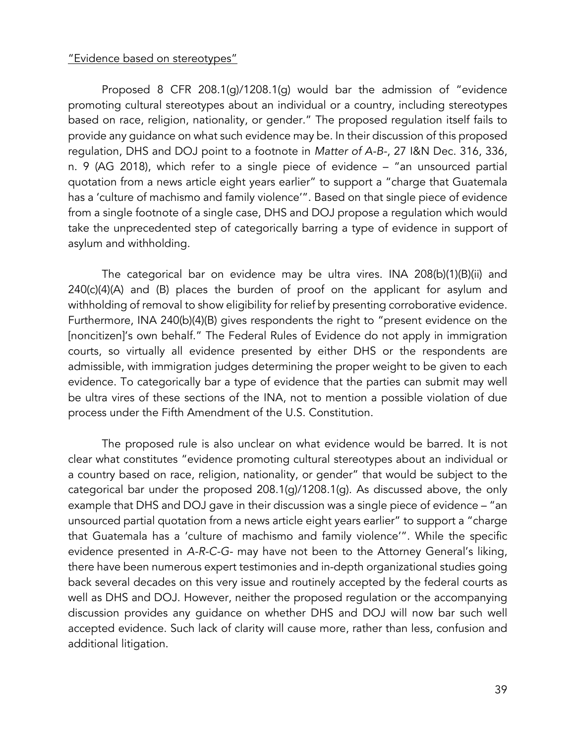<u>"Evidence based on stereotypes"</u>

Proposed 8 CFR 208.1(g)/1208.1(g) would bar the admission of "evidence promoting cultural stereotypes about an individual or a country, including stereotypes based on race, religion, nationality, or gender." The proposed regulation itself fails to provide any guidance on what such evidence may be. In their discussion of this proposed regulation, DHS and DOJ point to a footnote in *Matter of A-B-*, 27 I&N Dec. 316, 336, n. 9 (AG 2018), which refer to a single piece of evidence – "an unsourced partial quotation from a news article eight years earlier" to support a "charge that Guatemala has a 'culture of machismo and family violence'". Based on that single piece of evidence from a single footnote of a single case, DHS and DOJ propose a regulation which would take the unprecedented step of categorically barring a type of evidence in support of asylum and withholding.

The categorical bar on evidence may be ultra vires. INA 208(b)(1)(B)(ii) and 240(c)(4)(A) and (B) places the burden of proof on the applicant for asylum and withholding of removal to show eligibility for relief by presenting corroborative evidence. Furthermore, INA 240(b)(4)(B) gives respondents the right to "present evidence on the [noncitizen]'s own behalf." The Federal Rules of Evidence do not apply in immigration courts, so virtually all evidence presented by either DHS or the respondents are admissible, with immigration judges determining the proper weight to be given to each evidence. To categorically bar a type of evidence that the parties can submit may well be ultra vires of these sections of the INA, not to mention a possible violation of due process under the Fifth Amendment of the U.S. Constitution.

The proposed rule is also unclear on what evidence would be barred. It is not clear what constitutes "evidence promoting cultural stereotypes about an individual or a country based on race, religion, nationality, or gender" that would be subject to the categorical bar under the proposed 208.1(g)/1208.1(g). As discussed above, the only example that DHS and DOJ gave in their discussion was a single piece of evidence – "an unsourced partial quotation from a news article eight years earlier" to support a "charge that Guatemala has a 'culture of machismo and family violence'". While the specific evidence presented in *A-R-C-G-* may have not been to the Attorney General's liking, there have been numerous expert testimonies and in-depth organizational studies going back several decades on this very issue and routinely accepted by the federal courts as well as DHS and DOJ. However, neither the proposed regulation or the accompanying discussion provides any guidance on whether DHS and DOJ will now bar such well accepted evidence. Such lack of clarity will cause more, rather than less, confusion and additional litigation.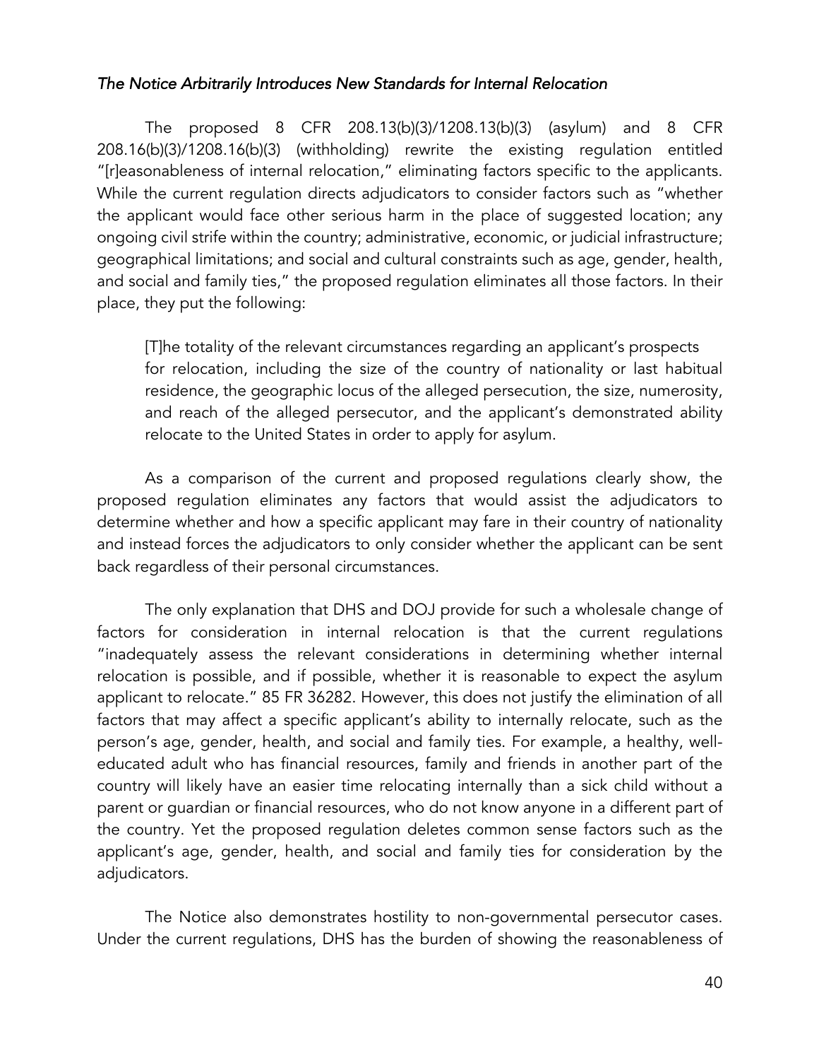*The Notice Arbitrarily Introduces New Standards for Internal Relocation*

The proposed 8 CFR 208.13(b)(3)/1208.13(b)(3) (asylum) and 8 CFR 208.16(b)(3)/1208.16(b)(3) (withholding) rewrite the existing regulation entitled "[r]easonableness of internal relocation," eliminating factors specific to the applicants. While the current regulation directs adjudicators to consider factors such as "whether the applicant would face other serious harm in the place of suggested location; any ongoing civil strife within the country; administrative, economic, or judicial infrastructure; geographical limitations; and social and cultural constraints such as age, gender, health, and social and family ties," the proposed regulation eliminates all those factors. In their place, they put the following:

> [T]he totality of the relevant circumstances regarding an applicant's prospects for relocation, including the size of the country of nationality or last habitual residence, the geographic locus of the alleged persecution, the size, numerosity, and reach of the alleged persecutor, and the applicant's demonstrated ability relocate to the United States in order to apply for asylum.

As a comparison of the current and proposed regulations clearly show, the proposed regulation eliminates any factors that would assist the adjudicators to determine whether and how a specific applicant may fare in their country of nationality and instead forces the adjudicators to only consider whether the applicant can be sent back regardless of their personal circumstances.

The only explanation that DHS and DOJ provide for such a wholesale change of factors for consideration in internal relocation is that the current regulations "inadequately assess the relevant considerations in determining whether internal relocation is possible, and if possible, whether it is reasonable to expect the asylum applicant to relocate." 85 FR 36282. However, this does not justify the elimination of all factors that may affect a specific applicant's ability to internally relocate, such as the person's age, gender, health, and social and family ties. For example, a healthy, well-educated adult who has financial resources, family and friends in another part of the country will likely have an easier time relocating internally than a sick child without a parent or guardian or financial resources, who do not know anyone in a different part of the country. Yet the proposed regulation deletes common sense factors such as the applicant's age, gender, health, and social and family ties for consideration by the adjudicators.

The Notice also demonstrates hostility to non-governmental persecutor cases. Under the current regulations, DHS has the burden of showing the reasonableness of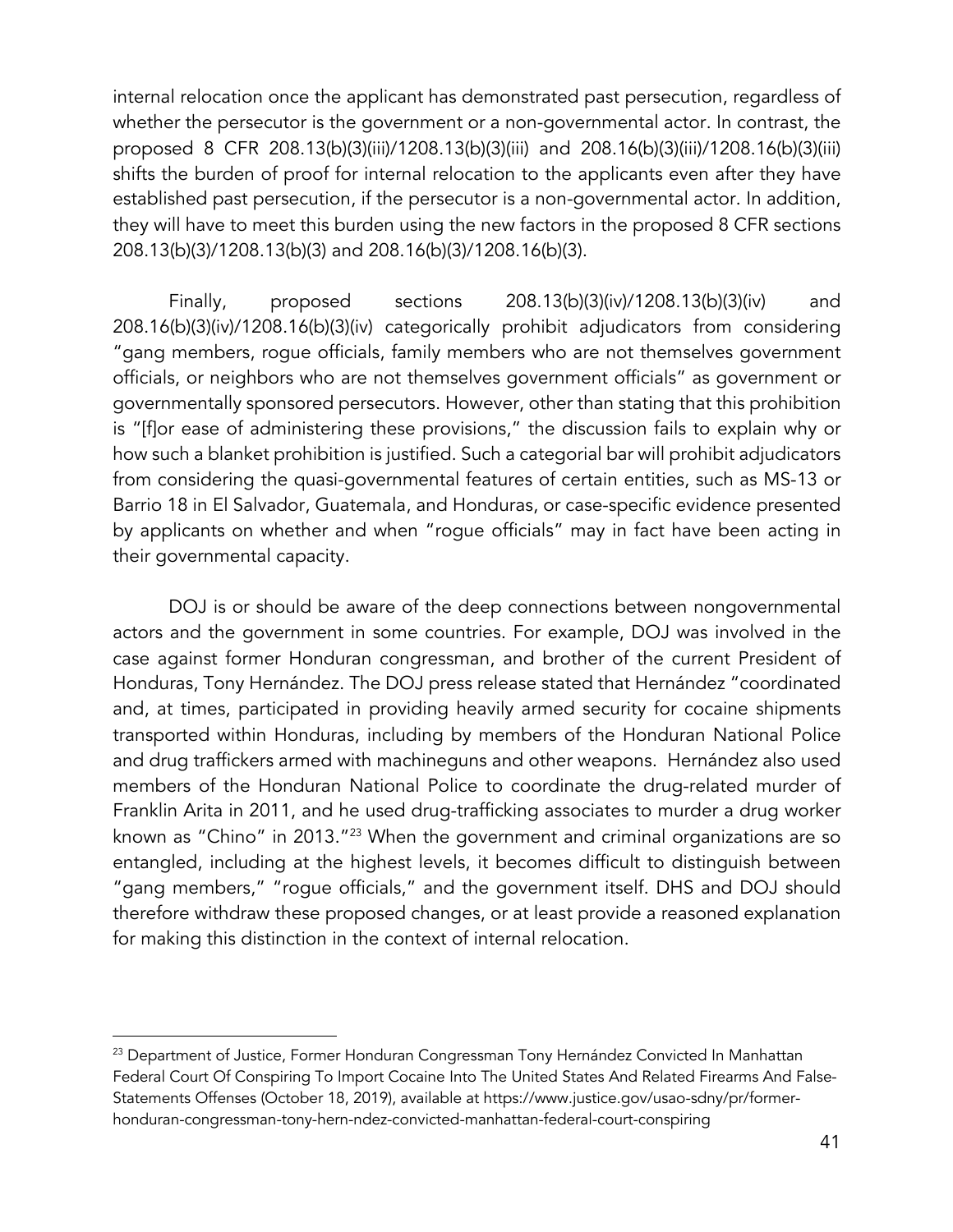internal relocation once the applicant has demonstrated past persecution, regardless of whether the persecutor is the government or a non-governmental actor. In contrast, the proposed 8 CFR 208.13(b)(3)(iii)/1208.13(b)(3)(iii) and 208.16(b)(3)(iii)/1208.16(b)(3)(iii) shifts the burden of proof for internal relocation to the applicants even after they have established past persecution, if the persecutor is a non-governmental actor. In addition, they will have to meet this burden using the new factors in the proposed 8 CFR sections 208.13(b)(3)/1208.13(b)(3) and 208.16(b)(3)/1208.16(b)(3).

Finally, proposed sections 208.13(b)(3)(iv)/1208.13(b)(3)(iv) and 208.16(b)(3)(iv)/1208.16(b)(3)(iv) categorically prohibit adjudicators from considering "gang members, rogue officials, family members who are not themselves government officials, or neighbors who are not themselves government officials" as government or governmentally sponsored persecutors. However, other than stating that this prohibition is "[f]or ease of administering these provisions," the discussion fails to explain why or how such a blanket prohibition is justified. Such a categorial bar will prohibit adjudicators from considering the quasi-governmental features of certain entities, such as MS-13 or Barrio 18 in El Salvador, Guatemala, and Honduras, or case-specific evidence presented by applicants on whether and when "rogue officials" may in fact have been acting in their governmental capacity.

DOJ is or should be aware of the deep connections between nongovernmental actors and the government in some countries. For example, DOJ was involved in the case against former Honduran congressman, and brother of the current President of Honduras, Tony Hernández. The DOJ press release stated that Hernández "coordinated and, at times, participated in providing heavily armed security for cocaine shipments transported within Honduras, including by members of the Honduran National Police and drug traffickers armed with machineguns and other weapons. Hernández also used members of the Honduran National Police to coordinate the drug-related murder of Franklin Arita in 2011, and he used drug-trafficking associates to murder a drug worker known as "Chino" in 2013."[23] When the government and criminal organizations are so entangled, including at the highest levels, it becomes difficult to distinguish between "gang members," "rogue officials," and the government itself. DHS and DOJ should therefore withdraw these proposed changes, or at least provide a reasoned explanation for making this distinction in the context of internal relocation.

---

[23] Department of Justice, Former Honduran Congressman Tony Hernández Convicted In Manhattan Federal Court Of Conspiring To Import Cocaine Into The United States And Related Firearms And False-Statements Offenses (October 18, 2019), available at https://www.justice.gov/usao-sdny/pr/former-honduran-congressman-tony-hern-ndez-convicted-manhattan-federal-court-conspiring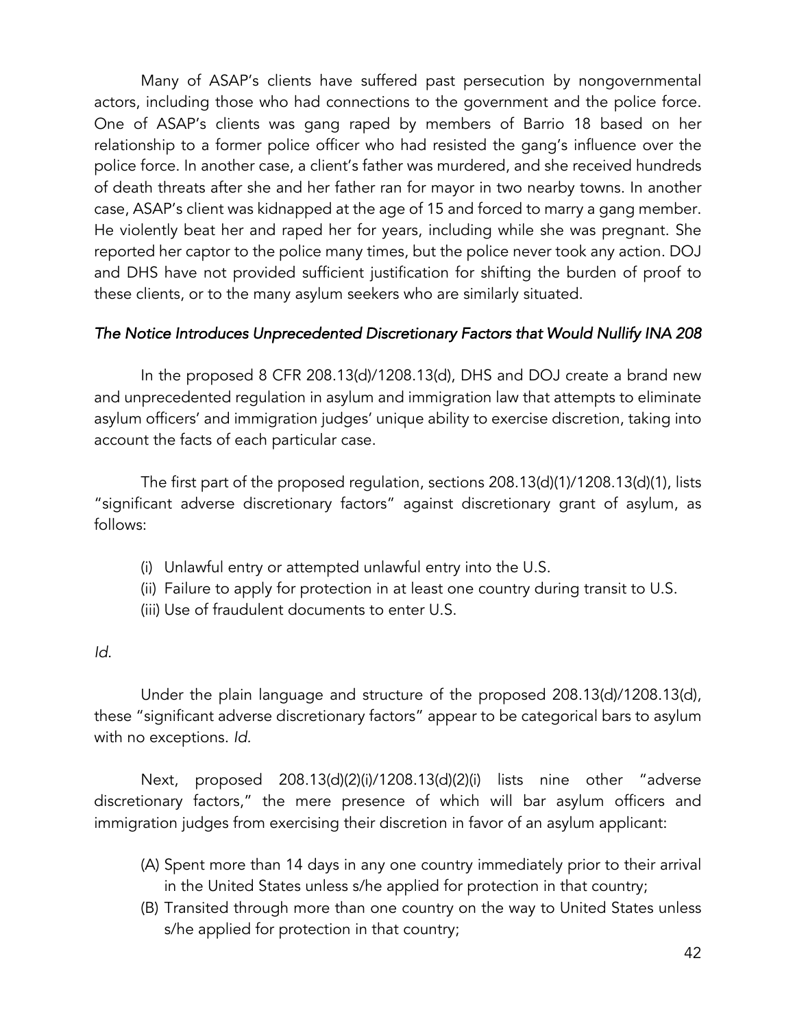Many of ASAP's clients have suffered past persecution by nongovernmental actors, including those who had connections to the government and the police force. One of ASAP's clients was gang raped by members of Barrio 18 based on her relationship to a former police officer who had resisted the gang's influence over the police force. In another case, a client's father was murdered, and she received hundreds of death threats after she and her father ran for mayor in two nearby towns. In another case, ASAP's client was kidnapped at the age of 15 and forced to marry a gang member. He violently beat her and raped her for years, including while she was pregnant. She reported her captor to the police many times, but the police never took any action. DOJ and DHS have not provided sufficient justification for shifting the burden of proof to these clients, or to the many asylum seekers who are similarly situated.

### *The Notice Introduces Unprecedented Discretionary Factors that Would Nullify INA 208*

In the proposed 8 CFR 208.13(d)/1208.13(d), DHS and DOJ create a brand new and unprecedented regulation in asylum and immigration law that attempts to eliminate asylum officers' and immigration judges' unique ability to exercise discretion, taking into account the facts of each particular case.

The first part of the proposed regulation, sections 208.13(d)(1)/1208.13(d)(1), lists "significant adverse discretionary factors" against discretionary grant of asylum, as follows:

(i) Unlawful entry or attempted unlawful entry into the U.S.
(ii) Failure to apply for protection in at least one country during transit to U.S.
(iii) Use of fraudulent documents to enter U.S.

*Id.*

Under the plain language and structure of the proposed 208.13(d)/1208.13(d), these "significant adverse discretionary factors" appear to be categorical bars to asylum with no exceptions. *Id.*

Next, proposed 208.13(d)(2)(i)/1208.13(d)(2)(i) lists nine other "adverse discretionary factors," the mere presence of which will bar asylum officers and immigration judges from exercising their discretion in favor of an asylum applicant:

(A) Spent more than 14 days in any one country immediately prior to their arrival in the United States unless s/he applied for protection in that country;
(B) Transited through more than one country on the way to United States unless s/he applied for protection in that country;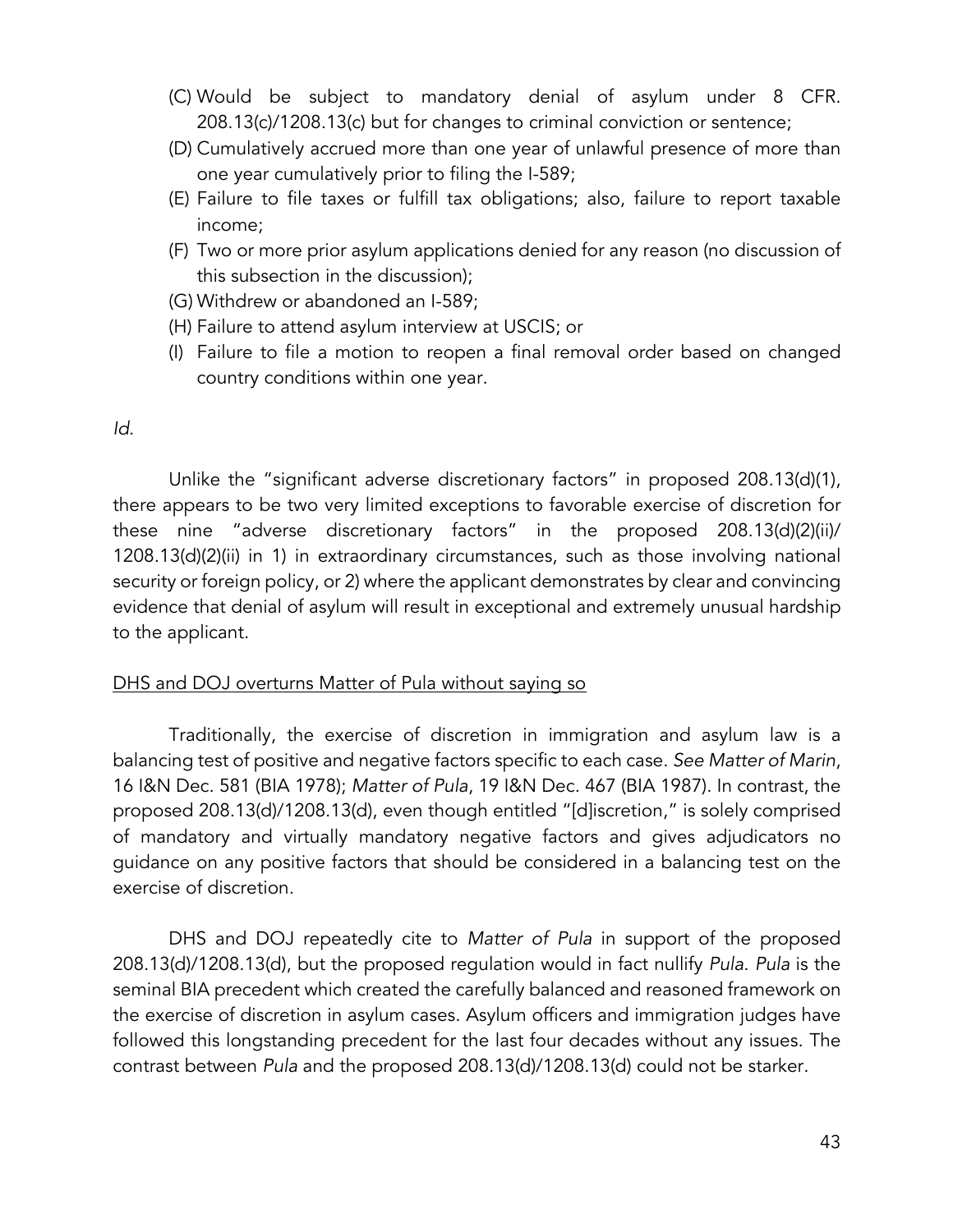(C) Would be subject to mandatory denial of asylum under 8 CFR. 208.13(c)/1208.13(c) but for changes to criminal conviction or sentence;

(D) Cumulatively accrued more than one year of unlawful presence of more than one year cumulatively prior to filing the I-589;

(E) Failure to file taxes or fulfill tax obligations; also, failure to report taxable income;

(F) Two or more prior asylum applications denied for any reason (no discussion of this subsection in the discussion);

(G) Withdrew or abandoned an I-589;

(H) Failure to attend asylum interview at USCIS; or

(I) Failure to file a motion to reopen a final removal order based on changed country conditions within one year.

*Id*.

Unlike the "significant adverse discretionary factors" in proposed 208.13(d)(1), there appears to be two very limited exceptions to favorable exercise of discretion for these nine "adverse discretionary factors" in the proposed 208.13(d)(2)(ii)/ 1208.13(d)(2)(ii) in 1) in extraordinary circumstances, such as those involving national security or foreign policy, or 2) where the applicant demonstrates by clear and convincing evidence that denial of asylum will result in exceptional and extremely unusual hardship to the applicant.

<u>DHS and DOJ overturns Matter of Pula without saying so</u>

Traditionally, the exercise of discretion in immigration and asylum law is a balancing test of positive and negative factors specific to each case. *See Matter of Marin*, 16 I&N Dec. 581 (BIA 1978); *Matter of Pula*, 19 I&N Dec. 467 (BIA 1987). In contrast, the proposed 208.13(d)/1208.13(d), even though entitled "[d]iscretion," is solely comprised of mandatory and virtually mandatory negative factors and gives adjudicators no guidance on any positive factors that should be considered in a balancing test on the exercise of discretion.

DHS and DOJ repeatedly cite to *Matter of Pula* in support of the proposed 208.13(d)/1208.13(d), but the proposed regulation would in fact nullify *Pula*. *Pula* is the seminal BIA precedent which created the carefully balanced and reasoned framework on the exercise of discretion in asylum cases. Asylum officers and immigration judges have followed this longstanding precedent for the last four decades without any issues. The contrast between *Pula* and the proposed 208.13(d)/1208.13(d) could not be starker.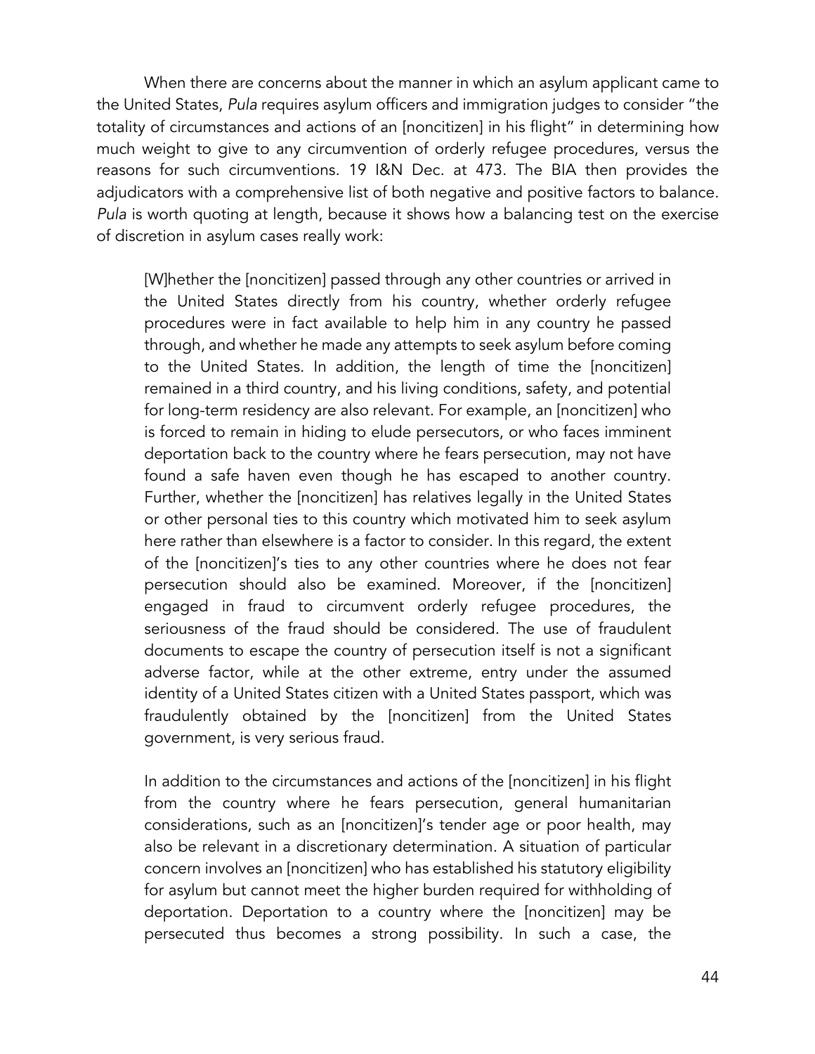When there are concerns about the manner in which an asylum applicant came to the United States, *Pula* requires asylum officers and immigration judges to consider "the totality of circumstances and actions of an [noncitizen] in his flight" in determining how much weight to give to any circumvention of orderly refugee procedures, versus the reasons for such circumventions. 19 I&N Dec. at 473. The BIA then provides the adjudicators with a comprehensive list of both negative and positive factors to balance. *Pula* is worth quoting at length, because it shows how a balancing test on the exercise of discretion in asylum cases really work:

> [W]hether the [noncitizen] passed through any other countries or arrived in the United States directly from his country, whether orderly refugee procedures were in fact available to help him in any country he passed through, and whether he made any attempts to seek asylum before coming to the United States. In addition, the length of time the [noncitizen] remained in a third country, and his living conditions, safety, and potential for long-term residency are also relevant. For example, an [noncitizen] who is forced to remain in hiding to elude persecutors, or who faces imminent deportation back to the country where he fears persecution, may not have found a safe haven even though he has escaped to another country. Further, whether the [noncitizen] has relatives legally in the United States or other personal ties to this country which motivated him to seek asylum here rather than elsewhere is a factor to consider. In this regard, the extent of the [noncitizen]'s ties to any other countries where he does not fear persecution should also be examined. Moreover, if the [noncitizen] engaged in fraud to circumvent orderly refugee procedures, the seriousness of the fraud should be considered. The use of fraudulent documents to escape the country of persecution itself is not a significant adverse factor, while at the other extreme, entry under the assumed identity of a United States citizen with a United States passport, which was fraudulently obtained by the [noncitizen] from the United States government, is very serious fraud.
>
> In addition to the circumstances and actions of the [noncitizen] in his flight from the country where he fears persecution, general humanitarian considerations, such as an [noncitizen]'s tender age or poor health, may also be relevant in a discretionary determination. A situation of particular concern involves an [noncitizen] who has established his statutory eligibility for asylum but cannot meet the higher burden required for withholding of deportation. Deportation to a country where the [noncitizen] may be persecuted thus becomes a strong possibility. In such a case, the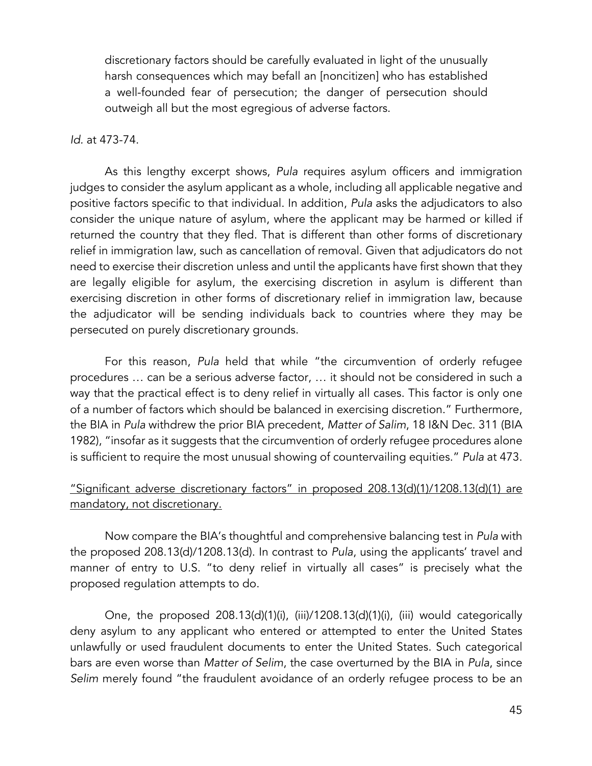> discretionary factors should be carefully evaluated in light of the unusually harsh consequences which may befall an [noncitizen] who has established a well-founded fear of persecution; the danger of persecution should outweigh all but the most egregious of adverse factors.

*Id.* at 473-74.

As this lengthy excerpt shows, *Pula* requires asylum officers and immigration judges to consider the asylum applicant as a whole, including all applicable negative and positive factors specific to that individual. In addition, *Pula* asks the adjudicators to also consider the unique nature of asylum, where the applicant may be harmed or killed if returned the country that they fled. That is different than other forms of discretionary relief in immigration law, such as cancellation of removal. Given that adjudicators do not need to exercise their discretion unless and until the applicants have first shown that they are legally eligible for asylum, the exercising discretion in asylum is different than exercising discretion in other forms of discretionary relief in immigration law, because the adjudicator will be sending individuals back to countries where they may be persecuted on purely discretionary grounds.

For this reason, *Pula* held that while "the circumvention of orderly refugee procedures … can be a serious adverse factor, … it should not be considered in such a way that the practical effect is to deny relief in virtually all cases. This factor is only one of a number of factors which should be balanced in exercising discretion." Furthermore, the BIA in *Pula* withdrew the prior BIA precedent, *Matter of Salim*, 18 I&N Dec. 311 (BIA 1982), "insofar as it suggests that the circumvention of orderly refugee procedures alone is sufficient to require the most unusual showing of countervailing equities." *Pula* at 473.

<u>"Significant adverse discretionary factors" in proposed 208.13(d)(1)/1208.13(d)(1) are mandatory, not discretionary.</u>

Now compare the BIA's thoughtful and comprehensive balancing test in *Pula* with the proposed 208.13(d)/1208.13(d). In contrast to *Pula*, using the applicants' travel and manner of entry to U.S. "to deny relief in virtually all cases" is precisely what the proposed regulation attempts to do.

One, the proposed 208.13(d)(1)(i), (iii)/1208.13(d)(1)(i), (iii) would categorically deny asylum to any applicant who entered or attempted to enter the United States unlawfully or used fraudulent documents to enter the United States. Such categorical bars are even worse than *Matter of Selim*, the case overturned by the BIA in *Pula*, since *Selim* merely found "the fraudulent avoidance of an orderly refugee process to be an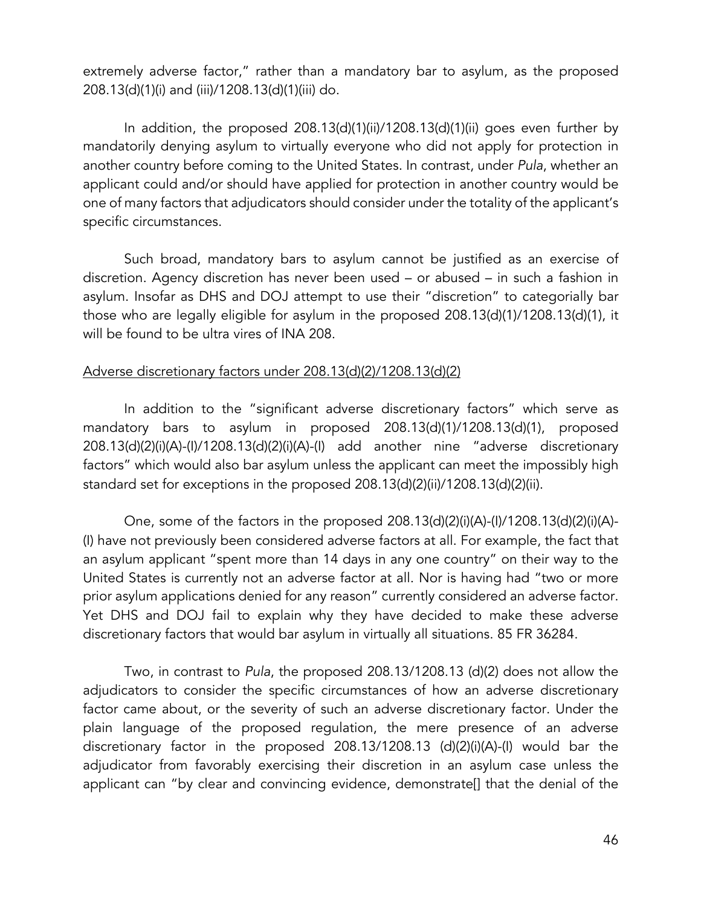extremely adverse factor," rather than a mandatory bar to asylum, as the proposed 208.13(d)(1)(i) and (iii)/1208.13(d)(1)(iii) do.

In addition, the proposed 208.13(d)(1)(ii)/1208.13(d)(1)(ii) goes even further by mandatorily denying asylum to virtually everyone who did not apply for protection in another country before coming to the United States. In contrast, under *Pula*, whether an applicant could and/or should have applied for protection in another country would be one of many factors that adjudicators should consider under the totality of the applicant's specific circumstances.

Such broad, mandatory bars to asylum cannot be justified as an exercise of discretion. Agency discretion has never been used – or abused – in such a fashion in asylum. Insofar as DHS and DOJ attempt to use their "discretion" to categorially bar those who are legally eligible for asylum in the proposed 208.13(d)(1)/1208.13(d)(1), it will be found to be ultra vires of INA 208.

<u>Adverse discretionary factors under 208.13(d)(2)/1208.13(d)(2)</u>

In addition to the "significant adverse discretionary factors" which serve as mandatory bars to asylum in proposed 208.13(d)(1)/1208.13(d)(1), proposed 208.13(d)(2)(i)(A)-(I)/1208.13(d)(2)(i)(A)-(I) add another nine "adverse discretionary factors" which would also bar asylum unless the applicant can meet the impossibly high standard set for exceptions in the proposed 208.13(d)(2)(ii)/1208.13(d)(2)(ii).

One, some of the factors in the proposed 208.13(d)(2)(i)(A)-(I)/1208.13(d)(2)(i)(A)-(I) have not previously been considered adverse factors at all. For example, the fact that an asylum applicant "spent more than 14 days in any one country" on their way to the United States is currently not an adverse factor at all. Nor is having had "two or more prior asylum applications denied for any reason" currently considered an adverse factor. Yet DHS and DOJ fail to explain why they have decided to make these adverse discretionary factors that would bar asylum in virtually all situations. 85 FR 36284.

Two, in contrast to *Pula*, the proposed 208.13/1208.13 (d)(2) does not allow the adjudicators to consider the specific circumstances of how an adverse discretionary factor came about, or the severity of such an adverse discretionary factor. Under the plain language of the proposed regulation, the mere presence of an adverse discretionary factor in the proposed 208.13/1208.13 (d)(2)(i)(A)-(I) would bar the adjudicator from favorably exercising their discretion in an asylum case unless the applicant can "by clear and convincing evidence, demonstrate[] that the denial of the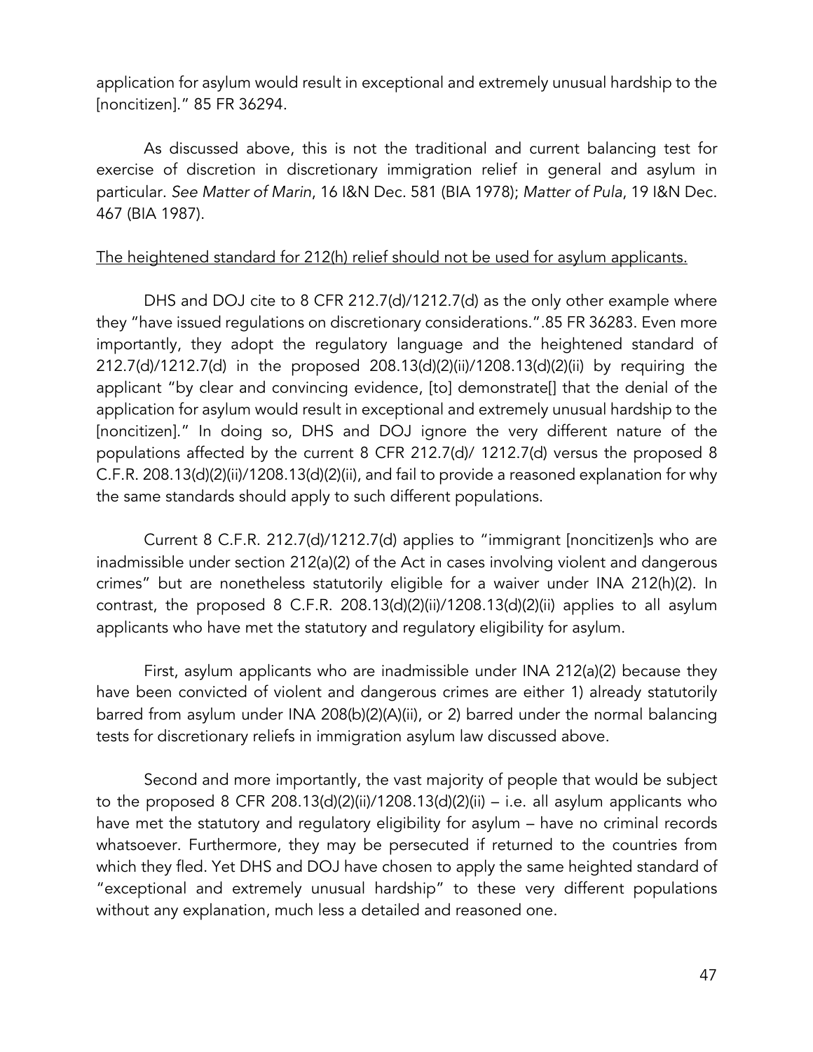application for asylum would result in exceptional and extremely unusual hardship to the [noncitizen]." 85 FR 36294.

As discussed above, this is not the traditional and current balancing test for exercise of discretion in discretionary immigration relief in general and asylum in particular. *See Matter of Marin*, 16 I&N Dec. 581 (BIA 1978); *Matter of Pula*, 19 I&N Dec. 467 (BIA 1987).

<u>The heightened standard for 212(h) relief should not be used for asylum applicants.</u>

DHS and DOJ cite to 8 CFR 212.7(d)/1212.7(d) as the only other example where they "have issued regulations on discretionary considerations.".85 FR 36283. Even more importantly, they adopt the regulatory language and the heightened standard of 212.7(d)/1212.7(d) in the proposed 208.13(d)(2)(ii)/1208.13(d)(2)(ii) by requiring the applicant "by clear and convincing evidence, [to] demonstrate[] that the denial of the application for asylum would result in exceptional and extremely unusual hardship to the [noncitizen]." In doing so, DHS and DOJ ignore the very different nature of the populations affected by the current 8 CFR 212.7(d)/ 1212.7(d) versus the proposed 8 C.F.R. 208.13(d)(2)(ii)/1208.13(d)(2)(ii), and fail to provide a reasoned explanation for why the same standards should apply to such different populations.

Current 8 C.F.R. 212.7(d)/1212.7(d) applies to "immigrant [noncitizen]s who are inadmissible under section 212(a)(2) of the Act in cases involving violent and dangerous crimes" but are nonetheless statutorily eligible for a waiver under INA 212(h)(2). In contrast, the proposed 8 C.F.R. 208.13(d)(2)(ii)/1208.13(d)(2)(ii) applies to all asylum applicants who have met the statutory and regulatory eligibility for asylum.

First, asylum applicants who are inadmissible under INA 212(a)(2) because they have been convicted of violent and dangerous crimes are either 1) already statutorily barred from asylum under INA 208(b)(2)(A)(ii), or 2) barred under the normal balancing tests for discretionary reliefs in immigration asylum law discussed above.

Second and more importantly, the vast majority of people that would be subject to the proposed 8 CFR 208.13(d)(2)(ii)/1208.13(d)(2)(ii) – i.e. all asylum applicants who have met the statutory and regulatory eligibility for asylum – have no criminal records whatsoever. Furthermore, they may be persecuted if returned to the countries from which they fled. Yet DHS and DOJ have chosen to apply the same heighted standard of "exceptional and extremely unusual hardship" to these very different populations without any explanation, much less a detailed and reasoned one.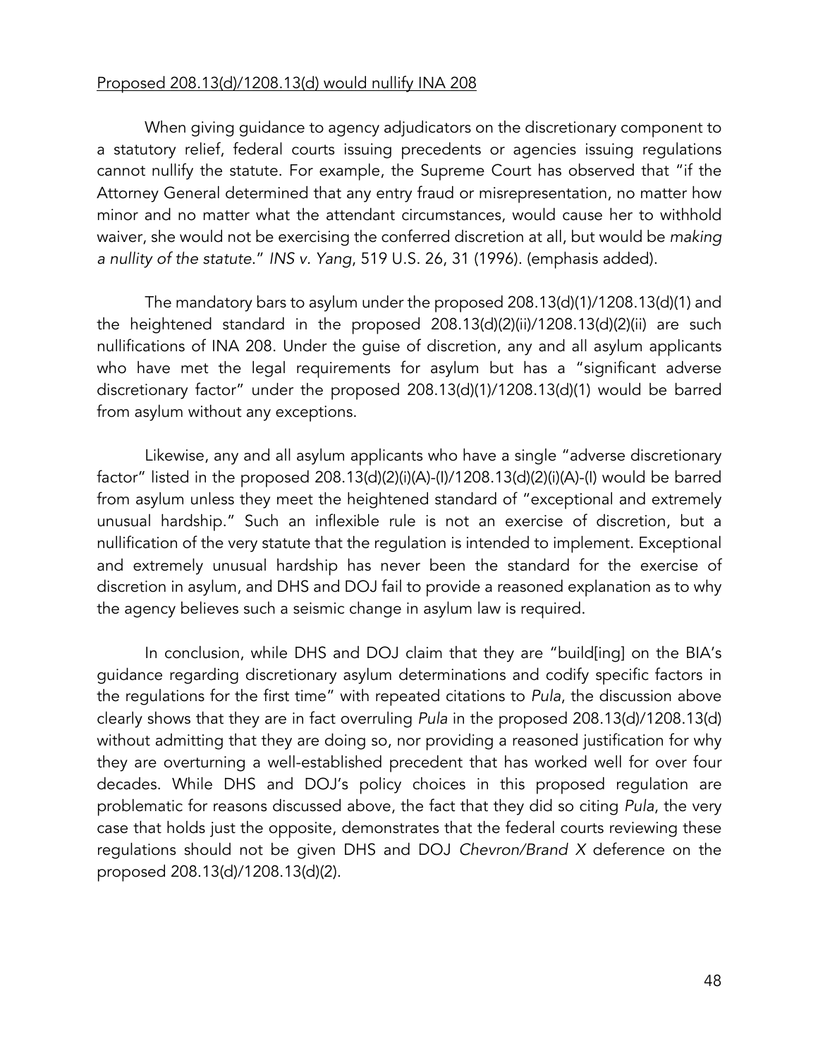<u>Proposed 208.13(d)/1208.13(d) would nullify INA 208</u>

When giving guidance to agency adjudicators on the discretionary component to a statutory relief, federal courts issuing precedents or agencies issuing regulations cannot nullify the statute. For example, the Supreme Court has observed that "if the Attorney General determined that any entry fraud or misrepresentation, no matter how minor and no matter what the attendant circumstances, would cause her to withhold waiver, she would not be exercising the conferred discretion at all, but would be *making a nullity of the statute*." *INS v. Yang*, 519 U.S. 26, 31 (1996). (emphasis added).

The mandatory bars to asylum under the proposed 208.13(d)(1)/1208.13(d)(1) and the heightened standard in the proposed 208.13(d)(2)(ii)/1208.13(d)(2)(ii) are such nullifications of INA 208. Under the guise of discretion, any and all asylum applicants who have met the legal requirements for asylum but has a "significant adverse discretionary factor" under the proposed 208.13(d)(1)/1208.13(d)(1) would be barred from asylum without any exceptions.

Likewise, any and all asylum applicants who have a single "adverse discretionary factor" listed in the proposed 208.13(d)(2)(i)(A)-(I)/1208.13(d)(2)(i)(A)-(I) would be barred from asylum unless they meet the heightened standard of "exceptional and extremely unusual hardship." Such an inflexible rule is not an exercise of discretion, but a nullification of the very statute that the regulation is intended to implement. Exceptional and extremely unusual hardship has never been the standard for the exercise of discretion in asylum, and DHS and DOJ fail to provide a reasoned explanation as to why the agency believes such a seismic change in asylum law is required.

In conclusion, while DHS and DOJ claim that they are "build[ing] on the BIA's guidance regarding discretionary asylum determinations and codify specific factors in the regulations for the first time" with repeated citations to *Pula*, the discussion above clearly shows that they are in fact overruling *Pula* in the proposed 208.13(d)/1208.13(d) without admitting that they are doing so, nor providing a reasoned justification for why they are overturning a well-established precedent that has worked well for over four decades. While DHS and DOJ's policy choices in this proposed regulation are problematic for reasons discussed above, the fact that they did so citing *Pula*, the very case that holds just the opposite, demonstrates that the federal courts reviewing these regulations should not be given DHS and DOJ *Chevron/Brand X* deference on the proposed 208.13(d)/1208.13(d)(2).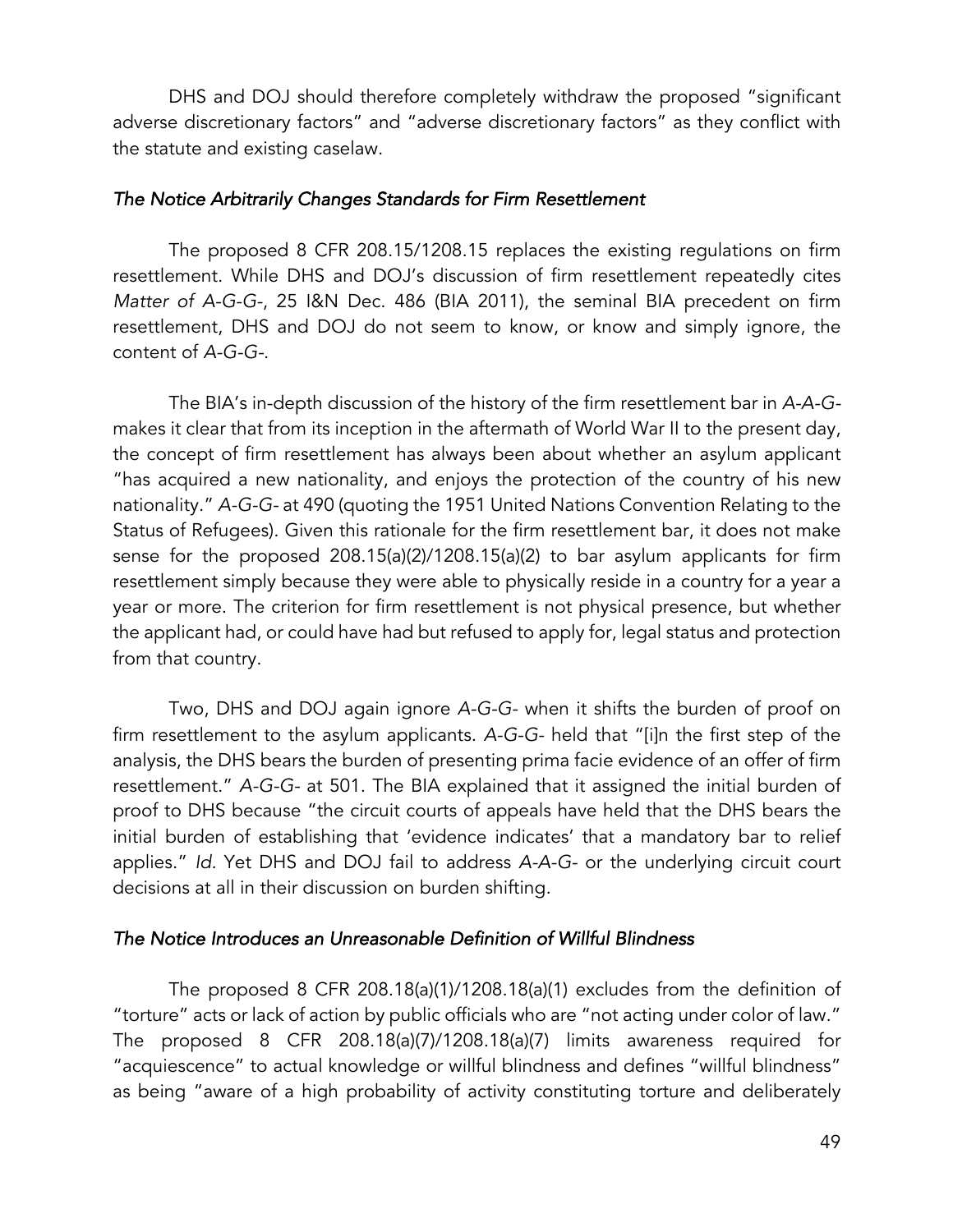DHS and DOJ should therefore completely withdraw the proposed "significant adverse discretionary factors" and "adverse discretionary factors" as they conflict with the statute and existing caselaw.

### *The Notice Arbitrarily Changes Standards for Firm Resettlement*

The proposed 8 CFR 208.15/1208.15 replaces the existing regulations on firm resettlement. While DHS and DOJ's discussion of firm resettlement repeatedly cites *Matter of A-G-G-*, 25 I&N Dec. 486 (BIA 2011), the seminal BIA precedent on firm resettlement, DHS and DOJ do not seem to know, or know and simply ignore, the content of *A-G-G-*.

The BIA's in-depth discussion of the history of the firm resettlement bar in *A-A-G-* makes it clear that from its inception in the aftermath of World War II to the present day, the concept of firm resettlement has always been about whether an asylum applicant "has acquired a new nationality, and enjoys the protection of the country of his new nationality." *A-G-G-* at 490 (quoting the 1951 United Nations Convention Relating to the Status of Refugees). Given this rationale for the firm resettlement bar, it does not make sense for the proposed 208.15(a)(2)/1208.15(a)(2) to bar asylum applicants for firm resettlement simply because they were able to physically reside in a country for a year a year or more. The criterion for firm resettlement is not physical presence, but whether the applicant had, or could have had but refused to apply for, legal status and protection from that country.

Two, DHS and DOJ again ignore *A-G-G-* when it shifts the burden of proof on firm resettlement to the asylum applicants. *A-G-G-* held that "[i]n the first step of the analysis, the DHS bears the burden of presenting prima facie evidence of an offer of firm resettlement." *A-G-G-* at 501. The BIA explained that it assigned the initial burden of proof to DHS because "the circuit courts of appeals have held that the DHS bears the initial burden of establishing that 'evidence indicates' that a mandatory bar to relief applies." *Id.* Yet DHS and DOJ fail to address *A-A-G-* or the underlying circuit court decisions at all in their discussion on burden shifting.

### *The Notice Introduces an Unreasonable Definition of Willful Blindness*

The proposed 8 CFR 208.18(a)(1)/1208.18(a)(1) excludes from the definition of "torture" acts or lack of action by public officials who are "not acting under color of law." The proposed 8 CFR 208.18(a)(7)/1208.18(a)(7) limits awareness required for "acquiescence" to actual knowledge or willful blindness and defines "willful blindness" as being "aware of a high probability of activity constituting torture and deliberately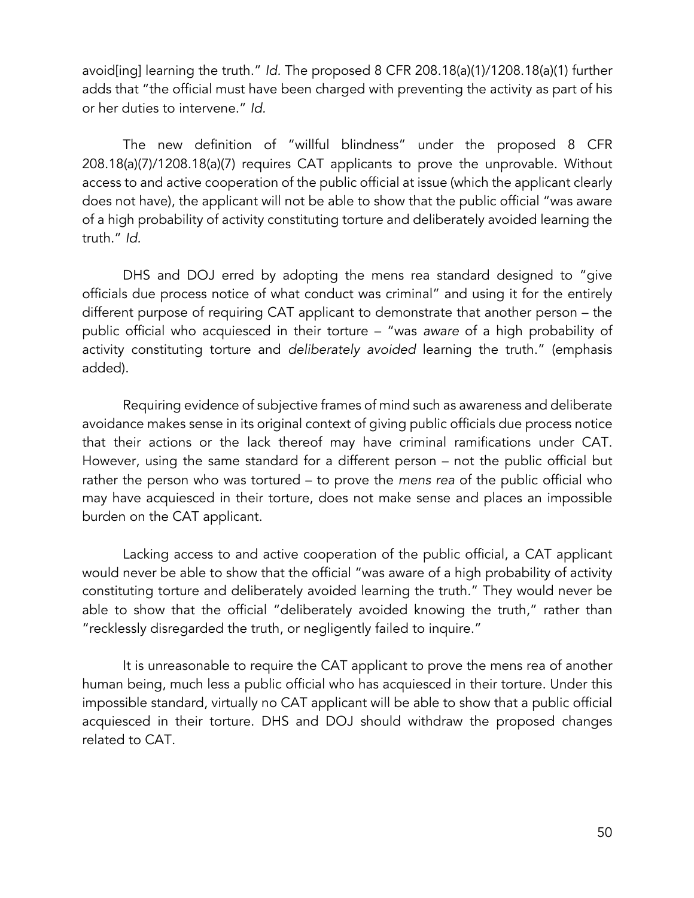avoid[ing] learning the truth." *Id.* The proposed 8 CFR 208.18(a)(1)/1208.18(a)(1) further adds that "the official must have been charged with preventing the activity as part of his or her duties to intervene." *Id.*

The new definition of "willful blindness" under the proposed 8 CFR 208.18(a)(7)/1208.18(a)(7) requires CAT applicants to prove the unprovable. Without access to and active cooperation of the public official at issue (which the applicant clearly does not have), the applicant will not be able to show that the public official "was aware of a high probability of activity constituting torture and deliberately avoided learning the truth." *Id.*

DHS and DOJ erred by adopting the mens rea standard designed to "give officials due process notice of what conduct was criminal" and using it for the entirely different purpose of requiring CAT applicant to demonstrate that another person – the public official who acquiesced in their torture – "was *aware* of a high probability of activity constituting torture and *deliberately avoided* learning the truth." (emphasis added).

Requiring evidence of subjective frames of mind such as awareness and deliberate avoidance makes sense in its original context of giving public officials due process notice that their actions or the lack thereof may have criminal ramifications under CAT. However, using the same standard for a different person – not the public official but rather the person who was tortured – to prove the *mens rea* of the public official who may have acquiesced in their torture, does not make sense and places an impossible burden on the CAT applicant.

Lacking access to and active cooperation of the public official, a CAT applicant would never be able to show that the official "was aware of a high probability of activity constituting torture and deliberately avoided learning the truth." They would never be able to show that the official "deliberately avoided knowing the truth," rather than "recklessly disregarded the truth, or negligently failed to inquire."

It is unreasonable to require the CAT applicant to prove the mens rea of another human being, much less a public official who has acquiesced in their torture. Under this impossible standard, virtually no CAT applicant will be able to show that a public official acquiesced in their torture. DHS and DOJ should withdraw the proposed changes related to CAT.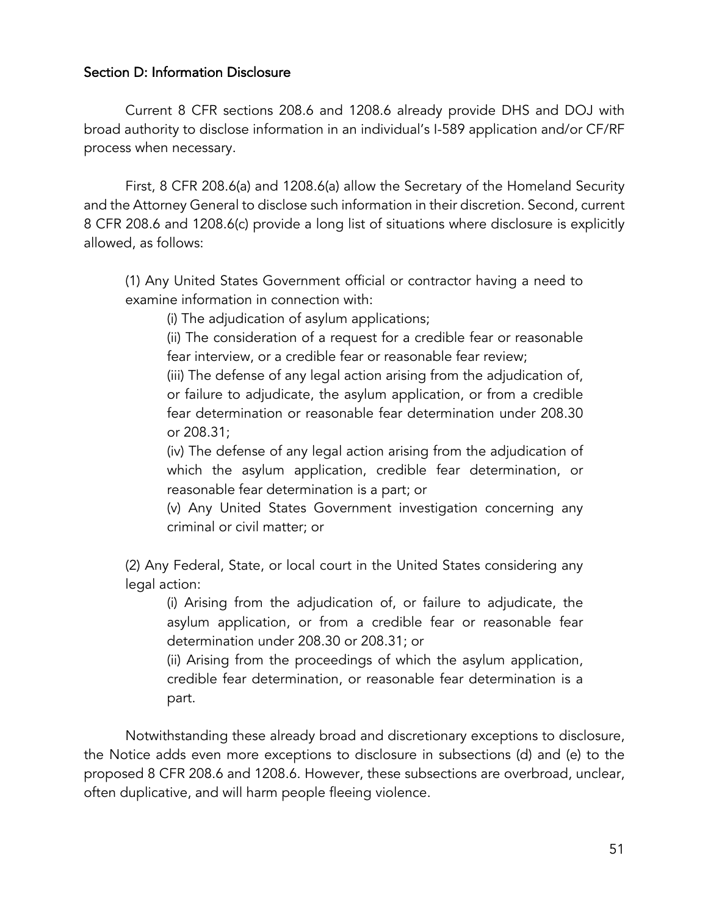## Section D: Information Disclosure

Current 8 CFR sections 208.6 and 1208.6 already provide DHS and DOJ with broad authority to disclose information in an individual's I-589 application and/or CF/RF process when necessary.

First, 8 CFR 208.6(a) and 1208.6(a) allow the Secretary of the Homeland Security and the Attorney General to disclose such information in their discretion. Second, current 8 CFR 208.6 and 1208.6(c) provide a long list of situations where disclosure is explicitly allowed, as follows:

> (1) Any United States Government official or contractor having a need to examine information in connection with:
>
> > (i) The adjudication of asylum applications;
> >
> > (ii) The consideration of a request for a credible fear or reasonable fear interview, or a credible fear or reasonable fear review;
> >
> > (iii) The defense of any legal action arising from the adjudication of, or failure to adjudicate, the asylum application, or from a credible fear determination or reasonable fear determination under 208.30 or 208.31;
> >
> > (iv) The defense of any legal action arising from the adjudication of which the asylum application, credible fear determination, or reasonable fear determination is a part; or
> >
> > (v) Any United States Government investigation concerning any criminal or civil matter; or
>
> (2) Any Federal, State, or local court in the United States considering any legal action:
>
> > (i) Arising from the adjudication of, or failure to adjudicate, the asylum application, or from a credible fear or reasonable fear determination under 208.30 or 208.31; or
> >
> > (ii) Arising from the proceedings of which the asylum application, credible fear determination, or reasonable fear determination is a part.

Notwithstanding these already broad and discretionary exceptions to disclosure, the Notice adds even more exceptions to disclosure in subsections (d) and (e) to the proposed 8 CFR 208.6 and 1208.6. However, these subsections are overbroad, unclear, often duplicative, and will harm people fleeing violence.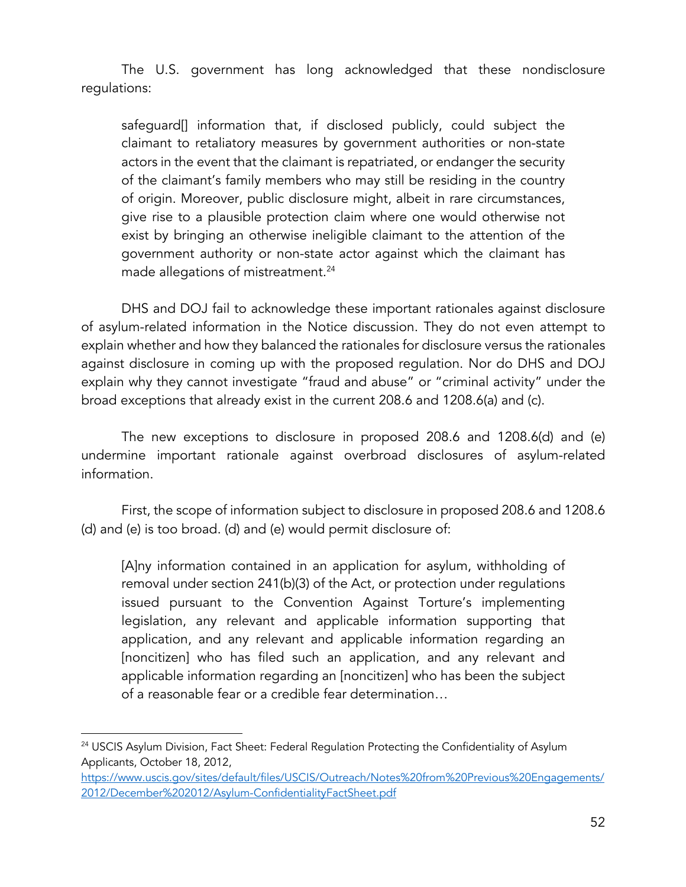The U.S. government has long acknowledged that these nondisclosure regulations:

> safeguard[] information that, if disclosed publicly, could subject the claimant to retaliatory measures by government authorities or non-state actors in the event that the claimant is repatriated, or endanger the security of the claimant's family members who may still be residing in the country of origin. Moreover, public disclosure might, albeit in rare circumstances, give rise to a plausible protection claim where one would otherwise not exist by bringing an otherwise ineligible claimant to the attention of the government authority or non-state actor against which the claimant has made allegations of mistreatment.[24]

DHS and DOJ fail to acknowledge these important rationales against disclosure of asylum-related information in the Notice discussion. They do not even attempt to explain whether and how they balanced the rationales for disclosure versus the rationales against disclosure in coming up with the proposed regulation. Nor do DHS and DOJ explain why they cannot investigate "fraud and abuse" or "criminal activity" under the broad exceptions that already exist in the current 208.6 and 1208.6(a) and (c).

The new exceptions to disclosure in proposed 208.6 and 1208.6(d) and (e) undermine important rationale against overbroad disclosures of asylum-related information.

First, the scope of information subject to disclosure in proposed 208.6 and 1208.6 (d) and (e) is too broad. (d) and (e) would permit disclosure of:

> [A]ny information contained in an application for asylum, withholding of removal under section 241(b)(3) of the Act, or protection under regulations issued pursuant to the Convention Against Torture's implementing legislation, any relevant and applicable information supporting that application, and any relevant and applicable information regarding an [noncitizen] who has filed such an application, and any relevant and applicable information regarding an [noncitizen] who has been the subject of a reasonable fear or a credible fear determination…

---

[24] USCIS Asylum Division, Fact Sheet: Federal Regulation Protecting the Confidentiality of Asylum Applicants, October 18, 2012, https://www.uscis.gov/sites/default/files/USCIS/Outreach/Notes%20from%20Previous%20Engagements/2012/December%202012/Asylum-ConfidentialityFactSheet.pdf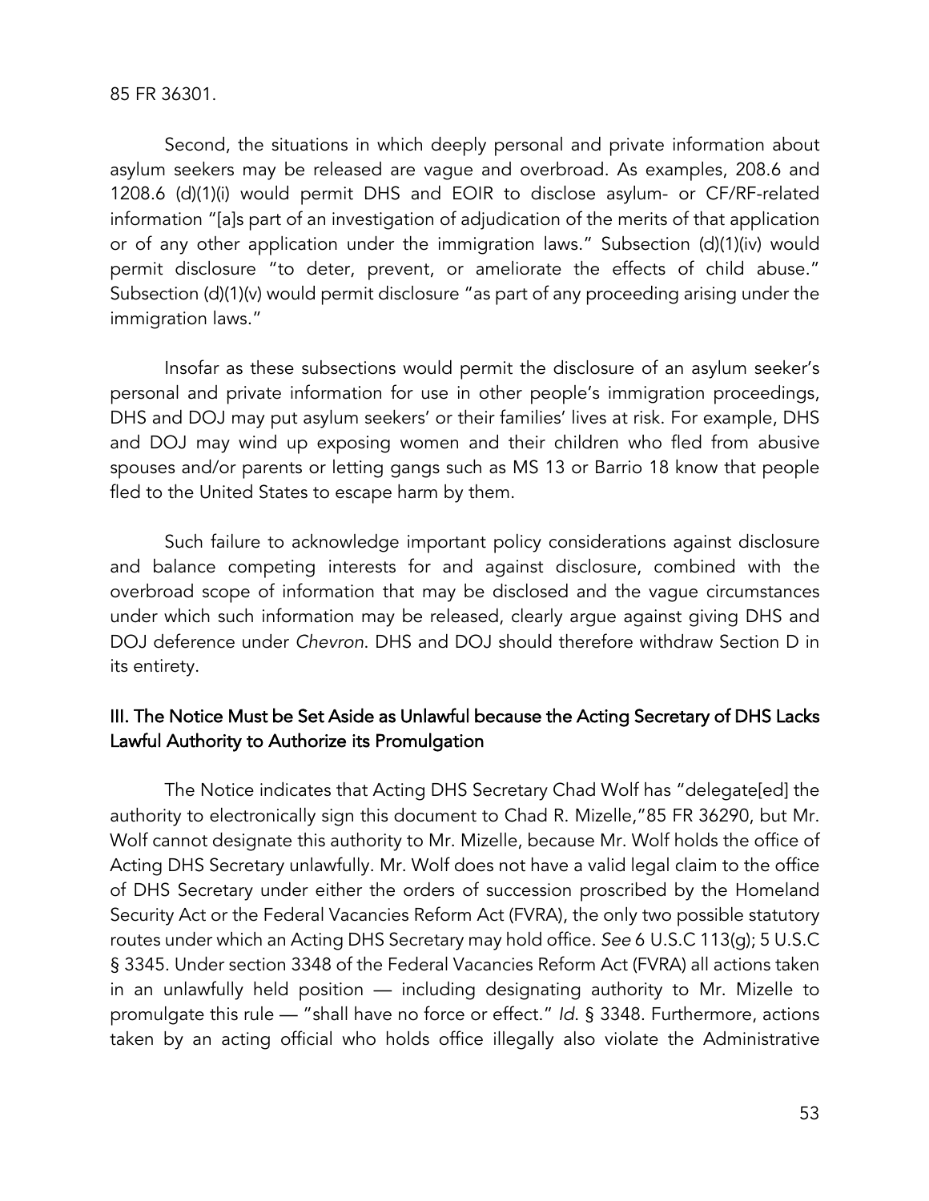85 FR 36301.

Second, the situations in which deeply personal and private information about asylum seekers may be released are vague and overbroad. As examples, 208.6 and 1208.6 (d)(1)(i) would permit DHS and EOIR to disclose asylum- or CF/RF-related information "[a]s part of an investigation of adjudication of the merits of that application or of any other application under the immigration laws." Subsection (d)(1)(iv) would permit disclosure "to deter, prevent, or ameliorate the effects of child abuse." Subsection (d)(1)(v) would permit disclosure "as part of any proceeding arising under the immigration laws."

Insofar as these subsections would permit the disclosure of an asylum seeker's personal and private information for use in other people's immigration proceedings, DHS and DOJ may put asylum seekers' or their families' lives at risk. For example, DHS and DOJ may wind up exposing women and their children who fled from abusive spouses and/or parents or letting gangs such as MS 13 or Barrio 18 know that people fled to the United States to escape harm by them.

Such failure to acknowledge important policy considerations against disclosure and balance competing interests for and against disclosure, combined with the overbroad scope of information that may be disclosed and the vague circumstances under which such information may be released, clearly argue against giving DHS and DOJ deference under *Chevron*. DHS and DOJ should therefore withdraw Section D in its entirety.

## III. The Notice Must be Set Aside as Unlawful because the Acting Secretary of DHS Lacks Lawful Authority to Authorize its Promulgation

The Notice indicates that Acting DHS Secretary Chad Wolf has "delegate[ed] the authority to electronically sign this document to Chad R. Mizelle,"85 FR 36290, but Mr. Wolf cannot designate this authority to Mr. Mizelle, because Mr. Wolf holds the office of Acting DHS Secretary unlawfully. Mr. Wolf does not have a valid legal claim to the office of DHS Secretary under either the orders of succession proscribed by the Homeland Security Act or the Federal Vacancies Reform Act (FVRA), the only two possible statutory routes under which an Acting DHS Secretary may hold office. *See* 6 U.S.C 113(g); 5 U.S.C § 3345. Under section 3348 of the Federal Vacancies Reform Act (FVRA) all actions taken in an unlawfully held position — including designating authority to Mr. Mizelle to promulgate this rule — "shall have no force or effect." *Id.* § 3348. Furthermore, actions taken by an acting official who holds office illegally also violate the Administrative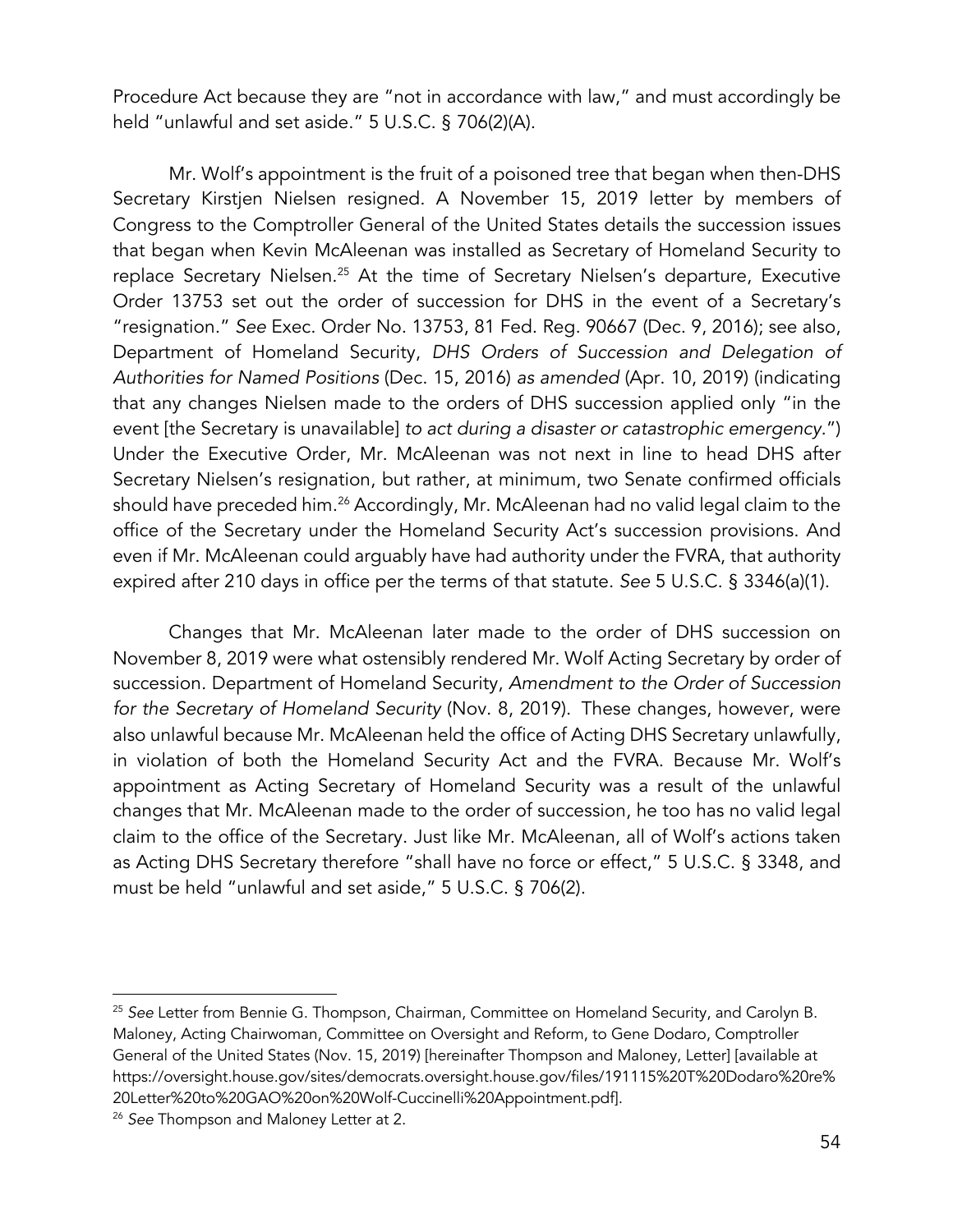Procedure Act because they are "not in accordance with law," and must accordingly be held "unlawful and set aside." 5 U.S.C. § 706(2)(A).

Mr. Wolf's appointment is the fruit of a poisoned tree that began when then-DHS Secretary Kirstjen Nielsen resigned. A November 15, 2019 letter by members of Congress to the Comptroller General of the United States details the succession issues that began when Kevin McAleenan was installed as Secretary of Homeland Security to replace Secretary Nielsen.[25] At the time of Secretary Nielsen's departure, Executive Order 13753 set out the order of succession for DHS in the event of a Secretary's "resignation." *See* Exec. Order No. 13753, 81 Fed. Reg. 90667 (Dec. 9, 2016); see also, Department of Homeland Security, *DHS Orders of Succession and Delegation of Authorities for Named Positions* (Dec. 15, 2016) *as amended* (Apr. 10, 2019) (indicating that any changes Nielsen made to the orders of DHS succession applied only "in the event [the Secretary is unavailable] *to act during a disaster or catastrophic emergency*.") Under the Executive Order, Mr. McAleenan was not next in line to head DHS after Secretary Nielsen's resignation, but rather, at minimum, two Senate confirmed officials should have preceded him.[26] Accordingly, Mr. McAleenan had no valid legal claim to the office of the Secretary under the Homeland Security Act's succession provisions. And even if Mr. McAleenan could arguably have had authority under the FVRA, that authority expired after 210 days in office per the terms of that statute. *See* 5 U.S.C. § 3346(a)(1).

Changes that Mr. McAleenan later made to the order of DHS succession on November 8, 2019 were what ostensibly rendered Mr. Wolf Acting Secretary by order of succession. Department of Homeland Security, *Amendment to the Order of Succession for the Secretary of Homeland Security* (Nov. 8, 2019). These changes, however, were also unlawful because Mr. McAleenan held the office of Acting DHS Secretary unlawfully, in violation of both the Homeland Security Act and the FVRA. Because Mr. Wolf's appointment as Acting Secretary of Homeland Security was a result of the unlawful changes that Mr. McAleenan made to the order of succession, he too has no valid legal claim to the office of the Secretary. Just like Mr. McAleenan, all of Wolf's actions taken as Acting DHS Secretary therefore "shall have no force or effect," 5 U.S.C. § 3348, and must be held "unlawful and set aside," 5 U.S.C. § 706(2).

---

[25] *See* Letter from Bennie G. Thompson, Chairman, Committee on Homeland Security, and Carolyn B. Maloney, Acting Chairwoman, Committee on Oversight and Reform, to Gene Dodaro, Comptroller General of the United States (Nov. 15, 2019) [hereinafter Thompson and Maloney, Letter] [available at https://oversight.house.gov/sites/democrats.oversight.house.gov/files/191115%20T%20Dodaro%20re%20Letter%20to%20GAO%20on%20Wolf-Cuccinelli%20Appointment.pdf].

[26] *See* Thompson and Maloney Letter at 2.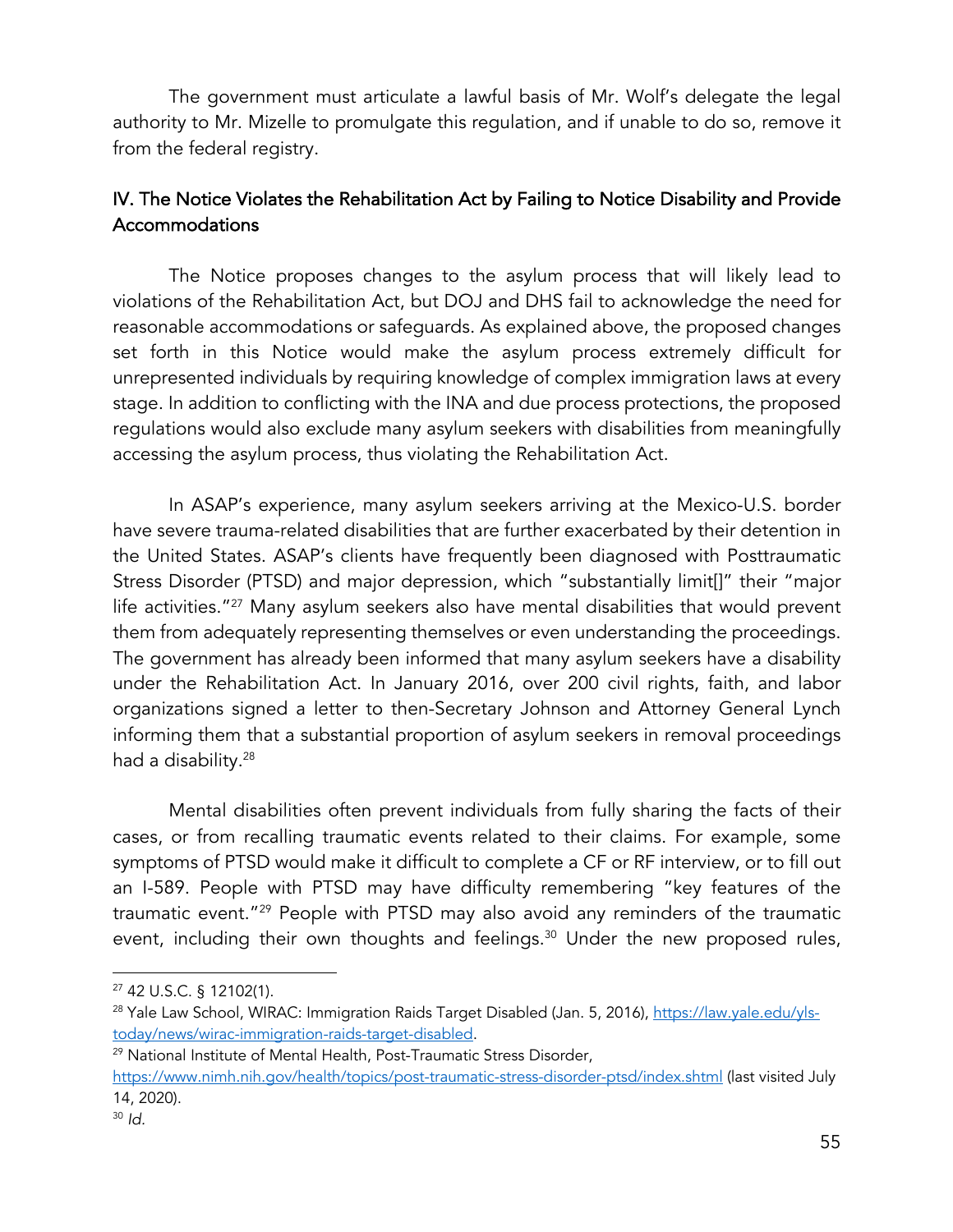The government must articulate a lawful basis of Mr. Wolf's delegate the legal authority to Mr. Mizelle to promulgate this regulation, and if unable to do so, remove it from the federal registry.

## IV. The Notice Violates the Rehabilitation Act by Failing to Notice Disability and Provide Accommodations

The Notice proposes changes to the asylum process that will likely lead to violations of the Rehabilitation Act, but DOJ and DHS fail to acknowledge the need for reasonable accommodations or safeguards. As explained above, the proposed changes set forth in this Notice would make the asylum process extremely difficult for unrepresented individuals by requiring knowledge of complex immigration laws at every stage. In addition to conflicting with the INA and due process protections, the proposed regulations would also exclude many asylum seekers with disabilities from meaningfully accessing the asylum process, thus violating the Rehabilitation Act.

In ASAP's experience, many asylum seekers arriving at the Mexico-U.S. border have severe trauma-related disabilities that are further exacerbated by their detention in the United States. ASAP's clients have frequently been diagnosed with Posttraumatic Stress Disorder (PTSD) and major depression, which "substantially limit[]" their "major life activities."[27] Many asylum seekers also have mental disabilities that would prevent them from adequately representing themselves or even understanding the proceedings. The government has already been informed that many asylum seekers have a disability under the Rehabilitation Act. In January 2016, over 200 civil rights, faith, and labor organizations signed a letter to then-Secretary Johnson and Attorney General Lynch informing them that a substantial proportion of asylum seekers in removal proceedings had a disability.[28]

Mental disabilities often prevent individuals from fully sharing the facts of their cases, or from recalling traumatic events related to their claims. For example, some symptoms of PTSD would make it difficult to complete a CF or RF interview, or to fill out an I-589. People with PTSD may have difficulty remembering "key features of the traumatic event."[29] People with PTSD may also avoid any reminders of the traumatic event, including their own thoughts and feelings.[30] Under the new proposed rules,

---

[27] 42 U.S.C. § 12102(1).

[28] Yale Law School, WIRAC: Immigration Raids Target Disabled (Jan. 5, 2016), https://law.yale.edu/yls-today/news/wirac-immigration-raids-target-disabled.

[29] National Institute of Mental Health, Post-Traumatic Stress Disorder, https://www.nimh.nih.gov/health/topics/post-traumatic-stress-disorder-ptsd/index.shtml (last visited July 14, 2020).

[30] *Id.*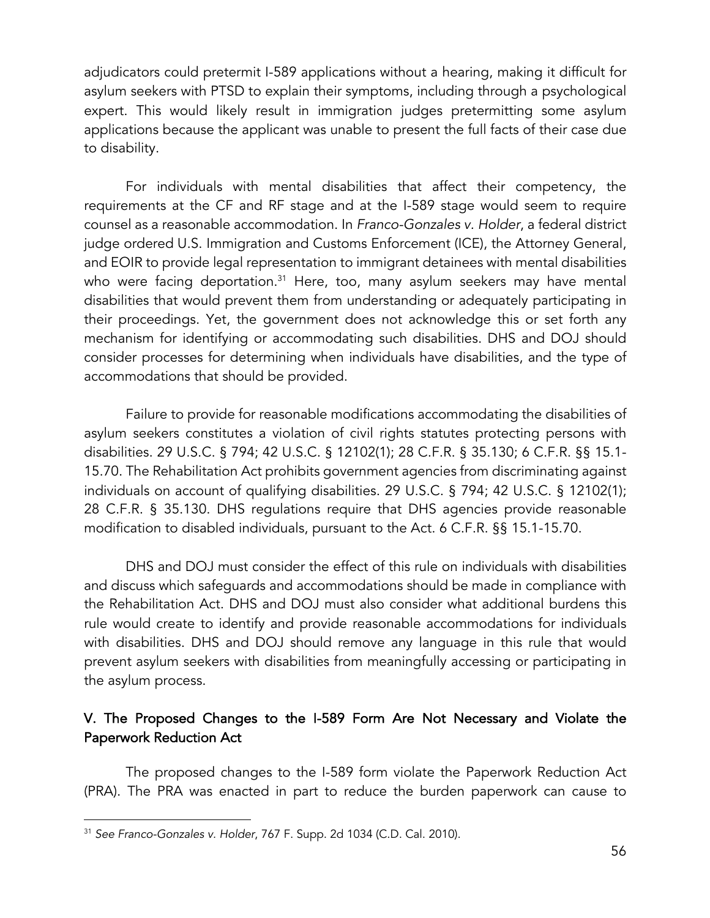adjudicators could pretermit I-589 applications without a hearing, making it difficult for asylum seekers with PTSD to explain their symptoms, including through a psychological expert. This would likely result in immigration judges pretermitting some asylum applications because the applicant was unable to present the full facts of their case due to disability.

For individuals with mental disabilities that affect their competency, the requirements at the CF and RF stage and at the I-589 stage would seem to require counsel as a reasonable accommodation. In *Franco-Gonzales v. Holder*, a federal district judge ordered U.S. Immigration and Customs Enforcement (ICE), the Attorney General, and EOIR to provide legal representation to immigrant detainees with mental disabilities who were facing deportation.[31] Here, too, many asylum seekers may have mental disabilities that would prevent them from understanding or adequately participating in their proceedings. Yet, the government does not acknowledge this or set forth any mechanism for identifying or accommodating such disabilities. DHS and DOJ should consider processes for determining when individuals have disabilities, and the type of accommodations that should be provided.

Failure to provide for reasonable modifications accommodating the disabilities of asylum seekers constitutes a violation of civil rights statutes protecting persons with disabilities. 29 U.S.C. § 794; 42 U.S.C. § 12102(1); 28 C.F.R. § 35.130; 6 C.F.R. §§ 15.1-15.70. The Rehabilitation Act prohibits government agencies from discriminating against individuals on account of qualifying disabilities. 29 U.S.C. § 794; 42 U.S.C. § 12102(1); 28 C.F.R. § 35.130. DHS regulations require that DHS agencies provide reasonable modification to disabled individuals, pursuant to the Act. 6 C.F.R. §§ 15.1-15.70.

DHS and DOJ must consider the effect of this rule on individuals with disabilities and discuss which safeguards and accommodations should be made in compliance with the Rehabilitation Act. DHS and DOJ must also consider what additional burdens this rule would create to identify and provide reasonable accommodations for individuals with disabilities. DHS and DOJ should remove any language in this rule that would prevent asylum seekers with disabilities from meaningfully accessing or participating in the asylum process.

## V. The Proposed Changes to the I-589 Form Are Not Necessary and Violate the Paperwork Reduction Act

The proposed changes to the I-589 form violate the Paperwork Reduction Act (PRA). The PRA was enacted in part to reduce the burden paperwork can cause to

[31] *See Franco-Gonzales v. Holder*, 767 F. Supp. 2d 1034 (C.D. Cal. 2010).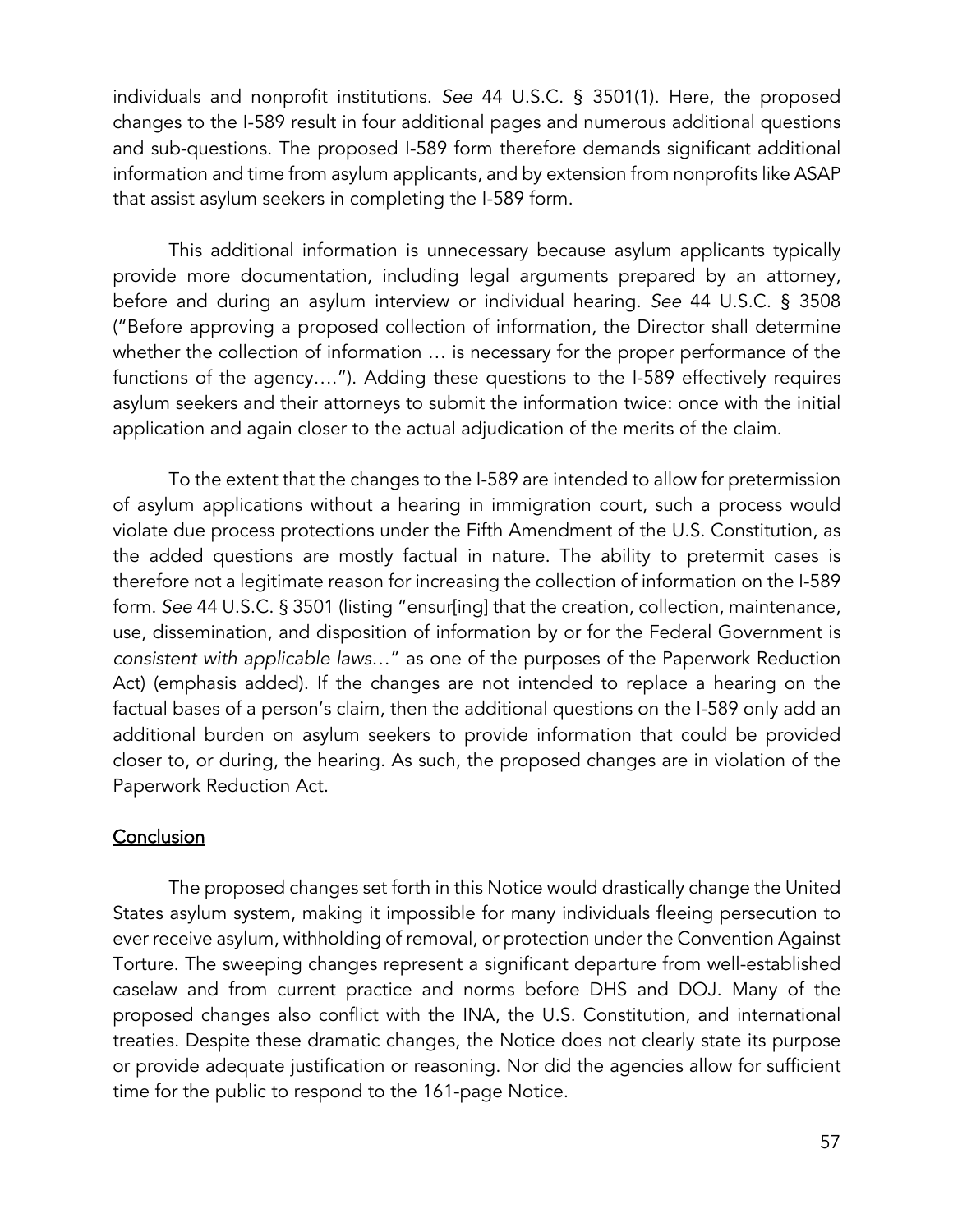individuals and nonprofit institutions. *See* 44 U.S.C. § 3501(1). Here, the proposed changes to the I-589 result in four additional pages and numerous additional questions and sub-questions. The proposed I-589 form therefore demands significant additional information and time from asylum applicants, and by extension from nonprofits like ASAP that assist asylum seekers in completing the I-589 form.

This additional information is unnecessary because asylum applicants typically provide more documentation, including legal arguments prepared by an attorney, before and during an asylum interview or individual hearing. *See* 44 U.S.C. § 3508 ("Before approving a proposed collection of information, the Director shall determine whether the collection of information … is necessary for the proper performance of the functions of the agency…."). Adding these questions to the I-589 effectively requires asylum seekers and their attorneys to submit the information twice: once with the initial application and again closer to the actual adjudication of the merits of the claim.

To the extent that the changes to the I-589 are intended to allow for pretermission of asylum applications without a hearing in immigration court, such a process would violate due process protections under the Fifth Amendment of the U.S. Constitution, as the added questions are mostly factual in nature. The ability to pretermit cases is therefore not a legitimate reason for increasing the collection of information on the I-589 form. *See* 44 U.S.C. § 3501 (listing "ensur[ing] that the creation, collection, maintenance, use, dissemination, and disposition of information by or for the Federal Government is *consistent with applicable laws*…" as one of the purposes of the Paperwork Reduction Act) (emphasis added). If the changes are not intended to replace a hearing on the factual bases of a person's claim, then the additional questions on the I-589 only add an additional burden on asylum seekers to provide information that could be provided closer to, or during, the hearing. As such, the proposed changes are in violation of the Paperwork Reduction Act.

## Conclusion

The proposed changes set forth in this Notice would drastically change the United States asylum system, making it impossible for many individuals fleeing persecution to ever receive asylum, withholding of removal, or protection under the Convention Against Torture. The sweeping changes represent a significant departure from well-established caselaw and from current practice and norms before DHS and DOJ. Many of the proposed changes also conflict with the INA, the U.S. Constitution, and international treaties. Despite these dramatic changes, the Notice does not clearly state its purpose or provide adequate justification or reasoning. Nor did the agencies allow for sufficient time for the public to respond to the 161-page Notice.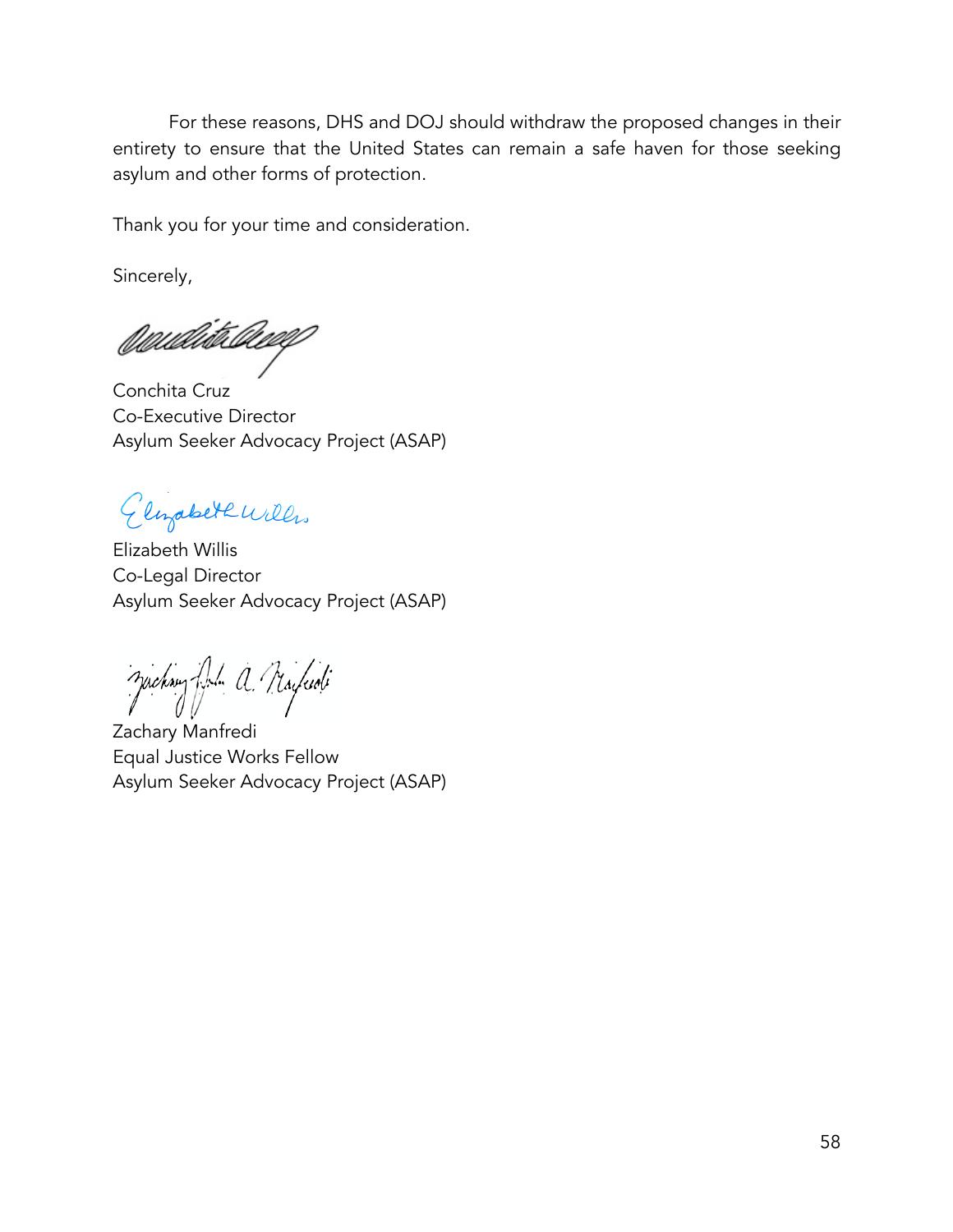For these reasons, DHS and DOJ should withdraw the proposed changes in their entirety to ensure that the United States can remain a safe haven for those seeking asylum and other forms of protection.

Thank you for your time and consideration.

Sincerely,

Conchita Cruz
Co-Executive Director
Asylum Seeker Advocacy Project (ASAP)

Elizabeth Willis
Co-Legal Director
Asylum Seeker Advocacy Project (ASAP)

Zachary Manfredi
Equal Justice Works Fellow
Asylum Seeker Advocacy Project (ASAP)